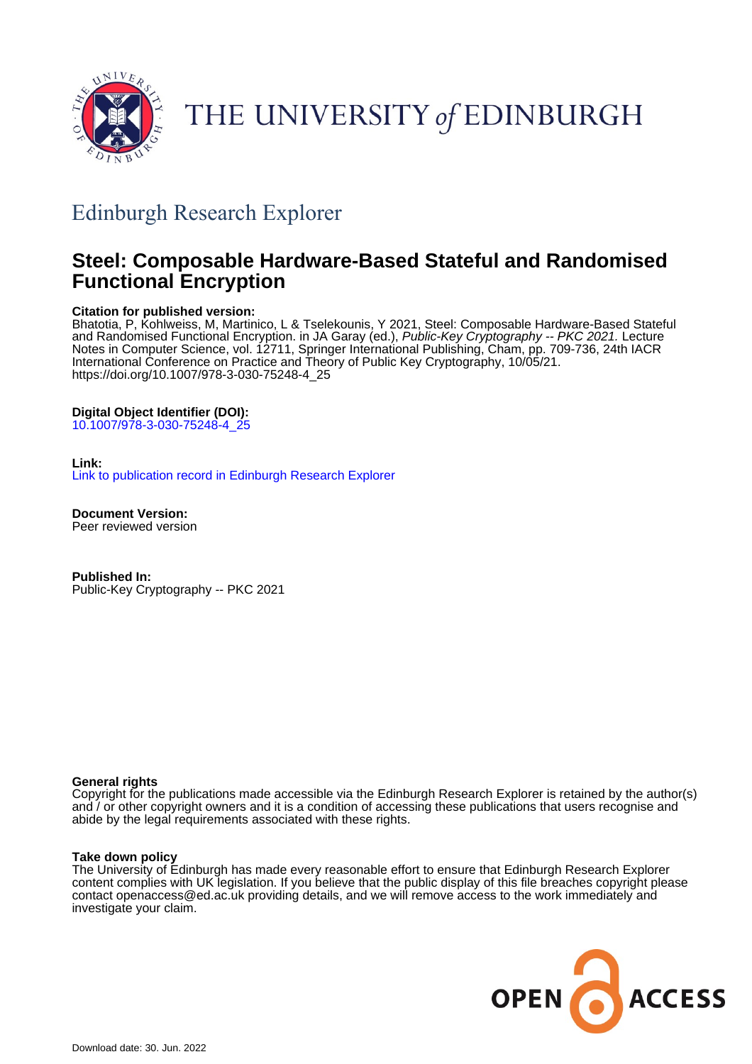THE UNIVERSITY of EDINBURGH

## Edinburgh Research Explorer

# Steel: Composable Hardware-Based Stateful and Randomised Functional Encryption

**Citation for published version:**
Bhatotia, P, Kohlweiss, M, Martinico, L & Tselekounis, Y 2021, Steel: Composable Hardware-Based Stateful and Randomised Functional Encryption. in JA Garay (ed.), *Public-Key Cryptography -- PKC 2021.* Lecture Notes in Computer Science, vol. 12711, Springer International Publishing, Cham, pp. 709-736, 24th IACR International Conference on Practice and Theory of Public Key Cryptography, 10/05/21. https://doi.org/10.1007/978-3-030-75248-4_25

**Digital Object Identifier (DOI):**
10.1007/978-3-030-75248-4_25

**Link:**
Link to publication record in Edinburgh Research Explorer

**Document Version:**
Peer reviewed version

**Published In:**
Public-Key Cryptography -- PKC 2021

**General rights**
Copyright for the publications made accessible via the Edinburgh Research Explorer is retained by the author(s) and / or other copyright owners and it is a condition of accessing these publications that users recognise and abide by the legal requirements associated with these rights.

**Take down policy**
The University of Edinburgh has made every reasonable effort to ensure that Edinburgh Research Explorer content complies with UK legislation. If you believe that the public display of this file breaches copyright please contact openaccess@ed.ac.uk providing details, and we will remove access to the work immediately and investigate your claim.

OPEN ACCESS

Download date: 30. Jun. 2022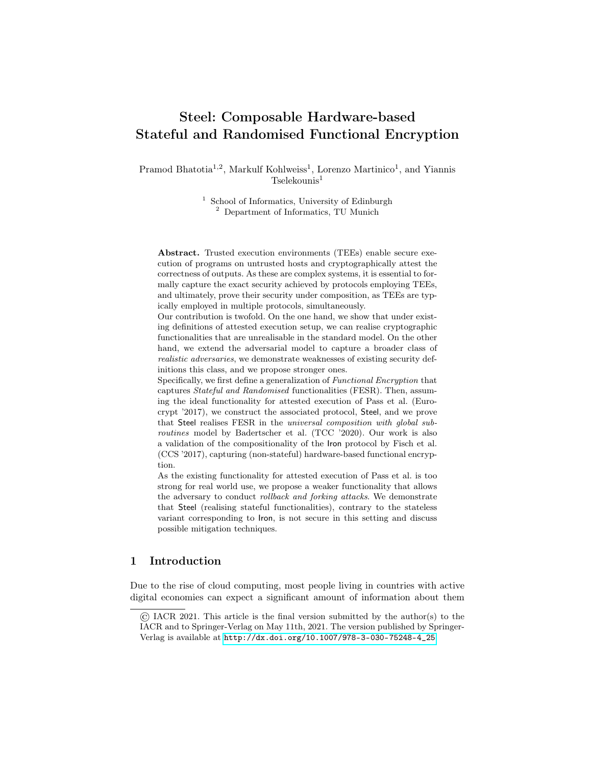# Steel: Composable Hardware-based Stateful and Randomised Functional Encryption

Pramod Bhatotia[1,2], Markulf Kohlweiss[1], Lorenzo Martinico[1], and Yiannis Tselekounis[1]

[1] School of Informatics, University of Edinburgh
[2] Department of Informatics, TU Munich

**Abstract.** Trusted execution environments (TEEs) enable secure execution of programs on untrusted hosts and cryptographically attest the correctness of outputs. As these are complex systems, it is essential to formally capture the exact security achieved by protocols employing TEEs, and ultimately, prove their security under composition, as TEEs are typically employed in multiple protocols, simultaneously.

Our contribution is twofold. On the one hand, we show that under existing definitions of attested execution setup, we can realise cryptographic functionalities that are unrealisable in the standard model. On the other hand, we extend the adversarial model to capture a broader class of *realistic adversaries*, we demonstrate weaknesses of existing security definitions this class, and we propose stronger ones.

Specifically, we first define a generalization of *Functional Encryption* that captures *Stateful and Randomised* functionalities (FESR). Then, assuming the ideal functionality for attested execution of Pass et al. (Eurocrypt '2017), we construct the associated protocol, Steel, and we prove that Steel realises FESR in the *universal composition with global subroutines* model by Badertscher et al. (TCC '2020). Our work is also a validation of the compositionality of the Iron protocol by Fisch et al. (CCS '2017), capturing (non-stateful) hardware-based functional encryption.

As the existing functionality for attested execution of Pass et al. is too strong for real world use, we propose a weaker functionality that allows the adversary to conduct *rollback and forking attacks*. We demonstrate that Steel (realising stateful functionalities), contrary to the stateless variant corresponding to Iron, is not secure in this setting and discuss possible mitigation techniques.

## 1 Introduction

Due to the rise of cloud computing, most people living in countries with active digital economies can expect a significant amount of information about them

---

© IACR 2021. This article is the final version submitted by the author(s) to the IACR and to Springer-Verlag on May 11th, 2021. The version published by Springer-Verlag is available at http://dx.doi.org/10.1007/978-3-030-75248-4_25.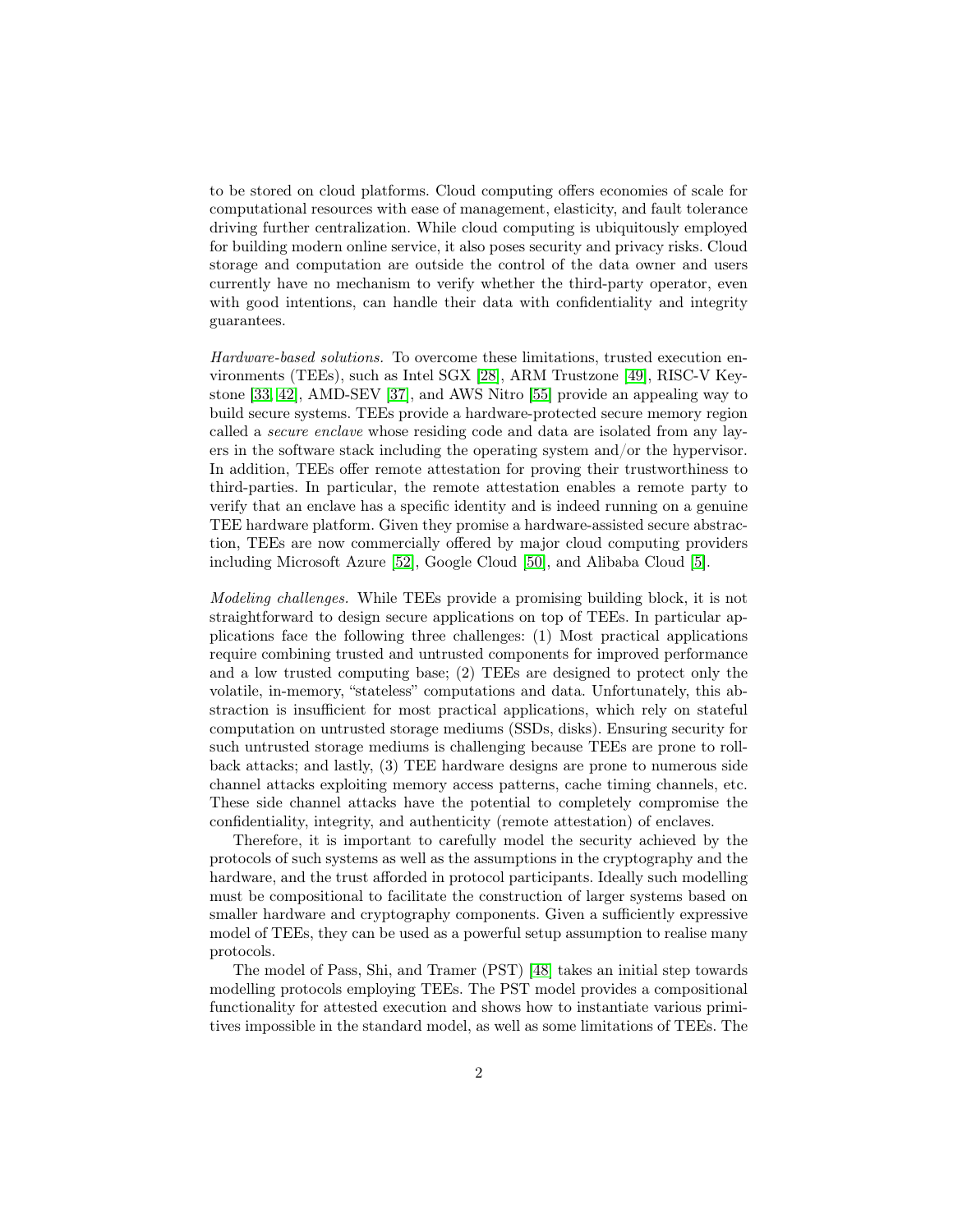to be stored on cloud platforms. Cloud computing offers economies of scale for computational resources with ease of management, elasticity, and fault tolerance driving further centralization. While cloud computing is ubiquitously employed for building modern online service, it also poses security and privacy risks. Cloud storage and computation are outside the control of the data owner and users currently have no mechanism to verify whether the third-party operator, even with good intentions, can handle their data with confidentiality and integrity guarantees.

*Hardware-based solutions.* To overcome these limitations, trusted execution environments (TEEs), such as Intel SGX [28], ARM Trustzone [49], RISC-V Keystone [33, 42], AMD-SEV [37], and AWS Nitro [55] provide an appealing way to build secure systems. TEEs provide a hardware-protected secure memory region called a *secure enclave* whose residing code and data are isolated from any layers in the software stack including the operating system and/or the hypervisor. In addition, TEEs offer remote attestation for proving their trustworthiness to third-parties. In particular, the remote attestation enables a remote party to verify that an enclave has a specific identity and is indeed running on a genuine TEE hardware platform. Given they promise a hardware-assisted secure abstraction, TEEs are now commercially offered by major cloud computing providers including Microsoft Azure [52], Google Cloud [50], and Alibaba Cloud [5].

*Modeling challenges.* While TEEs provide a promising building block, it is not straightforward to design secure applications on top of TEEs. In particular applications face the following three challenges: (1) Most practical applications require combining trusted and untrusted components for improved performance and a low trusted computing base; (2) TEEs are designed to protect only the volatile, in-memory, "stateless" computations and data. Unfortunately, this abstraction is insufficient for most practical applications, which rely on stateful computation on untrusted storage mediums (SSDs, disks). Ensuring security for such untrusted storage mediums is challenging because TEEs are prone to rollback attacks; and lastly, (3) TEE hardware designs are prone to numerous side channel attacks exploiting memory access patterns, cache timing channels, etc. These side channel attacks have the potential to completely compromise the confidentiality, integrity, and authenticity (remote attestation) of enclaves.

Therefore, it is important to carefully model the security achieved by the protocols of such systems as well as the assumptions in the cryptography and the hardware, and the trust afforded in protocol participants. Ideally such modelling must be compositional to facilitate the construction of larger systems based on smaller hardware and cryptography components. Given a sufficiently expressive model of TEEs, they can be used as a powerful setup assumption to realise many protocols.

The model of Pass, Shi, and Tramer (PST) [48] takes an initial step towards modelling protocols employing TEEs. The PST model provides a compositional functionality for attested execution and shows how to instantiate various primitives impossible in the standard model, as well as some limitations of TEEs. The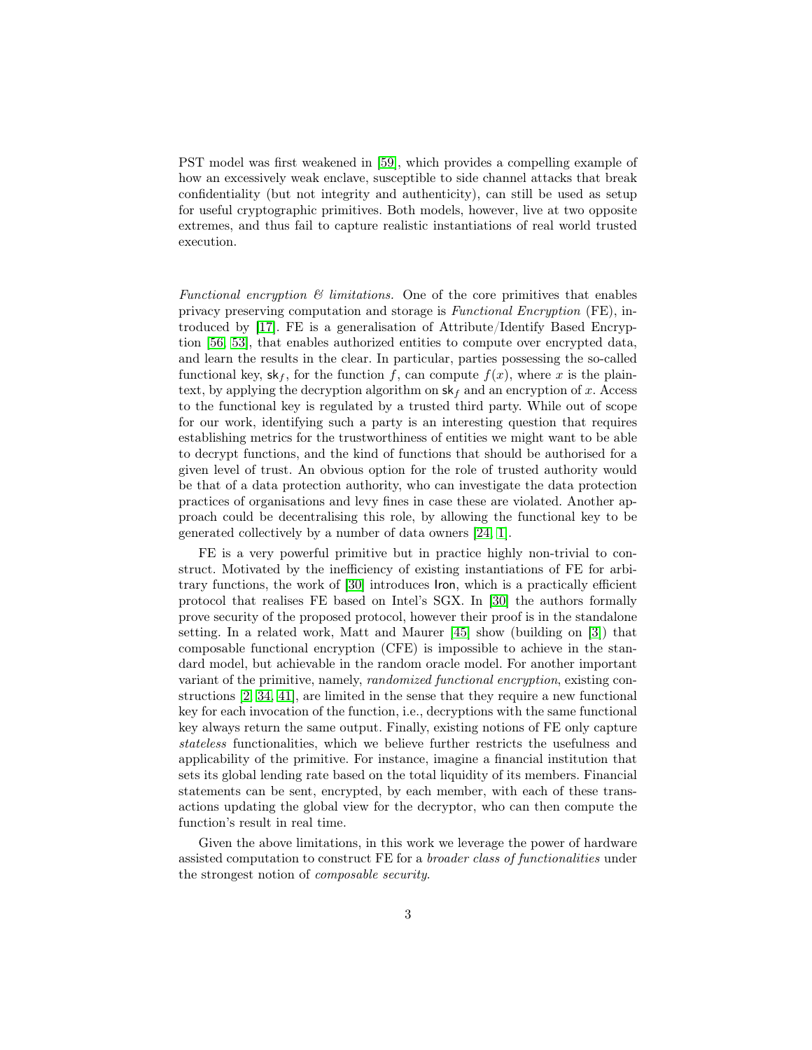PST model was first weakened in [59], which provides a compelling example of how an excessively weak enclave, susceptible to side channel attacks that break confidentiality (but not integrity and authenticity), can still be used as setup for useful cryptographic primitives. Both models, however, live at two opposite extremes, and thus fail to capture realistic instantiations of real world trusted execution.

*Functional encryption & limitations.* One of the core primitives that enables privacy preserving computation and storage is *Functional Encryption* (FE), introduced by [17]. FE is a generalisation of Attribute/Identify Based Encryption [56, 53], that enables authorized entities to compute over encrypted data, and learn the results in the clear. In particular, parties possessing the so-called functional key, $\mathsf{sk}_f$, for the function $f$, can compute $f(x)$, where $x$ is the plaintext, by applying the decryption algorithm on $\mathsf{sk}_f$ and an encryption of $x$. Access to the functional key is regulated by a trusted third party. While out of scope for our work, identifying such a party is an interesting question that requires establishing metrics for the trustworthiness of entities we might want to be able to decrypt functions, and the kind of functions that should be authorised for a given level of trust. An obvious option for the role of trusted authority would be that of a data protection authority, who can investigate the data protection practices of organisations and levy fines in case these are violated. Another approach could be decentralising this role, by allowing the functional key to be generated collectively by a number of data owners [24, 1].

FE is a very powerful primitive but in practice highly non-trivial to construct. Motivated by the inefficiency of existing instantiations of FE for arbitrary functions, the work of [30] introduces $\mathsf{Iron}$, which is a practically efficient protocol that realises FE based on Intel's SGX. In [30] the authors formally prove security of the proposed protocol, however their proof is in the standalone setting. In a related work, Matt and Maurer [45] show (building on [3]) that composable functional encryption (CFE) is impossible to achieve in the standard model, but achievable in the random oracle model. For another important variant of the primitive, namely, *randomized functional encryption*, existing constructions [2, 34, 41], are limited in the sense that they require a new functional key for each invocation of the function, i.e., decryptions with the same functional key always return the same output. Finally, existing notions of FE only capture *stateless* functionalities, which we believe further restricts the usefulness and applicability of the primitive. For instance, imagine a financial institution that sets its global lending rate based on the total liquidity of its members. Financial statements can be sent, encrypted, by each member, with each of these transactions updating the global view for the decryptor, who can then compute the function's result in real time.

Given the above limitations, in this work we leverage the power of hardware assisted computation to construct FE for a *broader class of functionalities* under the strongest notion of *composable security*.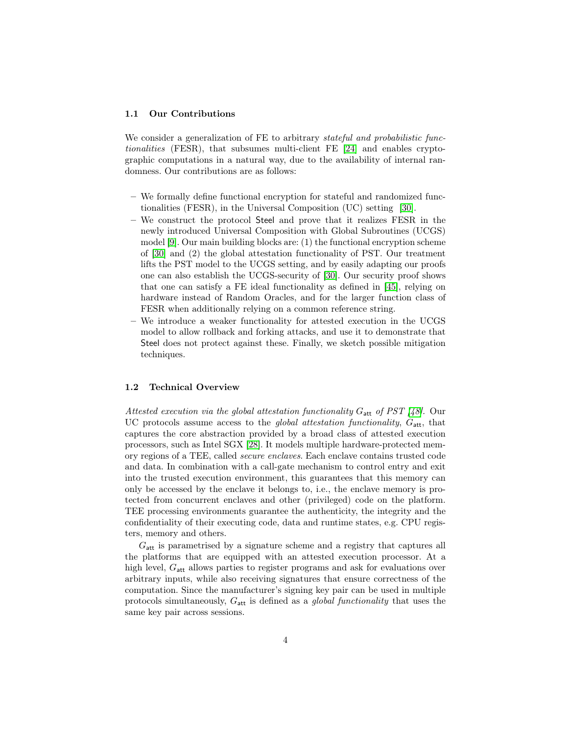### 1.1 Our Contributions

We consider a generalization of FE to arbitrary *stateful and probabilistic functionalities* (FESR), that subsumes multi-client FE [24] and enables cryptographic computations in a natural way, due to the availability of internal randomness. Our contributions are as follows:

- We formally define functional encryption for stateful and randomized functionalities (FESR), in the Universal Composition (UC) setting [30].
- We construct the protocol Steel and prove that it realizes FESR in the newly introduced Universal Composition with Global Subroutines (UCGS) model [9]. Our main building blocks are: (1) the functional encryption scheme of [30] and (2) the global attestation functionality of PST. Our treatment lifts the PST model to the UCGS setting, and by easily adapting our proofs one can also establish the UCGS-security of [30]. Our security proof shows that one can satisfy a FE ideal functionality as defined in [45], relying on hardware instead of Random Oracles, and for the larger function class of FESR when additionally relying on a common reference string.
- We introduce a weaker functionality for attested execution in the UCGS model to allow rollback and forking attacks, and use it to demonstrate that Steel does not protect against these. Finally, we sketch possible mitigation techniques.

### 1.2 Technical Overview

*Attested execution via the global attestation functionality $G_{\mathsf{att}}$ of PST [48].* Our UC protocols assume access to the *global attestation functionality*, $G_{\mathsf{att}}$, that captures the core abstraction provided by a broad class of attested execution processors, such as Intel SGX [28]. It models multiple hardware-protected memory regions of a TEE, called *secure enclaves*. Each enclave contains trusted code and data. In combination with a call-gate mechanism to control entry and exit into the trusted execution environment, this guarantees that this memory can only be accessed by the enclave it belongs to, i.e., the enclave memory is protected from concurrent enclaves and other (privileged) code on the platform. TEE processing environments guarantee the authenticity, the integrity and the confidentiality of their executing code, data and runtime states, e.g. CPU registers, memory and others.

$G_{\mathsf{att}}$ is parametrised by a signature scheme and a registry that captures all the platforms that are equipped with an attested execution processor. At a high level, $G_{\mathsf{att}}$ allows parties to register programs and ask for evaluations over arbitrary inputs, while also receiving signatures that ensure correctness of the computation. Since the manufacturer's signing key pair can be used in multiple protocols simultaneously, $G_{\mathsf{att}}$ is defined as a *global functionality* that uses the same key pair across sessions.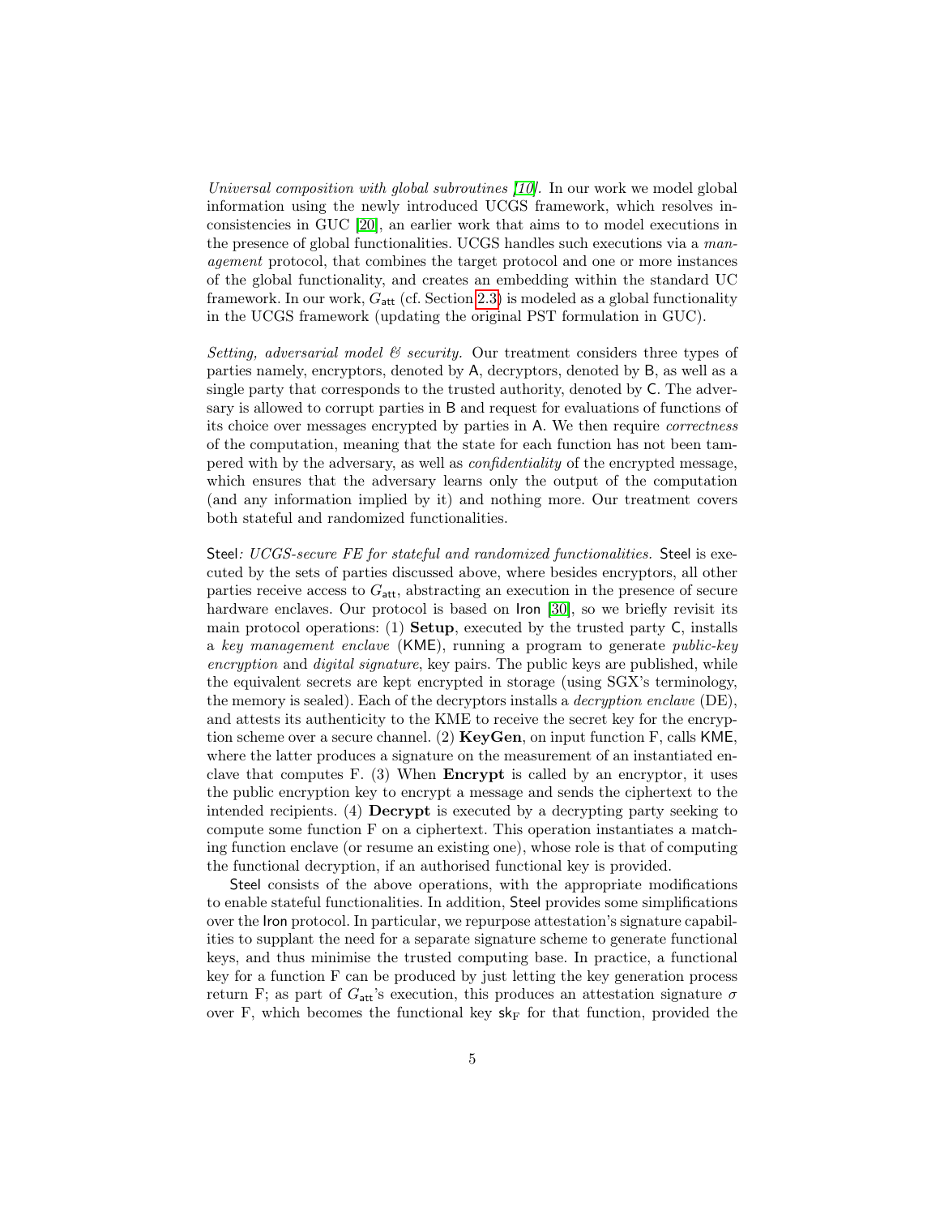*Universal composition with global subroutines [10].* In our work we model global information using the newly introduced UCGS framework, which resolves inconsistencies in GUC [20], an earlier work that aims to to model executions in the presence of global functionalities. UCGS handles such executions via a *management* protocol, that combines the target protocol and one or more instances of the global functionality, and creates an embedding within the standard UC framework. In our work, $G_{\mathsf{att}}$ (cf. Section 2.3) is modeled as a global functionality in the UCGS framework (updating the original PST formulation in GUC).

*Setting, adversarial model & security.* Our treatment considers three types of parties namely, encryptors, denoted by A, decryptors, denoted by B, as well as a single party that corresponds to the trusted authority, denoted by C. The adversary is allowed to corrupt parties in B and request for evaluations of functions of its choice over messages encrypted by parties in A. We then require *correctness* of the computation, meaning that the state for each function has not been tampered with by the adversary, as well as *confidentiality* of the encrypted message, which ensures that the adversary learns only the output of the computation (and any information implied by it) and nothing more. Our treatment covers both stateful and randomized functionalities.

Steel*: UCGS-secure FE for stateful and randomized functionalities.* Steel is executed by the sets of parties discussed above, where besides encryptors, all other parties receive access to $G_{\mathsf{att}}$, abstracting an execution in the presence of secure hardware enclaves. Our protocol is based on Iron [30], so we briefly revisit its main protocol operations: (1) **Setup**, executed by the trusted party C, installs a *key management enclave* (KME), running a program to generate *public-key encryption* and *digital signature*, key pairs. The public keys are published, while the equivalent secrets are kept encrypted in storage (using SGX's terminology, the memory is sealed). Each of the decryptors installs a *decryption enclave* (DE), and attests its authenticity to the KME to receive the secret key for the encryption scheme over a secure channel. (2) **KeyGen**, on input function F, calls KME, where the latter produces a signature on the measurement of an instantiated enclave that computes F. (3) When **Encrypt** is called by an encryptor, it uses the public encryption key to encrypt a message and sends the ciphertext to the intended recipients. (4) **Decrypt** is executed by a decrypting party seeking to compute some function F on a ciphertext. This operation instantiates a matching function enclave (or resume an existing one), whose role is that of computing the functional decryption, if an authorised functional key is provided.

Steel consists of the above operations, with the appropriate modifications to enable stateful functionalities. In addition, Steel provides some simplifications over the Iron protocol. In particular, we repurpose attestation's signature capabilities to supplant the need for a separate signature scheme to generate functional keys, and thus minimise the trusted computing base. In practice, a functional key for a function F can be produced by just letting the key generation process return F; as part of $G_{\mathsf{att}}$'s execution, this produces an attestation signature $\sigma$ over F, which becomes the functional key $\mathsf{sk}_{\mathrm{F}}$ for that function, provided the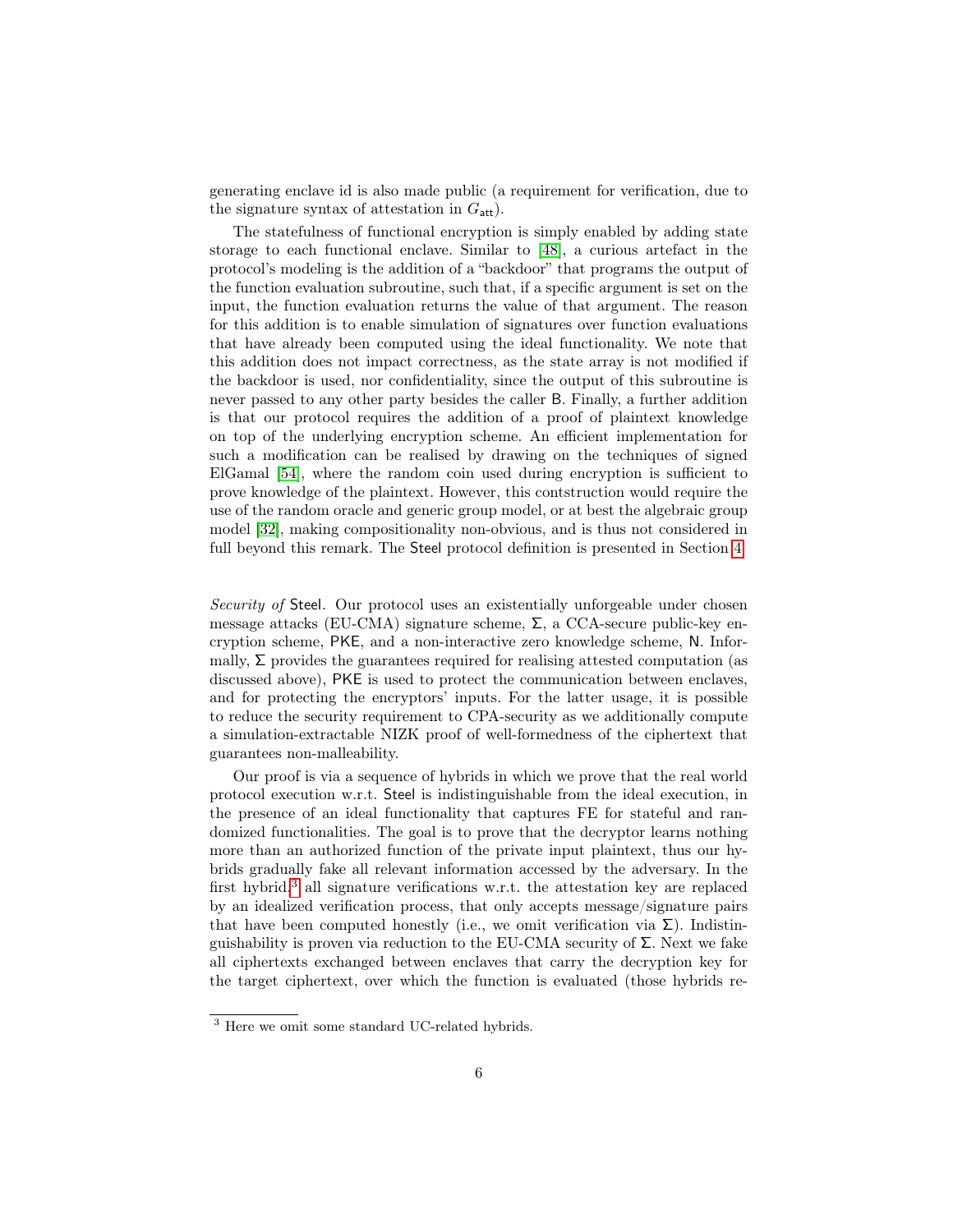generating enclave id is also made public (a requirement for verification, due to the signature syntax of attestation in $G_{\mathsf{att}}$).

The statefulness of functional encryption is simply enabled by adding state storage to each functional enclave. Similar to [48], a curious artefact in the protocol's modeling is the addition of a "backdoor" that programs the output of the function evaluation subroutine, such that, if a specific argument is set on the input, the function evaluation returns the value of that argument. The reason for this addition is to enable simulation of signatures over function evaluations that have already been computed using the ideal functionality. We note that this addition does not impact correctness, as the state array is not modified if the backdoor is used, nor confidentiality, since the output of this subroutine is never passed to any other party besides the caller B. Finally, a further addition is that our protocol requires the addition of a proof of plaintext knowledge on top of the underlying encryption scheme. An efficient implementation for such a modification can be realised by drawing on the techniques of signed ElGamal [54], where the random coin used during encryption is sufficient to prove knowledge of the plaintext. However, this contstruction would require the use of the random oracle and generic group model, or at best the algebraic group model [32], making compositionality non-obvious, and is thus not considered in full beyond this remark. The Steel protocol definition is presented in Section 4.

*Security of* Steel. Our protocol uses an existentially unforgeable under chosen message attacks (EU-CMA) signature scheme, $\Sigma$, a CCA-secure public-key encryption scheme, PKE, and a non-interactive zero knowledge scheme, N. Informally, $\Sigma$ provides the guarantees required for realising attested computation (as discussed above), PKE is used to protect the communication between enclaves, and for protecting the encryptors' inputs. For the latter usage, it is possible to reduce the security requirement to CPA-security as we additionally compute a simulation-extractable NIZK proof of well-formedness of the ciphertext that guarantees non-malleability.

Our proof is via a sequence of hybrids in which we prove that the real world protocol execution w.r.t. Steel is indistinguishable from the ideal execution, in the presence of an ideal functionality that captures FE for stateful and randomized functionalities. The goal is to prove that the decryptor learns nothing more than an authorized function of the private input plaintext, thus our hybrids gradually fake all relevant information accessed by the adversary. In the first hybrid,[3] all signature verifications w.r.t. the attestation key are replaced by an idealized verification process, that only accepts message/signature pairs that have been computed honestly (i.e., we omit verification via $\Sigma$). Indistinguishability is proven via reduction to the EU-CMA security of $\Sigma$. Next we fake all ciphertexts exchanged between enclaves that carry the decryption key for the target ciphertext, over which the function is evaluated (those hybrids re-

[3] Here we omit some standard UC-related hybrids.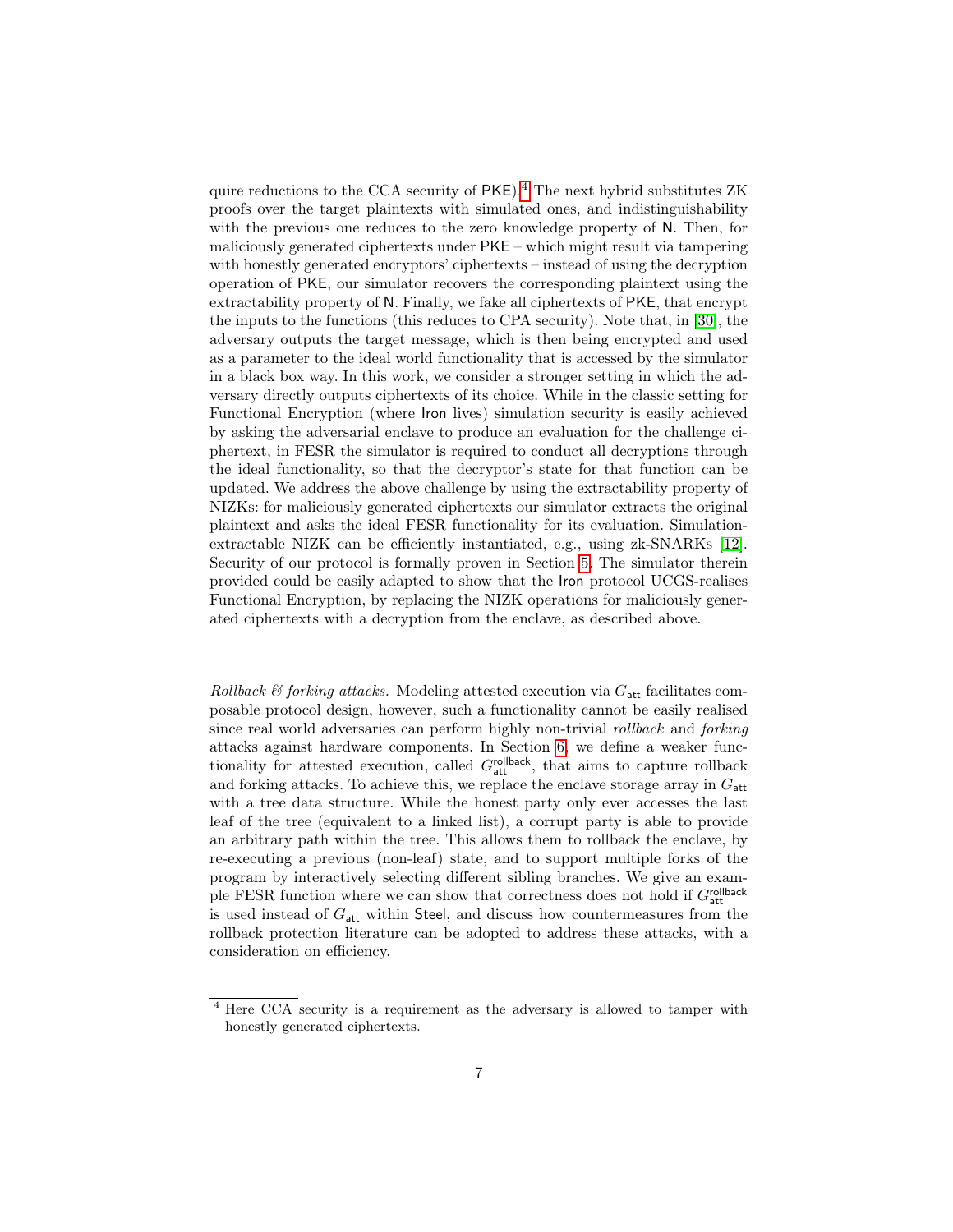quire reductions to the CCA security of PKE).[4] The next hybrid substitutes ZK proofs over the target plaintexts with simulated ones, and indistinguishability with the previous one reduces to the zero knowledge property of N. Then, for maliciously generated ciphertexts under PKE – which might result via tampering with honestly generated encryptors' ciphertexts – instead of using the decryption operation of PKE, our simulator recovers the corresponding plaintext using the extractability property of N. Finally, we fake all ciphertexts of PKE, that encrypt the inputs to the functions (this reduces to CPA security). Note that, in [30], the adversary outputs the target message, which is then being encrypted and used as a parameter to the ideal world functionality that is accessed by the simulator in a black box way. In this work, we consider a stronger setting in which the adversary directly outputs ciphertexts of its choice. While in the classic setting for Functional Encryption (where Iron lives) simulation security is easily achieved by asking the adversarial enclave to produce an evaluation for the challenge ciphertext, in FESR the simulator is required to conduct all decryptions through the ideal functionality, so that the decryptor's state for that function can be updated. We address the above challenge by using the extractability property of NIZKs: for maliciously generated ciphertexts our simulator extracts the original plaintext and asks the ideal FESR functionality for its evaluation. Simulation-extractable NIZK can be efficiently instantiated, e.g., using zk-SNARKs [12]. Security of our protocol is formally proven in Section 5. The simulator therein provided could be easily adapted to show that the Iron protocol UCGS-realises Functional Encryption, by replacing the NIZK operations for maliciously generated ciphertexts with a decryption from the enclave, as described above.

*Rollback & forking attacks.* Modeling attested execution via $G_{\mathsf{att}}$ facilitates composable protocol design, however, such a functionality cannot be easily realised since real world adversaries can perform highly non-trivial *rollback* and *forking* attacks against hardware components. In Section 6, we define a weaker functionality for attested execution, called $G_{\mathsf{att}}^{\mathsf{rollback}}$, that aims to capture rollback and forking attacks. To achieve this, we replace the enclave storage array in $G_{\mathsf{att}}$ with a tree data structure. While the honest party only ever accesses the last leaf of the tree (equivalent to a linked list), a corrupt party is able to provide an arbitrary path within the tree. This allows them to rollback the enclave, by re-executing a previous (non-leaf) state, and to support multiple forks of the program by interactively selecting different sibling branches. We give an example FESR function where we can show that correctness does not hold if $G_{\mathsf{att}}^{\mathsf{rollback}}$ is used instead of $G_{\mathsf{att}}$ within Steel, and discuss how countermeasures from the rollback protection literature can be adopted to address these attacks, with a consideration on efficiency.

[4] Here CCA security is a requirement as the adversary is allowed to tamper with honestly generated ciphertexts.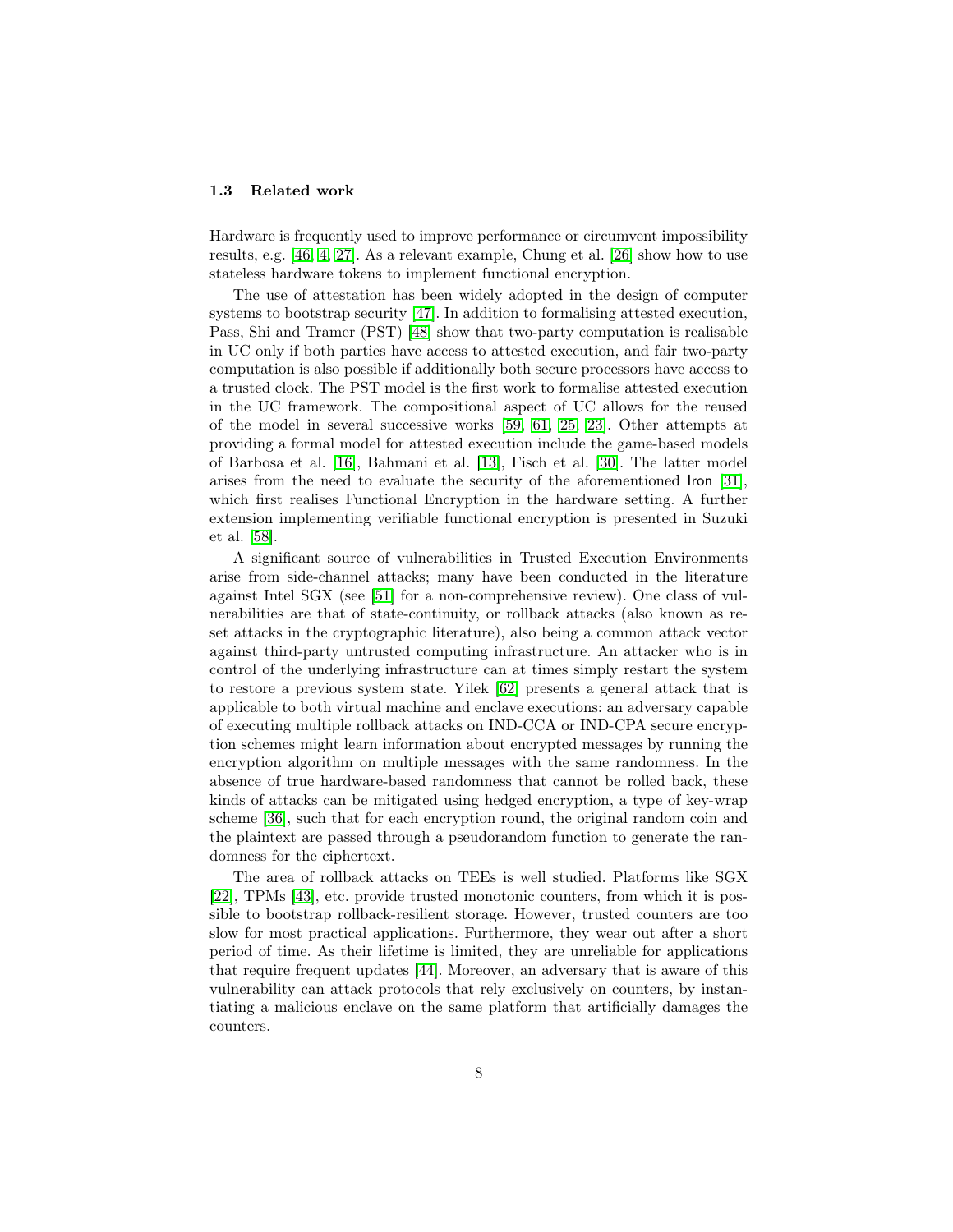### 1.3 Related work

Hardware is frequently used to improve performance or circumvent impossibility results, e.g. [46, 4, 27]. As a relevant example, Chung et al. [26] show how to use stateless hardware tokens to implement functional encryption.

The use of attestation has been widely adopted in the design of computer systems to bootstrap security [47]. In addition to formalising attested execution, Pass, Shi and Tramer (PST) [48] show that two-party computation is realisable in UC only if both parties have access to attested execution, and fair two-party computation is also possible if additionally both secure processors have access to a trusted clock. The PST model is the first work to formalise attested execution in the UC framework. The compositional aspect of UC allows for the reused of the model in several successive works [59, 61, 25, 23]. Other attempts at providing a formal model for attested execution include the game-based models of Barbosa et al. [16], Bahmani et al. [13], Fisch et al. [30]. The latter model arises from the need to evaluate the security of the aforementioned Iron [31], which first realises Functional Encryption in the hardware setting. A further extension implementing verifiable functional encryption is presented in Suzuki et al. [58].

A significant source of vulnerabilities in Trusted Execution Environments arise from side-channel attacks; many have been conducted in the literature against Intel SGX (see [51] for a non-comprehensive review). One class of vulnerabilities are that of state-continuity, or rollback attacks (also known as reset attacks in the cryptographic literature), also being a common attack vector against third-party untrusted computing infrastructure. An attacker who is in control of the underlying infrastructure can at times simply restart the system to restore a previous system state. Yilek [62] presents a general attack that is applicable to both virtual machine and enclave executions: an adversary capable of executing multiple rollback attacks on IND-CCA or IND-CPA secure encryption schemes might learn information about encrypted messages by running the encryption algorithm on multiple messages with the same randomness. In the absence of true hardware-based randomness that cannot be rolled back, these kinds of attacks can be mitigated using hedged encryption, a type of key-wrap scheme [36], such that for each encryption round, the original random coin and the plaintext are passed through a pseudorandom function to generate the randomness for the ciphertext.

The area of rollback attacks on TEEs is well studied. Platforms like SGX [22], TPMs [43], etc. provide trusted monotonic counters, from which it is possible to bootstrap rollback-resilient storage. However, trusted counters are too slow for most practical applications. Furthermore, they wear out after a short period of time. As their lifetime is limited, they are unreliable for applications that require frequent updates [44]. Moreover, an adversary that is aware of this vulnerability can attack protocols that rely exclusively on counters, by instantiating a malicious enclave on the same platform that artificially damages the counters.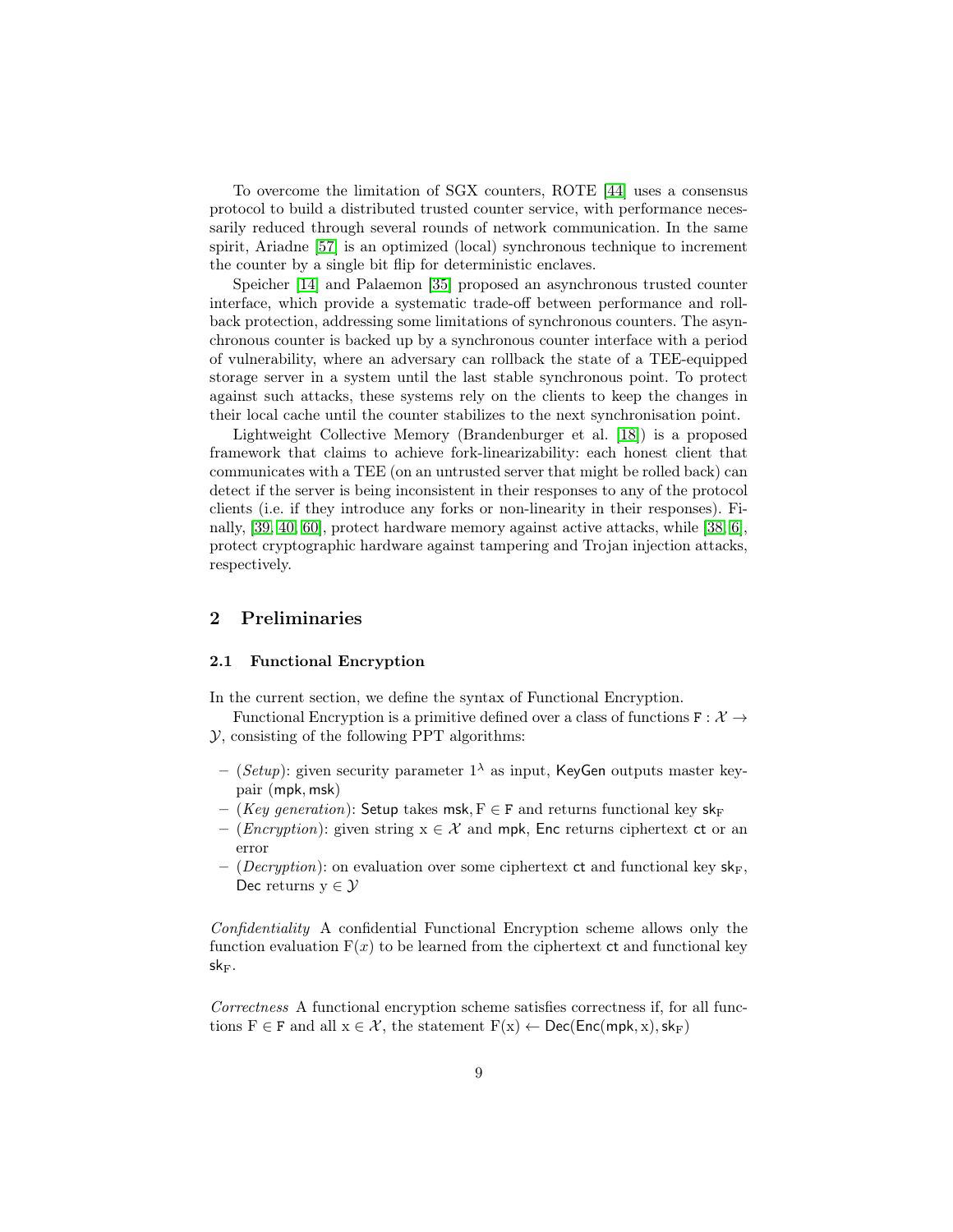To overcome the limitation of SGX counters, ROTE [44] uses a consensus protocol to build a distributed trusted counter service, with performance necessarily reduced through several rounds of network communication. In the same spirit, Ariadne [57] is an optimized (local) synchronous technique to increment the counter by a single bit flip for deterministic enclaves.

Speicher [14] and Palaemon [35] proposed an asynchronous trusted counter interface, which provide a systematic trade-off between performance and rollback protection, addressing some limitations of synchronous counters. The asynchronous counter is backed up by a synchronous counter interface with a period of vulnerability, where an adversary can rollback the state of a TEE-equipped storage server in a system until the last stable synchronous point. To protect against such attacks, these systems rely on the clients to keep the changes in their local cache until the counter stabilizes to the next synchronisation point.

Lightweight Collective Memory (Brandenburger et al. [18]) is a proposed framework that claims to achieve fork-linearizability: each honest client that communicates with a TEE (on an untrusted server that might be rolled back) can detect if the server is being inconsistent in their responses to any of the protocol clients (i.e. if they introduce any forks or non-linearity in their responses). Finally, [39, 40, 60], protect hardware memory against active attacks, while [38, 6], protect cryptographic hardware against tampering and Trojan injection attacks, respectively.

## 2 Preliminaries

### 2.1 Functional Encryption

In the current section, we define the syntax of Functional Encryption.

Functional Encryption is a primitive defined over a class of functions $\mathtt{F} : \mathcal{X} \rightarrow \mathcal{Y}$, consisting of the following PPT algorithms:

- (*Setup*): given security parameter $1^{\lambda}$ as input, $\mathsf{KeyGen}$ outputs master keypair $(\mathsf{mpk}, \mathsf{msk})$
- (*Key generation*): $\mathsf{Setup}$ takes $\mathsf{msk}, \mathrm{F} \in \mathtt{F}$ and returns functional key $\mathsf{sk}_{\mathrm{F}}$
- (*Encryption*): given string $\mathrm{x} \in \mathcal{X}$ and $\mathsf{mpk}$, $\mathsf{Enc}$ returns ciphertext $\mathsf{ct}$ or an error
- (*Decryption*): on evaluation over some ciphertext $\mathsf{ct}$ and functional key $\mathsf{sk}_{\mathrm{F}}$, $\mathsf{Dec}$ returns $\mathrm{y} \in \mathcal{Y}$

*Confidentiality* A confidential Functional Encryption scheme allows only the function evaluation $\mathrm{F}(x)$ to be learned from the ciphertext $\mathsf{ct}$ and functional key $\mathsf{sk}_{\mathrm{F}}$.

*Correctness* A functional encryption scheme satisfies correctness if, for all functions $\mathrm{F} \in \mathtt{F}$ and all $\mathrm{x} \in \mathcal{X}$, the statement $\mathrm{F}(\mathrm{x}) \leftarrow \mathsf{Dec}(\mathsf{Enc}(\mathsf{mpk}, \mathrm{x}), \mathsf{sk}_{\mathrm{F}})$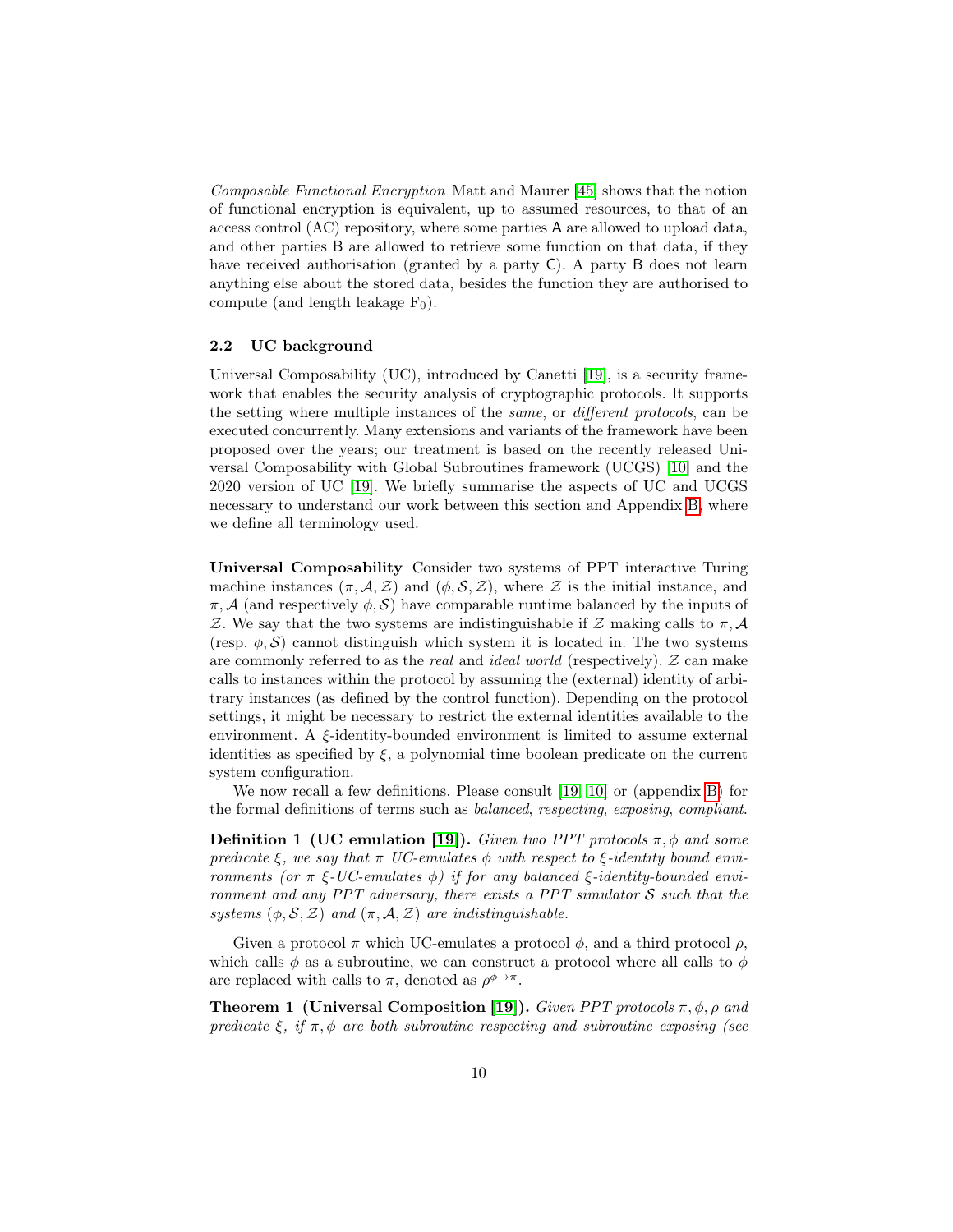*Composable Functional Encryption* Matt and Maurer [45] shows that the notion of functional encryption is equivalent, up to assumed resources, to that of an access control (AC) repository, where some parties A are allowed to upload data, and other parties B are allowed to retrieve some function on that data, if they have received authorisation (granted by a party C). A party B does not learn anything else about the stored data, besides the function they are authorised to compute (and length leakage $F_0$).

## 2.2 UC background

Universal Composability (UC), introduced by Canetti [19], is a security framework that enables the security analysis of cryptographic protocols. It supports the setting where multiple instances of the *same*, or *different protocols*, can be executed concurrently. Many extensions and variants of the framework have been proposed over the years; our treatment is based on the recently released Universal Composability with Global Subroutines framework (UCGS) [10] and the 2020 version of UC [19]. We briefly summarise the aspects of UC and UCGS necessary to understand our work between this section and Appendix B, where we define all terminology used.

**Universal Composability** Consider two systems of PPT interactive Turing machine instances $(\pi, \mathcal{A}, \mathcal{Z})$ and $(\phi, \mathcal{S}, \mathcal{Z})$, where $\mathcal{Z}$ is the initial instance, and $\pi, \mathcal{A}$ (and respectively $\phi, \mathcal{S}$) have comparable runtime balanced by the inputs of $\mathcal{Z}$. We say that the two systems are indistinguishable if $\mathcal{Z}$ making calls to $\pi, \mathcal{A}$ (resp. $\phi, \mathcal{S}$) cannot distinguish which system it is located in. The two systems are commonly referred to as the *real* and *ideal world* (respectively). $\mathcal{Z}$ can make calls to instances within the protocol by assuming the (external) identity of arbitrary instances (as defined by the control function). Depending on the protocol settings, it might be necessary to restrict the external identities available to the environment. A $\xi$-identity-bounded environment is limited to assume external identities as specified by $\xi$, a polynomial time boolean predicate on the current system configuration.

We now recall a few definitions. Please consult [19, 10] or (appendix B) for the formal definitions of terms such as *balanced*, *respecting*, *exposing*, *compliant*.

**Definition 1 (UC emulation [19]).** *Given two PPT protocols $\pi, \phi$ and some predicate $\xi$, we say that $\pi$ UC-emulates $\phi$ with respect to $\xi$-identity bound environments (or $\pi$ $\xi$-UC-emulates $\phi$) if for any balanced $\xi$-identity-bounded environment and any PPT adversary, there exists a PPT simulator $\mathcal{S}$ such that the systems $(\phi, \mathcal{S}, \mathcal{Z})$ and $(\pi, \mathcal{A}, \mathcal{Z})$ are indistinguishable.*

Given a protocol $\pi$ which UC-emulates a protocol $\phi$, and a third protocol $\rho$, which calls $\phi$ as a subroutine, we can construct a protocol where all calls to $\phi$ are replaced with calls to $\pi$, denoted as $\rho^{\phi \to \pi}$.

**Theorem 1 (Universal Composition [19]).** *Given PPT protocols $\pi, \phi, \rho$ and predicate $\xi$, if $\pi, \phi$ are both subroutine respecting and subroutine exposing (see*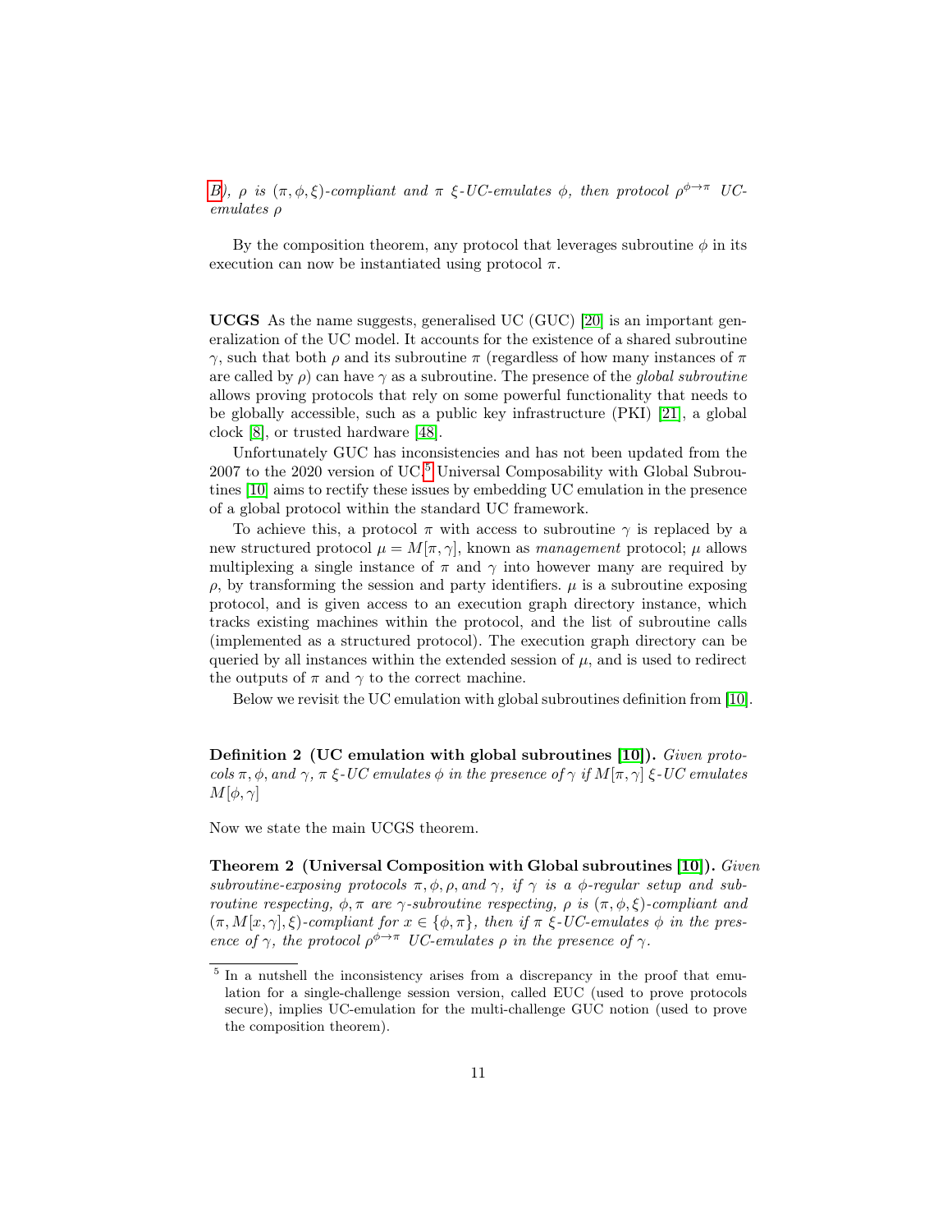*B*), $\rho$ *is* $(\pi, \phi, \xi)$*-compliant and* $\pi$ $\xi$*-UC-emulates* $\phi$*, then protocol* $\rho^{\phi \to \pi}$ *UC-emulates* $\rho$

By the composition theorem, any protocol that leverages subroutine $\phi$ in its execution can now be instantiated using protocol $\pi$.

**UCGS** As the name suggests, generalised UC (GUC) [20] is an important generalization of the UC model. It accounts for the existence of a shared subroutine $\gamma$, such that both $\rho$ and its subroutine $\pi$ (regardless of how many instances of $\pi$ are called by $\rho$) can have $\gamma$ as a subroutine. The presence of the *global subroutine* allows proving protocols that rely on some powerful functionality that needs to be globally accessible, such as a public key infrastructure (PKI) [21], a global clock [8], or trusted hardware [48].

Unfortunately GUC has inconsistencies and has not been updated from the 2007 to the 2020 version of UC.[5] Universal Composability with Global Subroutines [10] aims to rectify these issues by embedding UC emulation in the presence of a global protocol within the standard UC framework.

To achieve this, a protocol $\pi$ with access to subroutine $\gamma$ is replaced by a new structured protocol $\mu = M[\pi, \gamma]$, known as *management* protocol; $\mu$ allows multiplexing a single instance of $\pi$ and $\gamma$ into however many are required by $\rho$, by transforming the session and party identifiers. $\mu$ is a subroutine exposing protocol, and is given access to an execution graph directory instance, which tracks existing machines within the protocol, and the list of subroutine calls (implemented as a structured protocol). The execution graph directory can be queried by all instances within the extended session of $\mu$, and is used to redirect the outputs of $\pi$ and $\gamma$ to the correct machine.

Below we revisit the UC emulation with global subroutines definition from [10].

**Definition 2 (UC emulation with global subroutines [10]).** *Given protocols* $\pi, \phi$*, and* $\gamma$*,* $\pi$ $\xi$*-UC emulates* $\phi$ *in the presence of* $\gamma$ *if* $M[\pi, \gamma]$ $\xi$*-UC emulates* $M[\phi, \gamma]$

Now we state the main UCGS theorem.

**Theorem 2 (Universal Composition with Global subroutines [10]).** *Given subroutine-exposing protocols* $\pi, \phi, \rho$*, and* $\gamma$*, if* $\gamma$ *is a* $\phi$*-regular setup and subroutine respecting,* $\phi, \pi$ *are* $\gamma$*-subroutine respecting,* $\rho$ *is* $(\pi, \phi, \xi)$*-compliant and* $(\pi, M[x, \gamma], \xi)$*-compliant for* $x \in \{\phi, \pi\}$*, then if* $\pi$ $\xi$*-UC-emulates* $\phi$ *in the presence of* $\gamma$*, the protocol* $\rho^{\phi \to \pi}$ *UC-emulates* $\rho$ *in the presence of* $\gamma$*.*

[5] In a nutshell the inconsistency arises from a discrepancy in the proof that emulation for a single-challenge session version, called EUC (used to prove protocols secure), implies UC-emulation for the multi-challenge GUC notion (used to prove the composition theorem).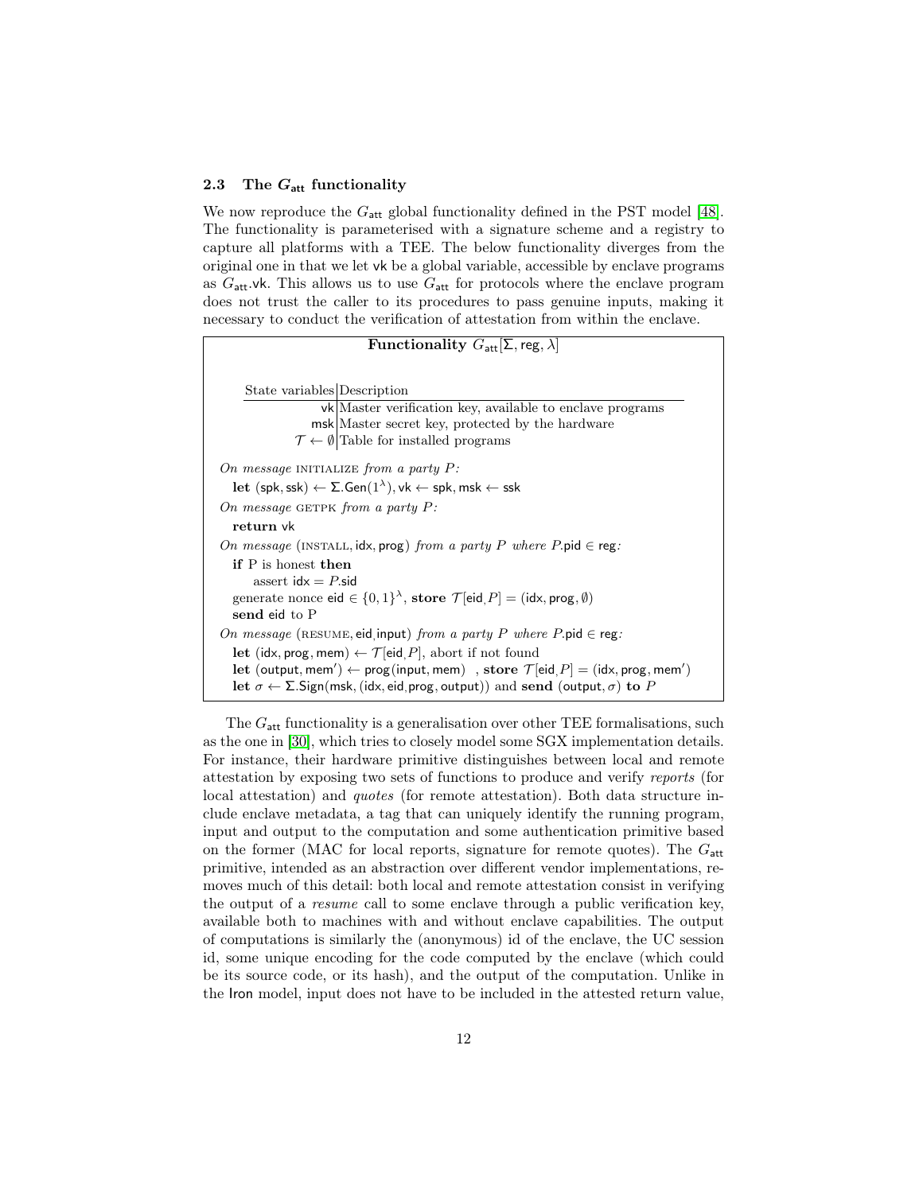### 2.3 The $G_{\mathsf{att}}$ functionality

We now reproduce the $G_{\mathsf{att}}$ global functionality defined in the PST model [48]. The functionality is parameterised with a signature scheme and a registry to capture all platforms with a TEE. The below functionality diverges from the original one in that we let $\mathsf{vk}$ be a global variable, accessible by enclave programs as $G_{\mathsf{att}}.\mathsf{vk}$. This allows us to use $G_{\mathsf{att}}$ for protocols where the enclave program does not trust the caller to its procedures to pass genuine inputs, making it necessary to conduct the verification of attestation from within the enclave.

**Functionality** $G_{\mathsf{att}}[\Sigma, \mathsf{reg}, \lambda]$

| State variables | Description |
|---|---|
| $\mathsf{vk}$ | Master verification key, available to enclave programs |
| $\mathsf{msk}$ | Master secret key, protected by the hardware |
| $\mathcal{T} \leftarrow \emptyset$ | Table for installed programs |

*On message* INITIALIZE *from a party $P$:*
**let** $(\mathsf{spk}, \mathsf{ssk}) \leftarrow \Sigma.\mathsf{Gen}(1^\lambda)$, $\mathsf{vk} \leftarrow \mathsf{spk}$, $\mathsf{msk} \leftarrow \mathsf{ssk}$

*On message* GETPK *from a party $P$:*
**return** $\mathsf{vk}$

*On message* (INSTALL, $\mathsf{idx}$, $\mathsf{prog}$) *from a party $P$ where $P.\mathsf{pid} \in \mathsf{reg}$:*
**if** P is honest **then**
  assert $\mathsf{idx} = P.\mathsf{sid}$
generate nonce $\mathsf{eid} \in \{0,1\}^\lambda$, **store** $\mathcal{T}[\mathsf{eid}, P] = (\mathsf{idx}, \mathsf{prog}, \emptyset)$
**send** $\mathsf{eid}$ to P

*On message* (RESUME, $\mathsf{eid}$, $\mathsf{input}$) *from a party $P$ where $P.\mathsf{pid} \in \mathsf{reg}$:*
**let** $(\mathsf{idx}, \mathsf{prog}, \mathsf{mem}) \leftarrow \mathcal{T}[\mathsf{eid}, P]$, abort if not found
**let** $(\mathsf{output}, \mathsf{mem}') \leftarrow \mathsf{prog}(\mathsf{input}, \mathsf{mem})$ , **store** $\mathcal{T}[\mathsf{eid}, P] = (\mathsf{idx}, \mathsf{prog}, \mathsf{mem}')$
**let** $\sigma \leftarrow \Sigma.\mathsf{Sign}(\mathsf{msk}, (\mathsf{idx}, \mathsf{eid}, \mathsf{prog}, \mathsf{output}))$ and **send** $(\mathsf{output}, \sigma)$ **to** $P$

The $G_{\mathsf{att}}$ functionality is a generalisation over other TEE formalisations, such as the one in [30], which tries to closely model some SGX implementation details. For instance, their hardware primitive distinguishes between local and remote attestation by exposing two sets of functions to produce and verify *reports* (for local attestation) and *quotes* (for remote attestation). Both data structure include enclave metadata, a tag that can uniquely identify the running program, input and output to the computation and some authentication primitive based on the former (MAC for local reports, signature for remote quotes). The $G_{\mathsf{att}}$ primitive, intended as an abstraction over different vendor implementations, removes much of this detail: both local and remote attestation consist in verifying the output of a *resume* call to some enclave through a public verification key, available both to machines with and without enclave capabilities. The output of computations is similarly the (anonymous) id of the enclave, the UC session id, some unique encoding for the code computed by the enclave (which could be its source code, or its hash), and the output of the computation. Unlike in the Iron model, input does not have to be included in the attested return value,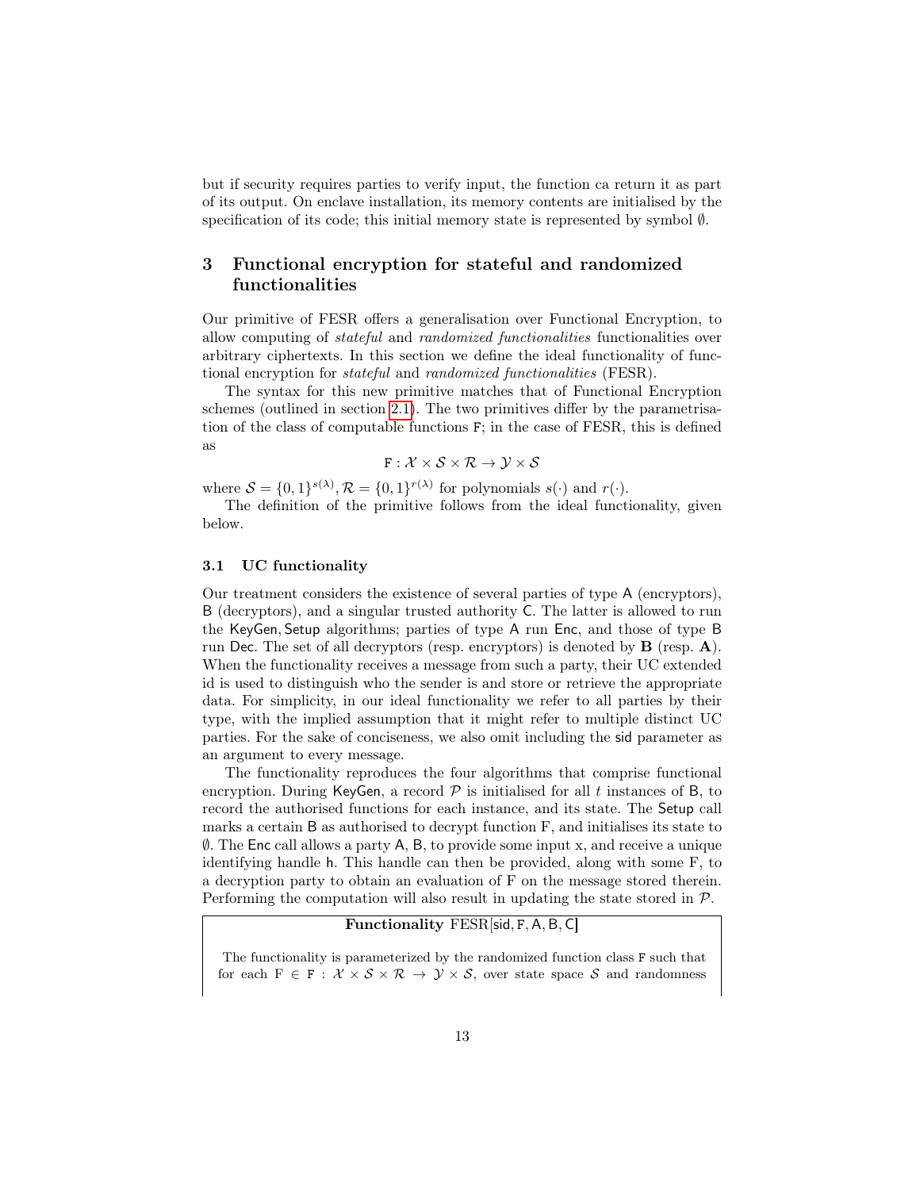but if security requires parties to verify input, the function ca return it as part of its output. On enclave installation, its memory contents are initialised by the specification of its code; this initial memory state is represented by symbol $\emptyset$.

## 3 Functional encryption for stateful and randomized functionalities

Our primitive of FESR offers a generalisation over Functional Encryption, to allow computing of *stateful* and *randomized functionalities* functionalities over arbitrary ciphertexts. In this section we define the ideal functionality of functional encryption for *stateful* and *randomized functionalities* (FESR).

The syntax for this new primitive matches that of Functional Encryption schemes (outlined in section 2.1). The two primitives differ by the parametrisation of the class of computable functions $\mathsf{F}$; in the case of FESR, this is defined as

$$\mathsf{F} : \mathcal{X} \times \mathcal{S} \times \mathcal{R} \to \mathcal{Y} \times \mathcal{S}$$

where $\mathcal{S} = \{0,1\}^{s(\lambda)}, \mathcal{R} = \{0,1\}^{r(\lambda)}$ for polynomials $s(\cdot)$ and $r(\cdot)$.

The definition of the primitive follows from the ideal functionality, given below.

### 3.1 UC functionality

Our treatment considers the existence of several parties of type $\mathsf{A}$ (encryptors), $\mathsf{B}$ (decryptors), and a singular trusted authority $\mathsf{C}$. The latter is allowed to run the $\mathsf{KeyGen}, \mathsf{Setup}$ algorithms; parties of type $\mathsf{A}$ run $\mathsf{Enc}$, and those of type $\mathsf{B}$ run $\mathsf{Dec}$. The set of all decryptors (resp. encryptors) is denoted by $\mathbf{B}$ (resp. $\mathbf{A}$). When the functionality receives a message from such a party, their UC extended id is used to distinguish who the sender is and store or retrieve the appropriate data. For simplicity, in our ideal functionality we refer to all parties by their type, with the implied assumption that it might refer to multiple distinct UC parties. For the sake of conciseness, we also omit including the $\mathsf{sid}$ parameter as an argument to every message.

The functionality reproduces the four algorithms that comprise functional encryption. During $\mathsf{KeyGen}$, a record $\mathcal{P}$ is initialised for all $t$ instances of $\mathsf{B}$, to record the authorised functions for each instance, and its state. The $\mathsf{Setup}$ call marks a certain $\mathsf{B}$ as authorised to decrypt function F, and initialises its state to $\emptyset$. The $\mathsf{Enc}$ call allows a party $\mathsf{A}, \mathsf{B}$, to provide some input x, and receive a unique identifying handle $\mathsf{h}$. This handle can then be provided, along with some F, to a decryption party to obtain an evaluation of F on the message stored therein. Performing the computation will also result in updating the state stored in $\mathcal{P}$.

**Functionality** $\mathrm{FESR}[\mathsf{sid}, \mathsf{F}, \mathsf{A}, \mathsf{B}, \mathsf{C}]$

The functionality is parameterized by the randomized function class $\mathsf{F}$ such that for each $\mathrm{F} \in \mathsf{F} : \mathcal{X} \times \mathcal{S} \times \mathcal{R} \to \mathcal{Y} \times \mathcal{S}$, over state space $\mathcal{S}$ and randomness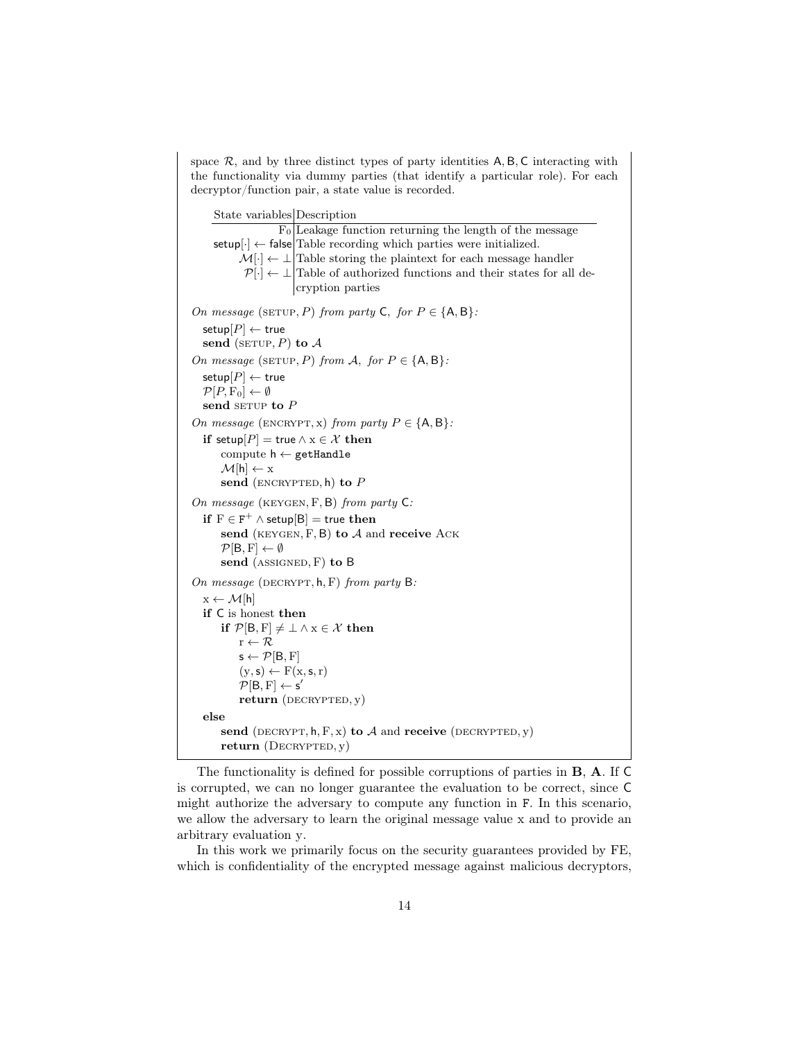space $\mathcal{R}$, and by three distinct types of party identities $\mathsf{A}, \mathsf{B}, \mathsf{C}$ interacting with the functionality via dummy parties (that identify a particular role). For each decryptor/function pair, a state value is recorded.

| State variables | Description |
|---|---|
| $\mathrm{F}_0$ | Leakage function returning the length of the message |
| $\mathsf{setup}[\cdot] \leftarrow \mathsf{false}$ | Table recording which parties were initialized. |
| $\mathcal{M}[\cdot] \leftarrow \bot$ | Table storing the plaintext for each message handler |
| $\mathcal{P}[\cdot] \leftarrow \bot$ | Table of authorized functions and their states for all decryption parties |

*On message* $(\textsc{setup}, P)$ *from party* $\mathsf{C}$*, for* $P \in \{\mathsf{A}, \mathsf{B}\}$*:*

- $\mathsf{setup}[P] \leftarrow \mathsf{true}$
- **send** $(\textsc{setup}, P)$ **to** $\mathcal{A}$

*On message* $(\textsc{setup}, P)$ *from* $\mathcal{A}$*, for* $P \in \{\mathsf{A}, \mathsf{B}\}$*:*

- $\mathsf{setup}[P] \leftarrow \mathsf{true}$
- $\mathcal{P}[P, \mathrm{F}_0] \leftarrow \emptyset$
- **send** $\textsc{setup}$ **to** $P$

*On message* $(\textsc{encrypt}, \mathrm{x})$ *from party* $P \in \{\mathsf{A}, \mathsf{B}\}$*:*

- **if** $\mathsf{setup}[P] = \mathsf{true} \wedge \mathrm{x} \in \mathcal{X}$ **then**
  - compute $\mathsf{h} \leftarrow \mathtt{getHandle}$
  - $\mathcal{M}[\mathsf{h}] \leftarrow \mathrm{x}$
  - **send** $(\textsc{encrypted}, \mathsf{h})$ **to** $P$

*On message* $(\textsc{keygen}, \mathrm{F}, \mathsf{B})$ *from party* $\mathsf{C}$*:*

- **if** $\mathrm{F} \in \mathtt{F}^{+} \wedge \mathsf{setup}[\mathsf{B}] = \mathsf{true}$ **then**
  - **send** $(\textsc{keygen}, \mathrm{F}, \mathsf{B})$ **to** $\mathcal{A}$ and **receive** $\textsc{Ack}$
  - $\mathcal{P}[\mathsf{B}, \mathrm{F}] \leftarrow \emptyset$
  - **send** $(\textsc{assigned}, \mathrm{F})$ **to** $\mathsf{B}$

*On message* $(\textsc{decrypt}, \mathsf{h}, \mathrm{F})$ *from party* $\mathsf{B}$*:*

- $\mathrm{x} \leftarrow \mathcal{M}[\mathsf{h}]$
- **if** $\mathsf{C}$ is honest **then**
  - **if** $\mathcal{P}[\mathsf{B}, \mathrm{F}] \neq \bot \wedge \mathrm{x} \in \mathcal{X}$ **then**
    - $\mathrm{r} \leftarrow \mathcal{R}$
    - $\mathsf{s} \leftarrow \mathcal{P}[\mathsf{B}, \mathrm{F}]$
    - $(\mathrm{y}, \mathsf{s}) \leftarrow \mathrm{F}(\mathrm{x}, \mathsf{s}, \mathrm{r})$
    - $\mathcal{P}[\mathsf{B}, \mathrm{F}] \leftarrow \mathsf{s}'$
    - **return** $(\textsc{decrypted}, \mathrm{y})$
- **else**
  - **send** $(\textsc{decrypt}, \mathsf{h}, \mathrm{F}, \mathrm{x})$ **to** $\mathcal{A}$ and **receive** $(\textsc{decrypted}, \mathrm{y})$
  - **return** $(\textsc{Decrypted}, \mathrm{y})$

The functionality is defined for possible corruptions of parties in **B**, **A**. If $\mathsf{C}$ is corrupted, we can no longer guarantee the evaluation to be correct, since $\mathsf{C}$ might authorize the adversary to compute any function in $\mathtt{F}$. In this scenario, we allow the adversary to learn the original message value $\mathrm{x}$ and to provide an arbitrary evaluation $\mathrm{y}$.

In this work we primarily focus on the security guarantees provided by FE, which is confidentiality of the encrypted message against malicious decryptors,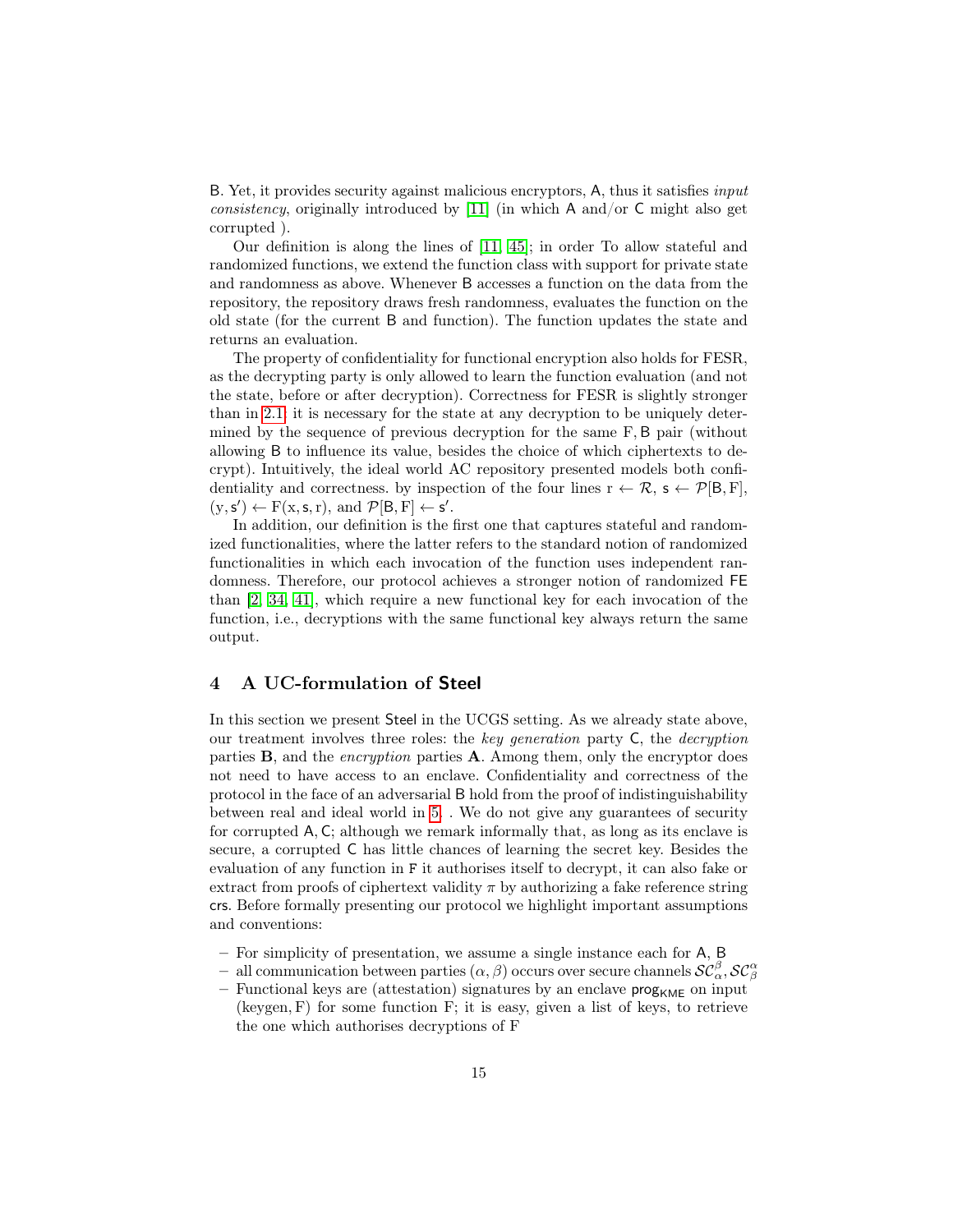B. Yet, it provides security against malicious encryptors, A, thus it satisfies *input consistency*, originally introduced by [11] (in which A and/or C might also get corrupted ).

Our definition is along the lines of [11, 45]; in order To allow stateful and randomized functions, we extend the function class with support for private state and randomness as above. Whenever B accesses a function on the data from the repository, the repository draws fresh randomness, evaluates the function on the old state (for the current B and function). The function updates the state and returns an evaluation.

The property of confidentiality for functional encryption also holds for FESR, as the decrypting party is only allowed to learn the function evaluation (and not the state, before or after decryption). Correctness for FESR is slightly stronger than in 2.1; it is necessary for the state at any decryption to be uniquely determined by the sequence of previous decryption for the same F, B pair (without allowing B to influence its value, besides the choice of which ciphertexts to decrypt). Intuitively, the ideal world AC repository presented models both confidentiality and correctness. by inspection of the four lines $r \leftarrow \mathcal{R}$, $s \leftarrow \mathcal{P}[B, F]$, $(y, s') \leftarrow F(x, s, r)$, and $\mathcal{P}[B, F] \leftarrow s'$.

In addition, our definition is the first one that captures stateful and randomized functionalities, where the latter refers to the standard notion of randomized functionalities in which each invocation of the function uses independent randomness. Therefore, our protocol achieves a stronger notion of randomized FE than [2, 34, 41], which require a new functional key for each invocation of the function, i.e., decryptions with the same functional key always return the same output.

## 4 A UC-formulation of Steel

In this section we present Steel in the UCGS setting. As we already state above, our treatment involves three roles: the *key generation* party C, the *decryption* parties **B**, and the *encryption* parties **A**. Among them, only the encryptor does not need to have access to an enclave. Confidentiality and correctness of the protocol in the face of an adversarial B hold from the proof of indistinguishability between real and ideal world in 5. . We do not give any guarantees of security for corrupted A, C; although we remark informally that, as long as its enclave is secure, a corrupted C has little chances of learning the secret key. Besides the evaluation of any function in F it authorises itself to decrypt, it can also fake or extract from proofs of ciphertext validity $\pi$ by authorizing a fake reference string crs. Before formally presenting our protocol we highlight important assumptions and conventions:

- For simplicity of presentation, we assume a single instance each for A, B
- all communication between parties $(\alpha, \beta)$ occurs over secure channels $\mathcal{SC}_{\alpha}^{\beta}, \mathcal{SC}_{\beta}^{\alpha}$
- Functional keys are (attestation) signatures by an enclave $\mathsf{prog}_{\mathsf{KME}}$ on input $(\mathrm{keygen}, F)$ for some function F; it is easy, given a list of keys, to retrieve the one which authorises decryptions of F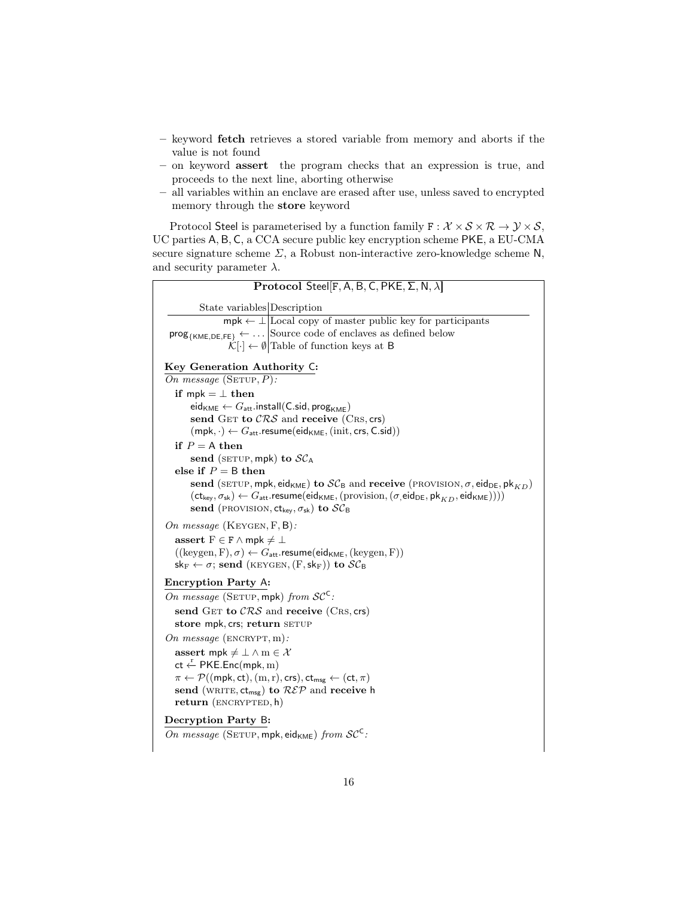– keyword **fetch** retrieves a stored variable from memory and aborts if the value is not found
– on keyword **assert** the program checks that an expression is true, and proceeds to the next line, aborting otherwise
– all variables within an enclave are erased after use, unless saved to encrypted memory through the **store** keyword

Protocol Steel is parameterised by a function family $\mathtt{F} : \mathcal{X} \times \mathcal{S} \times \mathcal{R} \rightarrow \mathcal{Y} \times \mathcal{S}$, UC parties A, B, C, a CCA secure public key encryption scheme PKE, a EU-CMA secure signature scheme $\Sigma$, a Robust non-interactive zero-knowledge scheme N, and security parameter $\lambda$.

**Protocol** $\mathsf{Steel}[\mathtt{F}, \mathsf{A}, \mathsf{B}, \mathsf{C}, \mathsf{PKE}, \Sigma, \mathsf{N}, \lambda]$

| State variables | Description |
|---|---|
| $\mathsf{mpk} \leftarrow \bot$ | Local copy of master public key for participants |
| $\mathsf{prog}_{\{\mathsf{KME},\mathsf{DE},\mathsf{FE}\}} \leftarrow \ldots$ | Source code of enclaves as defined below |
| $\mathcal{K}[\cdot] \leftarrow \emptyset$ | Table of function keys at B |

**Key Generation Authority C:**

*On message* (SETUP, $P$):

```
if mpk = ⊥ then
    eid_KME ← G_att.install(C.sid, prog_KME)
    send GET to CRS and receive (CRS, crs)
    (mpk, ·) ← G_att.resume(eid_KME, (init, crs, C.sid))
if P = A then
    send (SETUP, mpk) to SC_A
else if P = B then
    send (SETUP, mpk, eid_KME) to SC_B and receive (PROVISION, σ, eid_DE, pk_KD)
    (ct_key, σ_sk) ← G_att.resume(eid_KME, (provision, (σ, eid_DE, pk_KD, eid_KME)))
    send (PROVISION, ct_key, σ_sk) to SC_B
```

*On message* (KEYGEN, F, B):

```
assert F ∈ F ∧ mpk ≠ ⊥
((keygen, F), σ) ← G_att.resume(eid_KME, (keygen, F))
sk_F ← σ; send (KEYGEN, (F, sk_F)) to SC_B
```

**Encryption Party A:**

*On message* (SETUP, mpk) *from* $\mathcal{SC}^{\mathsf{C}}$:

```
send GET to CRS and receive (CRS, crs)
store mpk, crs; return SETUP
```

*On message* (ENCRYPT, m):

```
assert mpk ≠ ⊥ ∧ m ∈ X
ct ←r PKE.Enc(mpk, m)
π ← P((mpk, ct), (m, r), crs), ct_msg ← (ct, π)
send (WRITE, ct_msg) to REP and receive h
return (ENCRYPTED, h)
```

**Decryption Party B:**

*On message* (SETUP, mpk, $\mathsf{eid}_{\mathsf{KME}}$) *from* $\mathcal{SC}^{\mathsf{C}}$: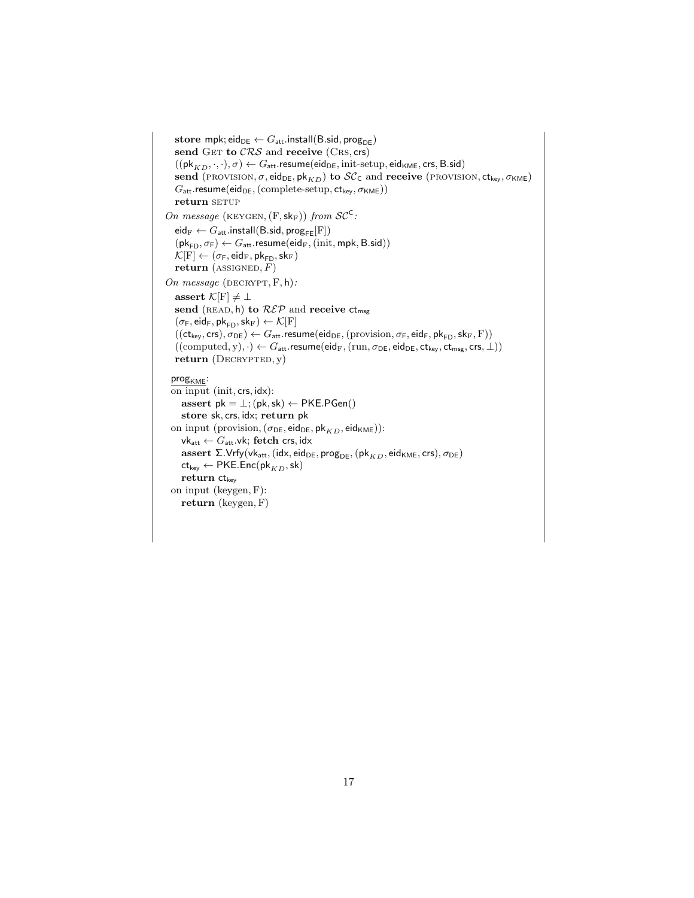**store** $\mathsf{mpk}$; $\mathsf{eid_{DE}} \leftarrow G_{\mathsf{att}}.\mathsf{install}(\mathsf{B.sid}, \mathsf{prog_{DE}})$
**send** GET **to** $\mathcal{CRS}$ and **receive** (CRS, $\mathsf{crs}$)
$((\mathsf{pk}_{KD}, \cdot, \cdot), \sigma) \leftarrow G_{\mathsf{att}}.\mathsf{resume}(\mathsf{eid_{DE}}, \text{init-setup}, \mathsf{eid_{KME}}, \mathsf{crs}, \mathsf{B.sid})$
**send** (PROVISION, $\sigma, \mathsf{eid_{DE}}, \mathsf{pk}_{KD}$) **to** $\mathcal{SC}_\mathsf{C}$ and **receive** (PROVISION, $\mathsf{ct_{key}}, \sigma_{\mathsf{KME}}$)
$G_{\mathsf{att}}.\mathsf{resume}(\mathsf{eid_{DE}}, (\text{complete-setup}, \mathsf{ct_{key}}, \sigma_{\mathsf{KME}}))$
**return** SETUP

*On message* (KEYGEN, $(\mathrm{F}, \mathsf{sk}_\mathrm{F})$) *from* $\mathcal{SC}^\mathsf{C}$*:*
$\mathsf{eid}_\mathrm{F} \leftarrow G_{\mathsf{att}}.\mathsf{install}(\mathsf{B.sid}, \mathsf{prog_{FE}}[\mathrm{F}])$
$(\mathsf{pk_{FD}}, \sigma_\mathsf{F}) \leftarrow G_{\mathsf{att}}.\mathsf{resume}(\mathsf{eid}_\mathrm{F}, (\text{init}, \mathsf{mpk}, \mathsf{B.sid}))$
$\mathcal{K}[\mathrm{F}] \leftarrow (\sigma_\mathsf{F}, \mathsf{eid}_\mathrm{F}, \mathsf{pk_{FD}}, \mathsf{sk}_\mathrm{F})$
**return** (ASSIGNED, $F$)

*On message* (DECRYPT, $\mathrm{F}, \mathsf{h}$)*:*
**assert** $\mathcal{K}[\mathrm{F}] \neq \bot$
**send** (READ, $\mathsf{h}$) **to** $\mathcal{REP}$ and **receive** $\mathsf{ct_{msg}}$
$(\sigma_\mathsf{F}, \mathsf{eid}_\mathsf{F}, \mathsf{pk_{FD}}, \mathsf{sk}_\mathrm{F}) \leftarrow \mathcal{K}[\mathrm{F}]$
$((\mathsf{ct_{key}}, \mathsf{crs}), \sigma_{\mathsf{DE}}) \leftarrow G_{\mathsf{att}}.\mathsf{resume}(\mathsf{eid_{DE}}, (\text{provision}, \sigma_\mathsf{F}, \mathsf{eid}_\mathsf{F}, \mathsf{pk_{FD}}, \mathsf{sk}_\mathsf{F}, \mathrm{F}))$
$((\text{computed}, \mathrm{y}), \cdot) \leftarrow G_{\mathsf{att}}.\mathsf{resume}(\mathsf{eid}_\mathrm{F}, (\text{run}, \sigma_{\mathsf{DE}}, \mathsf{eid_{DE}}, \mathsf{ct_{key}}, \mathsf{ct_{msg}}, \mathsf{crs}, \bot))$
**return** (DECRYPTED, y)

$\underline{\mathsf{prog_{KME}}}$:
on input (init, $\mathsf{crs}, \mathsf{idx}$):
  **assert** $\mathsf{pk} = \bot$; $(\mathsf{pk}, \mathsf{sk}) \leftarrow \mathsf{PKE.PGen}()$
  **store** $\mathsf{sk}, \mathsf{crs}, \mathsf{idx}$; **return** $\mathsf{pk}$
on input (provision, $(\sigma_{\mathsf{DE}}, \mathsf{eid_{DE}}, \mathsf{pk}_{KD}, \mathsf{eid_{KME}})$):
  $\mathsf{vk_{att}} \leftarrow G_{\mathsf{att}}.\mathsf{vk}$; **fetch** $\mathsf{crs}, \mathsf{idx}$
  **assert** $\mathbf{\Sigma}.\mathsf{Vrfy}(\mathsf{vk_{att}}, (\mathsf{idx}, \mathsf{eid_{DE}}, \mathsf{prog_{DE}}, (\mathsf{pk}_{KD}, \mathsf{eid_{KME}}, \mathsf{crs}), \sigma_{\mathsf{DE}})$
  $\mathsf{ct_{key}} \leftarrow \mathsf{PKE.Enc}(\mathsf{pk}_{KD}, \mathsf{sk})$
  **return** $\mathsf{ct_{key}}$
on input (keygen, F):
  **return** (keygen, F)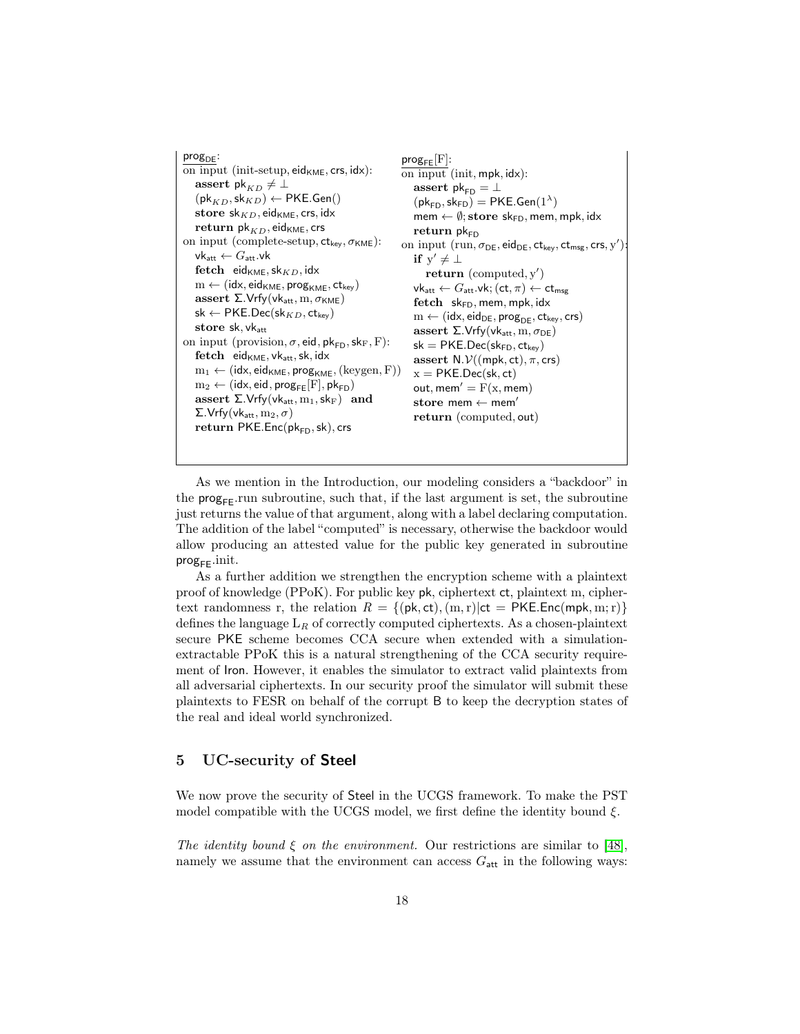```
prog_DE:
on input (init-setup, eid_KME, crs, idx):
  assert pk_KD ≠ ⊥
  (pk_KD, sk_KD) ← PKE.Gen()
  store sk_KD, eid_KME, crs, idx
  return pk_KD, eid_KME, crs
on input (complete-setup, ct_key, σ_KME):
  vk_att ← G_att.vk
  fetch  eid_KME, sk_KD, idx
  m ← (idx, eid_KME, prog_KME, ct_key)
  assert Σ.Vrfy(vk_att, m, σ_KME)
  sk ← PKE.Dec(sk_KD, ct_key)
  store sk, vk_att
on input (provision, σ, eid, pk_FD, sk_F, F):
  fetch  eid_KME, vk_att, sk, idx
  m_1 ← (idx, eid_KME, prog_KME, (keygen, F))
  m_2 ← (idx, eid, prog_FE[F], pk_FD)
  assert Σ.Vrfy(vk_att, m_1, sk_F)  and
  Σ.Vrfy(vk_att, m_2, σ)
  return PKE.Enc(pk_FD, sk), crs
```

```
prog_FE[F]:
on input (init, mpk, idx):
  assert pk_FD = ⊥
  (pk_FD, sk_FD) = PKE.Gen(1^λ)
  mem ← ∅; store sk_FD, mem, mpk, idx
  return pk_FD
on input (run, σ_DE, eid_DE, ct_key, ct_msg, crs, y'):
  if y' ≠ ⊥
    return (computed, y')
  vk_att ← G_att.vk; (ct, π) ← ct_msg
  fetch  sk_FD, mem, mpk, idx
  m ← (idx, eid_DE, prog_DE, ct_key, crs)
  assert Σ.Vrfy(vk_att, m, σ_DE)
  sk = PKE.Dec(sk_FD, ct_key)
  assert N.V((mpk, ct), π, crs)
  x = PKE.Dec(sk, ct)
  out, mem' = F(x, mem)
  store mem ← mem'
  return (computed, out)
```

As we mention in the Introduction, our modeling considers a "backdoor" in the $\mathsf{prog}_{\mathsf{FE}}$.run subroutine, such that, if the last argument is set, the subroutine just returns the value of that argument, along with a label declaring computation. The addition of the label "computed" is necessary, otherwise the backdoor would allow producing an attested value for the public key generated in subroutine $\mathsf{prog}_{\mathsf{FE}}$.init.

As a further addition we strengthen the encryption scheme with a plaintext proof of knowledge (PPoK). For public key $\mathsf{pk}$, ciphertext $\mathsf{ct}$, plaintext m, ciphertext randomness r, the relation $R = \{(\mathsf{pk}, \mathsf{ct}), (\mathrm{m}, \mathrm{r}) | \mathsf{ct} = \mathsf{PKE.Enc}(\mathsf{mpk}, \mathrm{m}; \mathrm{r})\}$ defines the language $\mathrm{L}_R$ of correctly computed ciphertexts. As a chosen-plaintext secure PKE scheme becomes CCA secure when extended with a simulation-extractable PPoK this is a natural strengthening of the CCA security requirement of Iron. However, it enables the simulator to extract valid plaintexts from all adversarial ciphertexts. In our security proof the simulator will submit these plaintexts to FESR on behalf of the corrupt B to keep the decryption states of the real and ideal world synchronized.

## 5 UC-security of Steel

We now prove the security of Steel in the UCGS framework. To make the PST model compatible with the UCGS model, we first define the identity bound $\xi$.

*The identity bound $\xi$ on the environment.* Our restrictions are similar to [48], namely we assume that the environment can access $G_{\mathsf{att}}$ in the following ways: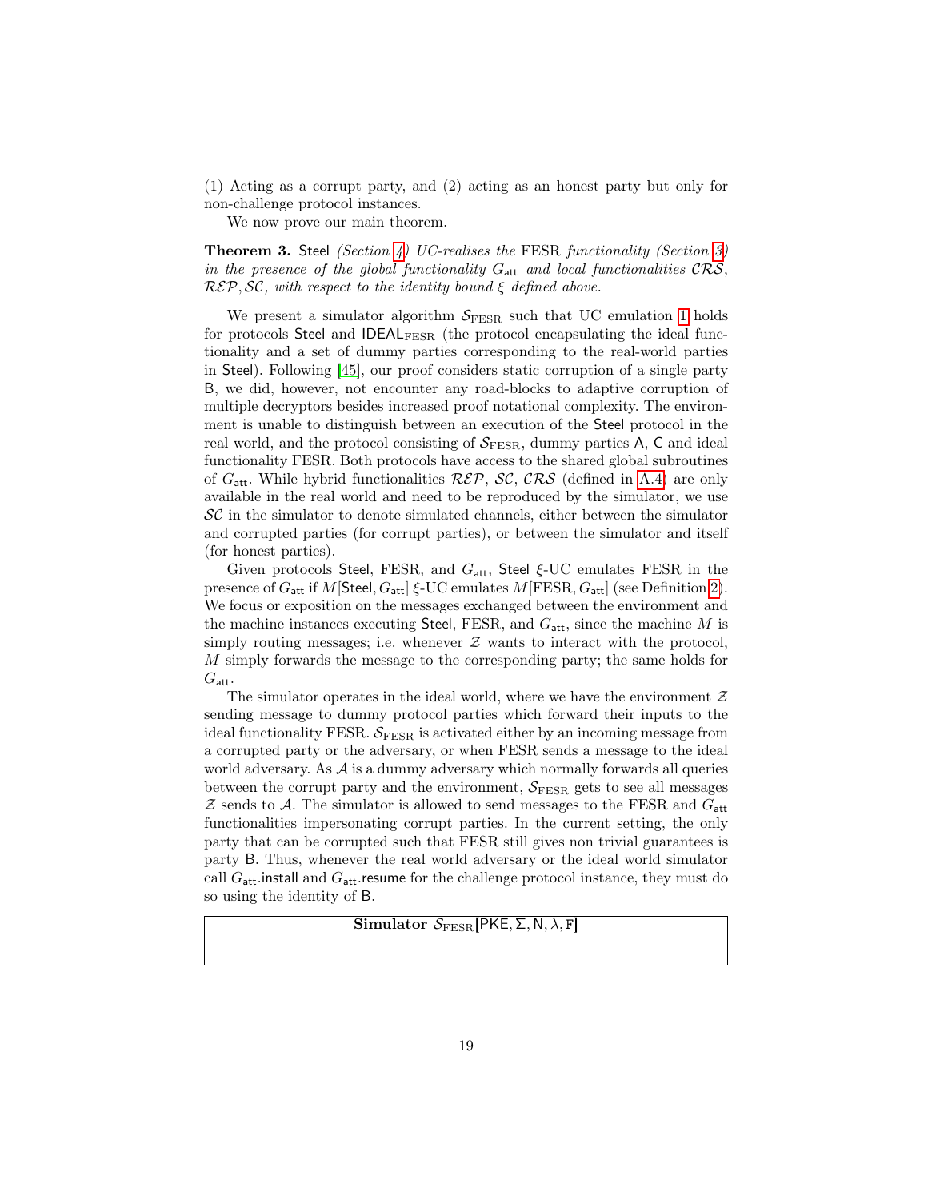(1) Acting as a corrupt party, and (2) acting as an honest party but only for non-challenge protocol instances.

We now prove our main theorem.

**Theorem 3.** Steel *(Section 4) UC-realises the* FESR *functionality (Section 3) in the presence of the global functionality* $G_{\mathsf{att}}$ *and local functionalities* $\mathcal{CRS}$, $\mathcal{REP}, \mathcal{SC}$, *with respect to the identity bound* $\xi$ *defined above.*

We present a simulator algorithm $\mathcal{S}_{\text{FESR}}$ such that UC emulation 1 holds for protocols Steel and $\mathsf{IDEAL}_{\text{FESR}}$ (the protocol encapsulating the ideal functionality and a set of dummy parties corresponding to the real-world parties in Steel). Following [45], our proof considers static corruption of a single party B, we did, however, not encounter any road-blocks to adaptive corruption of multiple decryptors besides increased proof notational complexity. The environment is unable to distinguish between an execution of the Steel protocol in the real world, and the protocol consisting of $\mathcal{S}_{\text{FESR}}$, dummy parties A, C and ideal functionality FESR. Both protocols have access to the shared global subroutines of $G_{\mathsf{att}}$. While hybrid functionalities $\mathcal{REP}$, $\mathcal{SC}$, $\mathcal{CRS}$ (defined in A.4) are only available in the real world and need to be reproduced by the simulator, we use $\mathcal{SC}$ in the simulator to denote simulated channels, either between the simulator and corrupted parties (for corrupt parties), or between the simulator and itself (for honest parties).

Given protocols Steel, FESR, and $G_{\mathsf{att}}$, Steel $\xi$-UC emulates FESR in the presence of $G_{\mathsf{att}}$ if $M[\mathsf{Steel}, G_{\mathsf{att}}]$ $\xi$-UC emulates $M[\text{FESR}, G_{\mathsf{att}}]$ (see Definition 2). We focus or exposition on the messages exchanged between the environment and the machine instances executing Steel, FESR, and $G_{\mathsf{att}}$, since the machine $M$ is simply routing messages; i.e. whenever $\mathcal{Z}$ wants to interact with the protocol, $M$ simply forwards the message to the corresponding party; the same holds for $G_{\mathsf{att}}$.

The simulator operates in the ideal world, where we have the environment $\mathcal{Z}$ sending message to dummy protocol parties which forward their inputs to the ideal functionality FESR. $\mathcal{S}_{\text{FESR}}$ is activated either by an incoming message from a corrupted party or the adversary, or when FESR sends a message to the ideal world adversary. As $\mathcal{A}$ is a dummy adversary which normally forwards all queries between the corrupt party and the environment, $\mathcal{S}_{\text{FESR}}$ gets to see all messages $\mathcal{Z}$ sends to $\mathcal{A}$. The simulator is allowed to send messages to the FESR and $G_{\mathsf{att}}$ functionalities impersonating corrupt parties. In the current setting, the only party that can be corrupted such that FESR still gives non trivial guarantees is party B. Thus, whenever the real world adversary or the ideal world simulator call $G_{\mathsf{att}}$.install and $G_{\mathsf{att}}$.resume for the challenge protocol instance, they must do so using the identity of B.

**Simulator** $\mathcal{S}_{\text{FESR}}[\mathsf{PKE}, \Sigma, \mathsf{N}, \lambda, \mathtt{F}]$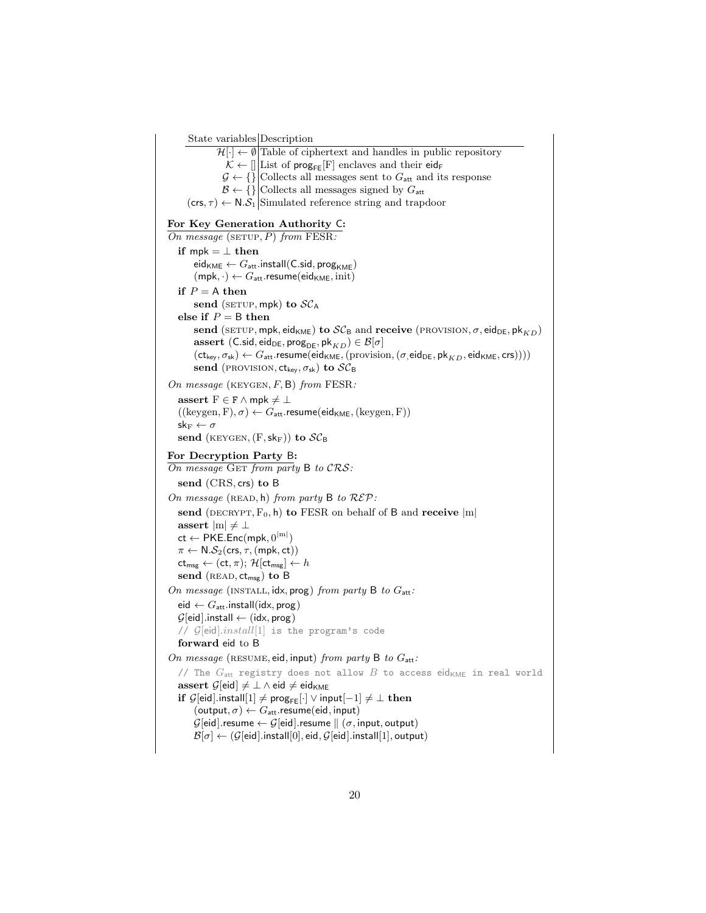| State variables | Description |
|---|---|
| $\mathcal{H}[\cdot] \leftarrow \emptyset$ | Table of ciphertext and handles in public repository |
| $\mathcal{K} \leftarrow []$ | List of $\mathsf{prog}_{\mathsf{FE}}[\mathrm{F}]$ enclaves and their $\mathsf{eid}_{\mathsf{F}}$ |
| $\mathcal{G} \leftarrow \{\}$ | Collects all messages sent to $G_{\mathsf{att}}$ and its response |
| $\mathcal{B} \leftarrow \{\}$ | Collects all messages signed by $G_{\mathsf{att}}$ |
| $(\mathsf{crs}, \tau) \leftarrow \mathsf{N}.\mathcal{S}_1$ | Simulated reference string and trapdoor |

**For Key Generation Authority C:**

*On message* (SETUP, $P$) *from* FESR*:*

**if** $\mathsf{mpk} = \bot$ **then**
  $\mathsf{eid}_{\mathsf{KME}} \leftarrow G_{\mathsf{att}}.\mathsf{install}(\mathsf{C.sid}, \mathsf{prog}_{\mathsf{KME}})$
  $(\mathsf{mpk}, \cdot) \leftarrow G_{\mathsf{att}}.\mathsf{resume}(\mathsf{eid}_{\mathsf{KME}}, \mathrm{init})$
**if** $P = \mathsf{A}$ **then**
  **send** (SETUP, $\mathsf{mpk}$) **to** $\mathcal{SC}_{\mathsf{A}}$
**else if** $P = \mathsf{B}$ **then**
  **send** (SETUP, $\mathsf{mpk}, \mathsf{eid}_{\mathsf{KME}}$) **to** $\mathcal{SC}_{\mathsf{B}}$ and **receive** (PROVISION, $\sigma, \mathsf{eid}_{\mathsf{DE}}, \mathsf{pk}_{KD}$)
  **assert** $(\mathsf{C.sid}, \mathsf{eid}_{\mathsf{DE}}, \mathsf{prog}_{\mathsf{DE}}, \mathsf{pk}_{KD}) \in \mathcal{B}[\sigma]$
  $(\mathsf{ct}_{\mathsf{key}}, \sigma_{\mathsf{sk}}) \leftarrow G_{\mathsf{att}}.\mathsf{resume}(\mathsf{eid}_{\mathsf{KME}}, (\mathrm{provision}, (\sigma, \mathsf{eid}_{\mathsf{DE}}, \mathsf{pk}_{KD}, \mathsf{eid}_{\mathsf{KME}}, \mathsf{crs}))))$
  **send** (PROVISION, $\mathsf{ct}_{\mathsf{key}}, \sigma_{\mathsf{sk}}$) **to** $\mathcal{SC}_{\mathsf{B}}$

*On message* (KEYGEN, $F$, B) *from* FESR*:*

**assert** $\mathrm{F} \in \mathtt{F} \wedge \mathsf{mpk} \neq \bot$
$((\mathrm{keygen}, \mathrm{F}), \sigma) \leftarrow G_{\mathsf{att}}.\mathsf{resume}(\mathsf{eid}_{\mathsf{KME}}, (\mathrm{keygen}, \mathrm{F}))$
$\mathsf{sk}_{\mathrm{F}} \leftarrow \sigma$
**send** (KEYGEN, $(\mathrm{F}, \mathsf{sk}_{\mathrm{F}})$) **to** $\mathcal{SC}_{\mathsf{B}}$

**For Decryption Party B:**

*On message* GET *from party* B *to* $\mathcal{CRS}$*:*

**send** (CRS, $\mathsf{crs}$) **to** B

*On message* (READ, h) *from party* B *to* $\mathcal{REP}$*:*

**send** (DECRYPT, $\mathrm{F}_0$, h) **to** FESR on behalf of B and **receive** $|\mathrm{m}|$
**assert** $|\mathrm{m}| \neq \bot$
$\mathsf{ct} \leftarrow \mathsf{PKE.Enc}(\mathsf{mpk}, 0^{|\mathrm{m}|})$
$\pi \leftarrow \mathsf{N}.\mathcal{S}_2(\mathsf{crs}, \tau, (\mathsf{mpk}, \mathsf{ct}))$
$\mathsf{ct}_{\mathsf{msg}} \leftarrow (\mathsf{ct}, \pi)$; $\mathcal{H}[\mathsf{ct}_{\mathsf{msg}}] \leftarrow h$
**send** (READ, $\mathsf{ct}_{\mathsf{msg}}$) **to** B

*On message* (INSTALL, idx, prog) *from party* B *to* $G_{\mathsf{att}}$*:*

$\mathsf{eid} \leftarrow G_{\mathsf{att}}.\mathsf{install}(\mathsf{idx}, \mathsf{prog})$
$\mathcal{G}[\mathsf{eid}].\mathsf{install} \leftarrow (\mathsf{idx}, \mathsf{prog})$
// $\mathcal{G}[\mathsf{eid}].install[1]$ is the program's code
**forward** eid to B

*On message* (RESUME, eid, input) *from party* B *to* $G_{\mathsf{att}}$*:*

// The $G_{\mathsf{att}}$ registry does not allow $B$ to access $\mathsf{eid}_{\mathsf{KME}}$ in real world
**assert** $\mathcal{G}[\mathsf{eid}] \neq \bot \wedge \mathsf{eid} \neq \mathsf{eid}_{\mathsf{KME}}$
**if** $\mathcal{G}[\mathsf{eid}].\mathsf{install}[1] \neq \mathsf{prog}_{\mathsf{FE}}[\cdot] \vee \mathsf{input}[-1] \neq \bot$ **then**
  $(\mathsf{output}, \sigma) \leftarrow G_{\mathsf{att}}.\mathsf{resume}(\mathsf{eid}, \mathsf{input})$
  $\mathcal{G}[\mathsf{eid}].\mathsf{resume} \leftarrow \mathcal{G}[\mathsf{eid}].\mathsf{resume} \parallel (\sigma, \mathsf{input}, \mathsf{output})$
  $\mathcal{B}[\sigma] \leftarrow (\mathcal{G}[\mathsf{eid}].\mathsf{install}[0], \mathsf{eid}, \mathcal{G}[\mathsf{eid}].\mathsf{install}[1], \mathsf{output})$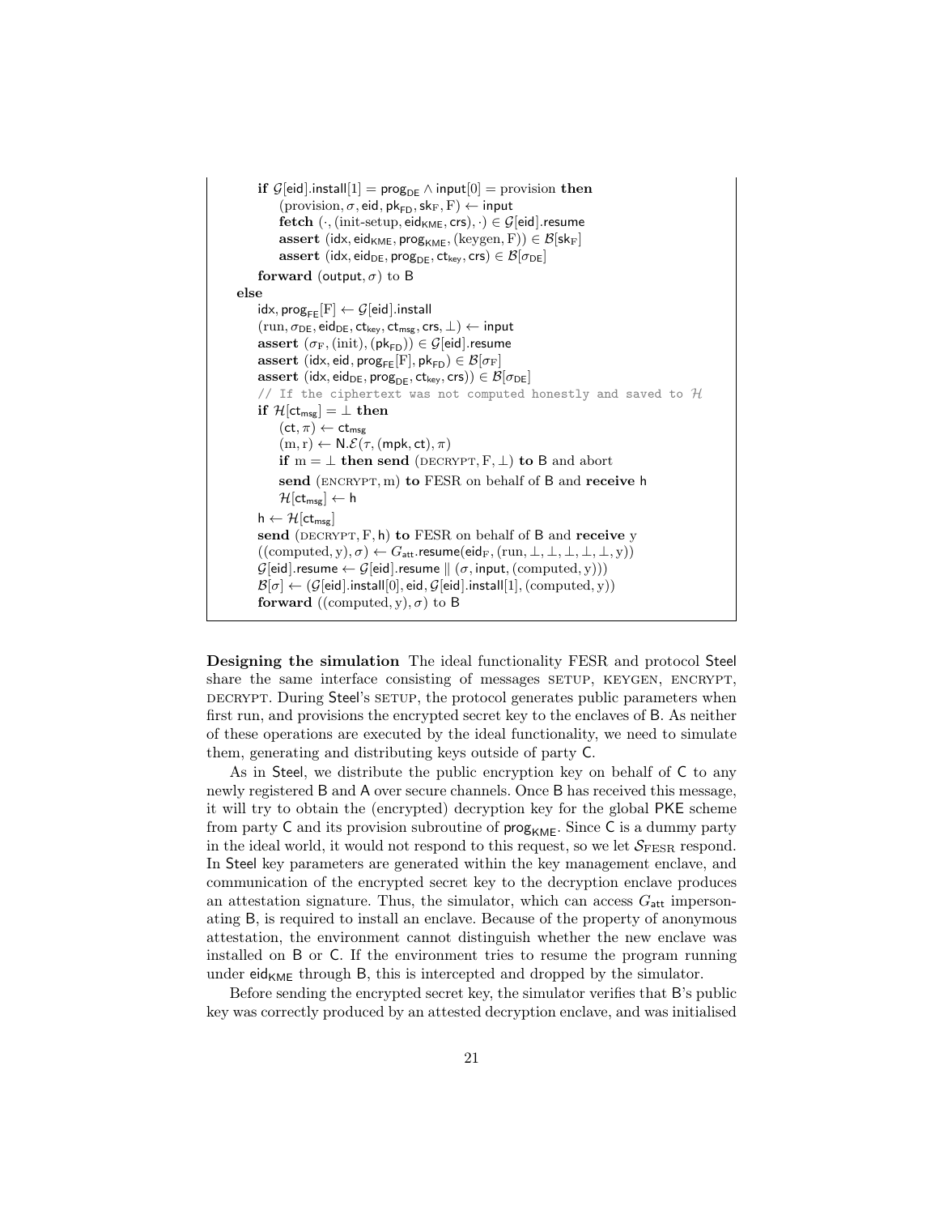```
    if G[eid].install[1] = prog_DE ∧ input[0] = provision then
        (provision, σ, eid, pk_FD, sk_F, F) ← input
        fetch (·, (init-setup, eid_KME, crs), ·) ∈ G[eid].resume
        assert (idx, eid_KME, prog_KME, (keygen, F)) ∈ B[sk_F]
        assert (idx, eid_DE, prog_DE, ct_key, crs) ∈ B[σ_DE]
    forward (output, σ) to B
else
    idx, prog_FE[F] ← G[eid].install
    (run, σ_DE, eid_DE, ct_key, ct_msg, crs, ⊥) ← input
    assert (σ_F, (init), (pk_FD)) ∈ G[eid].resume
    assert (idx, eid, prog_FE[F], pk_FD) ∈ B[σ_F]
    assert (idx, eid_DE, prog_DE, ct_key, crs)) ∈ B[σ_DE]
    // If the ciphertext was not computed honestly and saved to H
    if H[ct_msg] = ⊥ then
        (ct, π) ← ct_msg
        (m, r) ← N.E(τ, (mpk, ct), π)
        if m = ⊥ then send (DECRYPT, F, ⊥) to B and abort
        send (ENCRYPT, m) to FESR on behalf of B and receive h
        H[ct_msg] ← h
    h ← H[ct_msg]
    send (DECRYPT, F, h) to FESR on behalf of B and receive y
    ((computed, y), σ) ← G_att.resume(eid_F, (run, ⊥, ⊥, ⊥, ⊥, ⊥, y))
    G[eid].resume ← G[eid].resume ∥ (σ, input, (computed, y)))
    B[σ] ← (G[eid].install[0], eid, G[eid].install[1], (computed, y))
    forward ((computed, y), σ) to B
```

**Designing the simulation** The ideal functionality FESR and protocol Steel share the same interface consisting of messages SETUP, KEYGEN, ENCRYPT, DECRYPT. During Steel's SETUP, the protocol generates public parameters when first run, and provisions the encrypted secret key to the enclaves of B. As neither of these operations are executed by the ideal functionality, we need to simulate them, generating and distributing keys outside of party C.

As in Steel, we distribute the public encryption key on behalf of C to any newly registered B and A over secure channels. Once B has received this message, it will try to obtain the (encrypted) decryption key for the global PKE scheme from party C and its provision subroutine of $\mathsf{prog}_{\mathsf{KME}}$. Since C is a dummy party in the ideal world, it would not respond to this request, so we let $\mathcal{S}_{\mathrm{FESR}}$ respond. In Steel key parameters are generated within the key management enclave, and communication of the encrypted secret key to the decryption enclave produces an attestation signature. Thus, the simulator, which can access $G_{\mathsf{att}}$ impersonating B, is required to install an enclave. Because of the property of anonymous attestation, the environment cannot distinguish whether the new enclave was installed on B or C. If the environment tries to resume the program running under $\mathsf{eid}_{\mathsf{KME}}$ through B, this is intercepted and dropped by the simulator.

Before sending the encrypted secret key, the simulator verifies that B's public key was correctly produced by an attested decryption enclave, and was initialised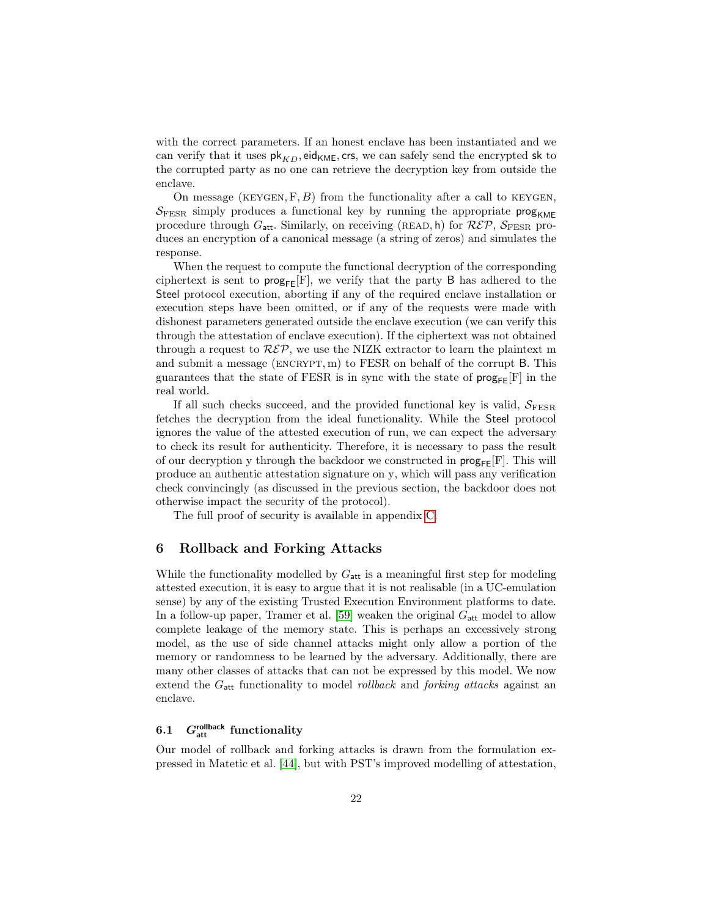with the correct parameters. If an honest enclave has been instantiated and we can verify that it uses $\mathsf{pk}_{KD}, \mathsf{eid}_{\mathsf{KME}}, \mathsf{crs}$, we can safely send the encrypted $\mathsf{sk}$ to the corrupted party as no one can retrieve the decryption key from outside the enclave.

On message (KEYGEN, F, $B$) from the functionality after a call to KEYGEN, $\mathcal{S}_{\text{FESR}}$ simply produces a functional key by running the appropriate $\mathsf{prog}_{\mathsf{KME}}$ procedure through $G_{\mathsf{att}}$. Similarly, on receiving (READ, h) for $\mathcal{REP}$, $\mathcal{S}_{\text{FESR}}$ produces an encryption of a canonical message (a string of zeros) and simulates the response.

When the request to compute the functional decryption of the corresponding ciphertext is sent to $\mathsf{prog}_{\mathsf{FE}}[\mathrm{F}]$, we verify that the party B has adhered to the Steel protocol execution, aborting if any of the required enclave installation or execution steps have been omitted, or if any of the requests were made with dishonest parameters generated outside the enclave execution (we can verify this through the attestation of enclave execution). If the ciphertext was not obtained through a request to $\mathcal{REP}$, we use the NIZK extractor to learn the plaintext m and submit a message (ENCRYPT, m) to FESR on behalf of the corrupt B. This guarantees that the state of FESR is in sync with the state of $\mathsf{prog}_{\mathsf{FE}}[\mathrm{F}]$ in the real world.

If all such checks succeed, and the provided functional key is valid, $\mathcal{S}_{\text{FESR}}$ fetches the decryption from the ideal functionality. While the Steel protocol ignores the value of the attested execution of run, we can expect the adversary to check its result for authenticity. Therefore, it is necessary to pass the result of our decryption y through the backdoor we constructed in $\mathsf{prog}_{\mathsf{FE}}[\mathrm{F}]$. This will produce an authentic attestation signature on y, which will pass any verification check convincingly (as discussed in the previous section, the backdoor does not otherwise impact the security of the protocol).

The full proof of security is available in appendix C.

## 6 Rollback and Forking Attacks

While the functionality modelled by $G_{\mathsf{att}}$ is a meaningful first step for modeling attested execution, it is easy to argue that it is not realisable (in a UC-emulation sense) by any of the existing Trusted Execution Environment platforms to date. In a follow-up paper, Tramer et al. [59] weaken the original $G_{\mathsf{att}}$ model to allow complete leakage of the memory state. This is perhaps an excessively strong model, as the use of side channel attacks might only allow a portion of the memory or randomness to be learned by the adversary. Additionally, there are many other classes of attacks that can not be expressed by this model. We now extend the $G_{\mathsf{att}}$ functionality to model *rollback* and *forking attacks* against an enclave.

### 6.1 $G_{\mathsf{att}}^{\mathsf{rollback}}$ functionality

Our model of rollback and forking attacks is drawn from the formulation expressed in Matetic et al. [44], but with PST's improved modelling of attestation,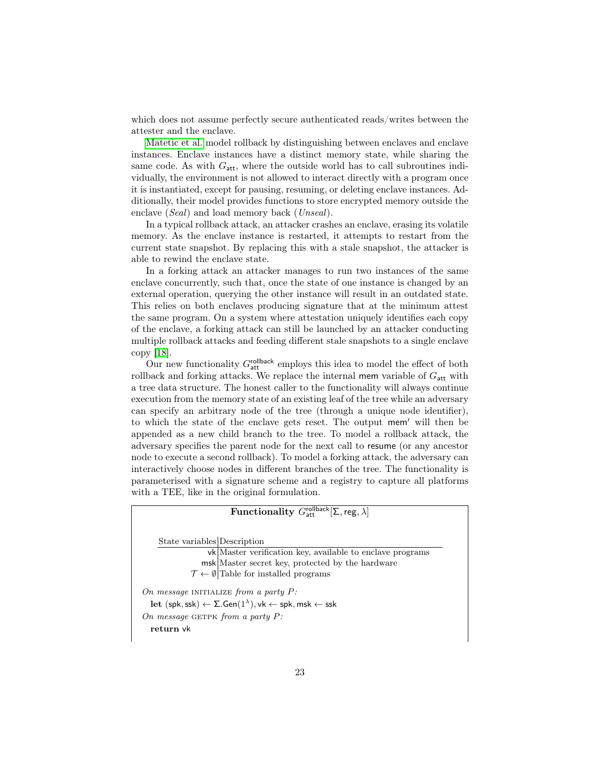which does not assume perfectly secure authenticated reads/writes between the attester and the enclave.

Matetic et al. model rollback by distinguishing between enclaves and enclave instances. Enclave instances have a distinct memory state, while sharing the same code. As with $G_{\mathsf{att}}$, where the outside world has to call subroutines individually, the environment is not allowed to interact directly with a program once it is instantiated, except for pausing, resuming, or deleting enclave instances. Additionally, their model provides functions to store encrypted memory outside the enclave (*Seal*) and load memory back (*Unseal*).

In a typical rollback attack, an attacker crashes an enclave, erasing its volatile memory. As the enclave instance is restarted, it attempts to restart from the current state snapshot. By replacing this with a stale snapshot, the attacker is able to rewind the enclave state.

In a forking attack an attacker manages to run two instances of the same enclave concurrently, such that, once the state of one instance is changed by an external operation, querying the other instance will result in an outdated state. This relies on both enclaves producing signature that at the minimum attest the same program. On a system where attestation uniquely identifies each copy of the enclave, a forking attack can still be launched by an attacker conducting multiple rollback attacks and feeding different stale snapshots to a single enclave copy [18].

Our new functionality $G_{\mathsf{att}}^{\mathsf{rollback}}$ employs this idea to model the effect of both rollback and forking attacks. We replace the internal $\mathsf{mem}$ variable of $G_{\mathsf{att}}$ with a tree data structure. The honest caller to the functionality will always continue execution from the memory state of an existing leaf of the tree while an adversary can specify an arbitrary node of the tree (through a unique node identifier), to which the state of the enclave gets reset. The output $\mathsf{mem}'$ will then be appended as a new child branch to the tree. To model a rollback attack, the adversary specifies the parent node for the next call to $\mathsf{resume}$ (or any ancestor node to execute a second rollback). To model a forking attack, the adversary can interactively choose nodes in different branches of the tree. The functionality is parameterised with a signature scheme and a registry to capture all platforms with a TEE, like in the original formulation.

**Functionality** $G_{\mathsf{att}}^{\mathsf{rollback}}[\Sigma, \mathsf{reg}, \lambda]$

| State variables | Description |
|---:|---|
| $\mathsf{vk}$ | Master verification key, available to enclave programs |
| $\mathsf{msk}$ | Master secret key, protected by the hardware |
| $\mathcal{T} \leftarrow \emptyset$ | Table for installed programs |

*On message* INITIALIZE *from a party $P$:*

**let** $(\mathsf{spk}, \mathsf{ssk}) \leftarrow \Sigma.\mathsf{Gen}(1^\lambda), \mathsf{vk} \leftarrow \mathsf{spk}, \mathsf{msk} \leftarrow \mathsf{ssk}$

*On message* GETPK *from a party $P$:*

**return** $\mathsf{vk}$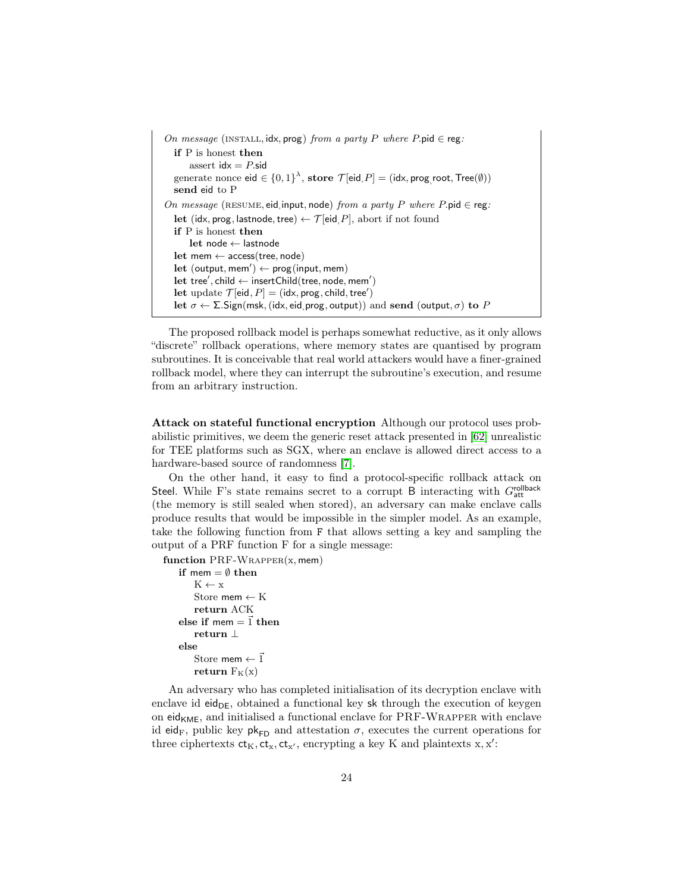*On message* (INSTALL, idx, prog) *from a party* $P$ *where* $P$.pid $\in$ reg*:*
  **if** P is honest **then**
    assert idx $= P$.sid
  generate nonce eid $\in \{0,1\}^\lambda$, **store** $\mathcal{T}[\mathsf{eid}, P] = (\mathsf{idx}, \mathsf{prog}, \mathsf{root}, \mathsf{Tree}(\emptyset))$
  **send** eid to P

*On message* (RESUME, eid, input, node) *from a party* $P$ *where* $P$.pid $\in$ reg*:*
  **let** (idx, prog, lastnode, tree) $\leftarrow \mathcal{T}[\mathsf{eid}, P]$, abort if not found
  **if** P is honest **then**
    **let** node $\leftarrow$ lastnode
  **let** mem $\leftarrow$ access(tree, node)
  **let** $(\mathsf{output}, \mathsf{mem}') \leftarrow \mathsf{prog}(\mathsf{input}, \mathsf{mem})$
  **let** $\mathsf{tree}', \mathsf{child} \leftarrow \mathsf{insertChild}(\mathsf{tree}, \mathsf{node}, \mathsf{mem}')$
  **let** update $\mathcal{T}[\mathsf{eid}, P] = (\mathsf{idx}, \mathsf{prog}, \mathsf{child}, \mathsf{tree}')$
  **let** $\sigma \leftarrow \Sigma.\mathsf{Sign}(\mathsf{msk}, (\mathsf{idx}, \mathsf{eid}, \mathsf{prog}, \mathsf{output}))$ and **send** $(\mathsf{output}, \sigma)$ **to** $P$

The proposed rollback model is perhaps somewhat reductive, as it only allows "discrete" rollback operations, where memory states are quantised by program subroutines. It is conceivable that real world attackers would have a finer-grained rollback model, where they can interrupt the subroutine's execution, and resume from an arbitrary instruction.

**Attack on stateful functional encryption** Although our protocol uses probabilistic primitives, we deem the generic reset attack presented in [62] unrealistic for TEE platforms such as SGX, where an enclave is allowed direct access to a hardware-based source of randomness [7].

On the other hand, it easy to find a protocol-specific rollback attack on Steel. While F's state remains secret to a corrupt B interacting with $G_{\mathsf{att}}^{\mathsf{rollback}}$ (the memory is still sealed when stored), an adversary can make enclave calls produce results that would be impossible in the simpler model. As an example, take the following function from F that allows setting a key and sampling the output of a PRF function F for a single message:

```
function PRF-WRAPPER(x, mem)
    if mem = ∅ then
        K ← x
        Store mem ← K
        return ACK
    else if mem = 1⃗ then
        return ⊥
    else
        Store mem ← 1⃗
        return F_K(x)
```

An adversary who has completed initialisation of its decryption enclave with enclave id $\mathsf{eid}_{\mathsf{DE}}$, obtained a functional key sk through the execution of keygen on $\mathsf{eid}_{\mathsf{KME}}$, and initialised a functional enclave for PRF-WRAPPER with enclave id $\mathsf{eid}_{\mathrm{F}}$, public key $\mathsf{pk}_{\mathsf{FD}}$ and attestation $\sigma$, executes the current operations for three ciphertexts $\mathsf{ct}_{\mathrm{K}}, \mathsf{ct}_{\mathrm{x}}, \mathsf{ct}_{\mathrm{x}'}$, encrypting a key K and plaintexts $\mathrm{x}, \mathrm{x}'$: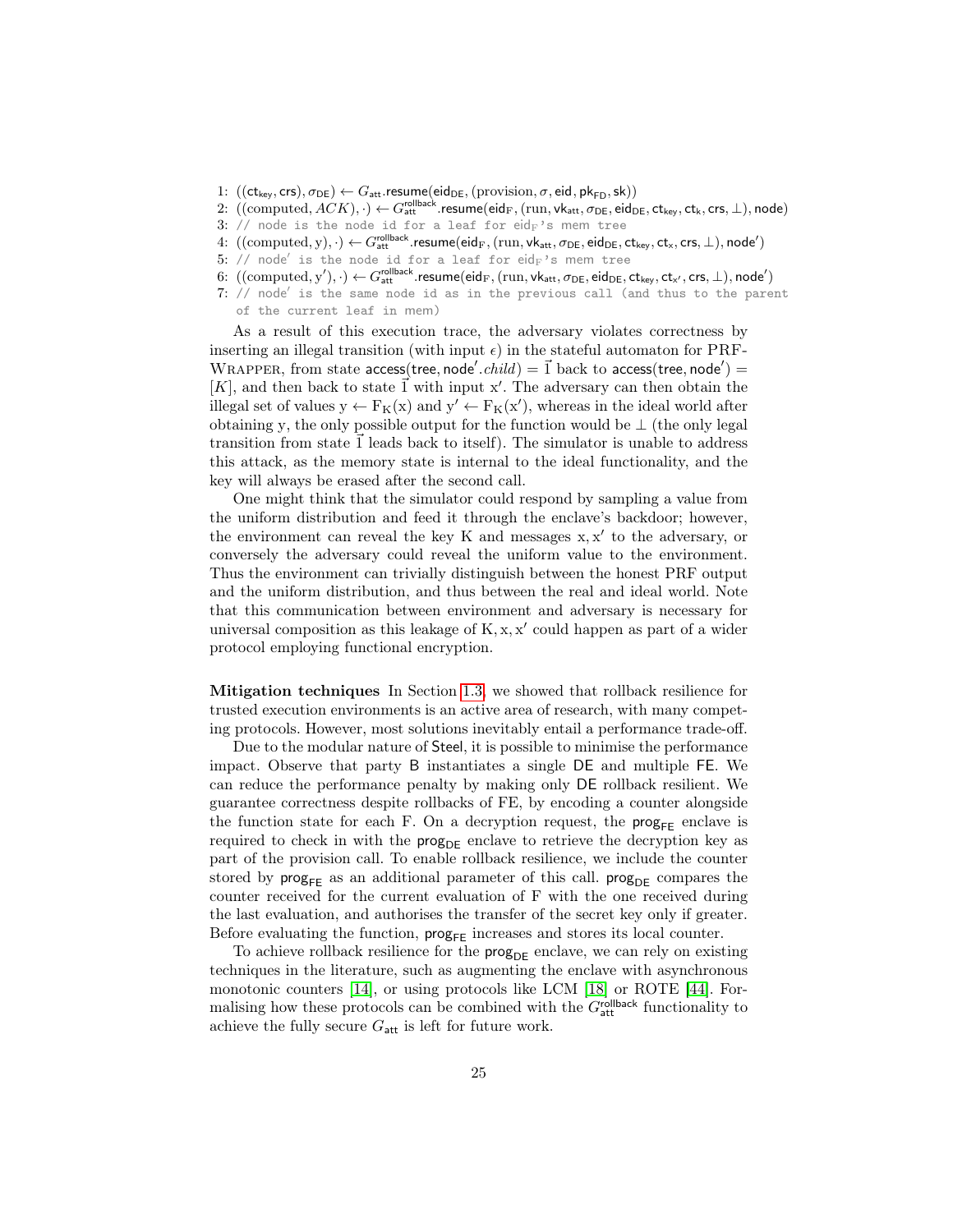1: $((\mathsf{ct_{key}}, \mathsf{crs}), \sigma_{\mathsf{DE}}) \leftarrow G_{\mathsf{att}}.\mathsf{resume}(\mathsf{eid_{DE}}, (\text{provision}, \sigma, \mathsf{eid}, \mathsf{pk_{FD}}, \mathsf{sk}))$
2: $((\text{computed}, ACK), \cdot) \leftarrow G_{\mathsf{att}}^{\mathsf{rollback}}.\mathsf{resume}(\mathsf{eid_F}, (\text{run}, \mathsf{vk_{att}}, \sigma_{\mathsf{DE}}, \mathsf{eid_{DE}}, \mathsf{ct_{key}}, \mathsf{ct_k}, \mathsf{crs}, \bot), \mathsf{node})$
3: `// node is the node id for a leaf for eid`$_\mathrm{F}$`'s mem tree`
4: $((\text{computed}, \mathrm{y}), \cdot) \leftarrow G_{\mathsf{att}}^{\mathsf{rollback}}.\mathsf{resume}(\mathsf{eid_F}, (\text{run}, \mathsf{vk_{att}}, \sigma_{\mathsf{DE}}, \mathsf{eid_{DE}}, \mathsf{ct_{key}}, \mathsf{ct_x}, \mathsf{crs}, \bot), \mathsf{node}')$
5: `// node' is the node id for a leaf for eid`$_\mathrm{F}$`'s mem tree`
6: $((\text{computed}, \mathrm{y}'), \cdot) \leftarrow G_{\mathsf{att}}^{\mathsf{rollback}}.\mathsf{resume}(\mathsf{eid_F}, (\text{run}, \mathsf{vk_{att}}, \sigma_{\mathsf{DE}}, \mathsf{eid_{DE}}, \mathsf{ct_{key}}, \mathsf{ct_{x'}}, \mathsf{crs}, \bot), \mathsf{node}')$
7: `// node' is the same node id as in the previous call (and thus to the parent of the current leaf in mem)`

As a result of this execution trace, the adversary violates correctness by inserting an illegal transition (with input $\epsilon$) in the stateful automaton for PRF-Wrapper, from state $\mathsf{access}(\mathsf{tree}, \mathsf{node}'.child) = \vec{1}$ back to $\mathsf{access}(\mathsf{tree}, \mathsf{node}') = [K]$, and then back to state $\vec{1}$ with input $\mathrm{x}'$. The adversary can then obtain the illegal set of values $\mathrm{y} \leftarrow \mathrm{F_K}(\mathrm{x})$ and $\mathrm{y}' \leftarrow \mathrm{F_K}(\mathrm{x}')$, whereas in the ideal world after obtaining y, the only possible output for the function would be $\bot$ (the only legal transition from state $\vec{1}$ leads back to itself). The simulator is unable to address this attack, as the memory state is internal to the ideal functionality, and the key will always be erased after the second call.

One might think that the simulator could respond by sampling a value from the uniform distribution and feed it through the enclave's backdoor; however, the environment can reveal the key K and messages $\mathrm{x}, \mathrm{x}'$ to the adversary, or conversely the adversary could reveal the uniform value to the environment. Thus the environment can trivially distinguish between the honest PRF output and the uniform distribution, and thus between the real and ideal world. Note that this communication between environment and adversary is necessary for universal composition as this leakage of $\mathrm{K}, \mathrm{x}, \mathrm{x}'$ could happen as part of a wider protocol employing functional encryption.

**Mitigation techniques** In Section 1.3, we showed that rollback resilience for trusted execution environments is an active area of research, with many competing protocols. However, most solutions inevitably entail a performance trade-off.

Due to the modular nature of Steel, it is possible to minimise the performance impact. Observe that party B instantiates a single DE and multiple FE. We can reduce the performance penalty by making only DE rollback resilient. We guarantee correctness despite rollbacks of FE, by encoding a counter alongside the function state for each F. On a decryption request, the $\mathsf{prog_{FE}}$ enclave is required to check in with the $\mathsf{prog_{DE}}$ enclave to retrieve the decryption key as part of the provision call. To enable rollback resilience, we include the counter stored by $\mathsf{prog_{FE}}$ as an additional parameter of this call. $\mathsf{prog_{DE}}$ compares the counter received for the current evaluation of F with the one received during the last evaluation, and authorises the transfer of the secret key only if greater. Before evaluating the function, $\mathsf{prog_{FE}}$ increases and stores its local counter.

To achieve rollback resilience for the $\mathsf{prog_{DE}}$ enclave, we can rely on existing techniques in the literature, such as augmenting the enclave with asynchronous monotonic counters [14], or using protocols like LCM [18] or ROTE [44]. Formalising how these protocols can be combined with the $G_{\mathsf{att}}^{\mathsf{rollback}}$ functionality to achieve the fully secure $G_{\mathsf{att}}$ is left for future work.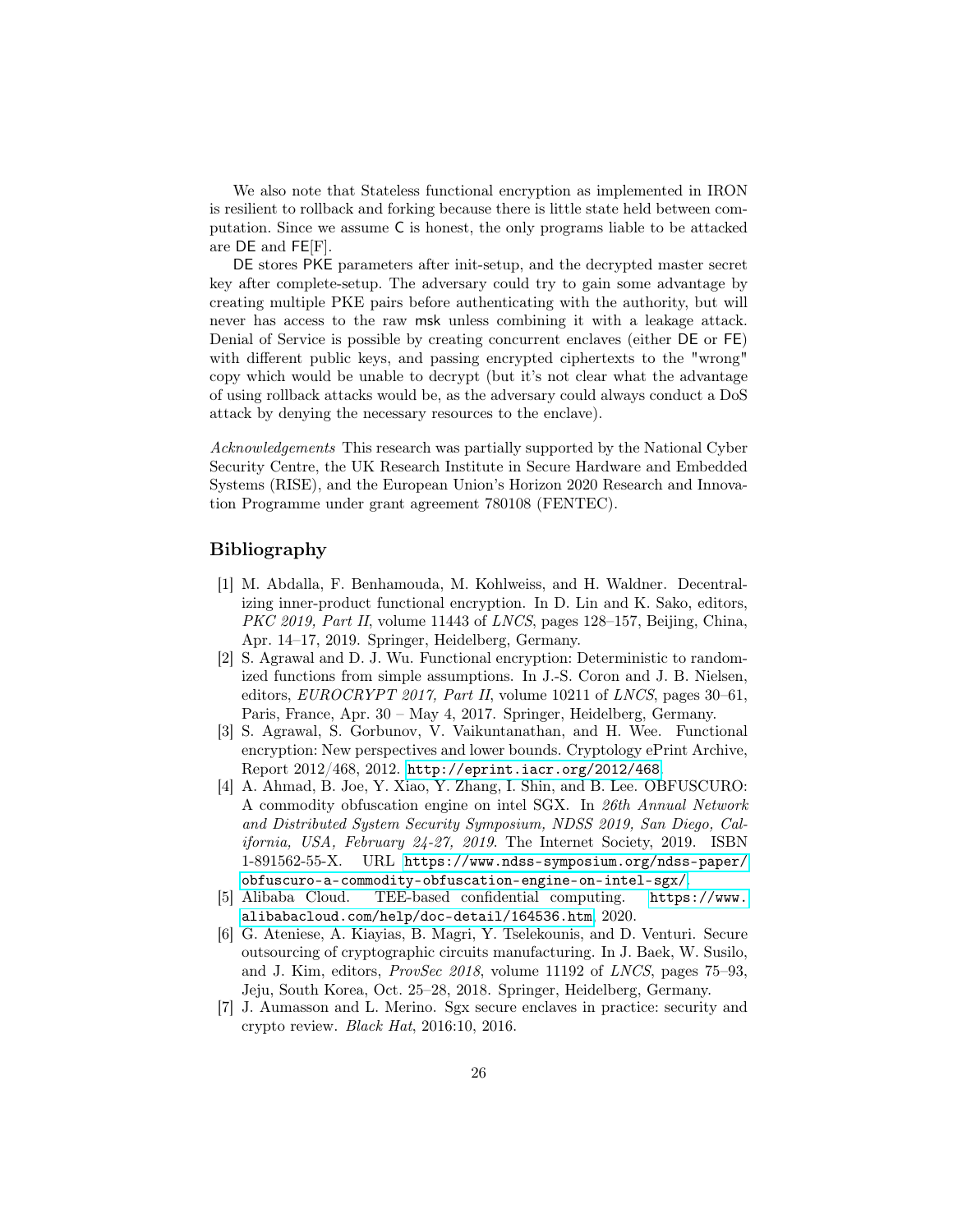We also note that Stateless functional encryption as implemented in IRON is resilient to rollback and forking because there is little state held between computation. Since we assume C is honest, the only programs liable to be attacked are DE and FE[F].

DE stores PKE parameters after init-setup, and the decrypted master secret key after complete-setup. The adversary could try to gain some advantage by creating multiple PKE pairs before authenticating with the authority, but will never has access to the raw msk unless combining it with a leakage attack. Denial of Service is possible by creating concurrent enclaves (either DE or FE) with different public keys, and passing encrypted ciphertexts to the "wrong" copy which would be unable to decrypt (but it's not clear what the advantage of using rollback attacks would be, as the adversary could always conduct a DoS attack by denying the necessary resources to the enclave).

*Acknowledgements* This research was partially supported by the National Cyber Security Centre, the UK Research Institute in Secure Hardware and Embedded Systems (RISE), and the European Union's Horizon 2020 Research and Innovation Programme under grant agreement 780108 (FENTEC).

## Bibliography

[1] M. Abdalla, F. Benhamouda, M. Kohlweiss, and H. Waldner. Decentralizing inner-product functional encryption. In D. Lin and K. Sako, editors, *PKC 2019, Part II*, volume 11443 of *LNCS*, pages 128–157, Beijing, China, Apr. 14–17, 2019. Springer, Heidelberg, Germany.

[2] S. Agrawal and D. J. Wu. Functional encryption: Deterministic to randomized functions from simple assumptions. In J.-S. Coron and J. B. Nielsen, editors, *EUROCRYPT 2017, Part II*, volume 10211 of *LNCS*, pages 30–61, Paris, France, Apr. 30 – May 4, 2017. Springer, Heidelberg, Germany.

[3] S. Agrawal, S. Gorbunov, V. Vaikuntanathan, and H. Wee. Functional encryption: New perspectives and lower bounds. Cryptology ePrint Archive, Report 2012/468, 2012. http://eprint.iacr.org/2012/468.

[4] A. Ahmad, B. Joe, Y. Xiao, Y. Zhang, I. Shin, and B. Lee. OBFUSCURO: A commodity obfuscation engine on intel SGX. In *26th Annual Network and Distributed System Security Symposium, NDSS 2019, San Diego, California, USA, February 24-27, 2019*. The Internet Society, 2019. ISBN 1-891562-55-X. URL https://www.ndss-symposium.org/ndss-paper/obfuscuro-a-commodity-obfuscation-engine-on-intel-sgx/.

[5] Alibaba Cloud. TEE-based confidential computing. https://www.alibabacloud.com/help/doc-detail/164536.htm, 2020.

[6] G. Ateniese, A. Kiayias, B. Magri, Y. Tselekounis, and D. Venturi. Secure outsourcing of cryptographic circuits manufacturing. In J. Baek, W. Susilo, and J. Kim, editors, *ProvSec 2018*, volume 11192 of *LNCS*, pages 75–93, Jeju, South Korea, Oct. 25–28, 2018. Springer, Heidelberg, Germany.

[7] J. Aumasson and L. Merino. Sgx secure enclaves in practice: security and crypto review. *Black Hat*, 2016:10, 2016.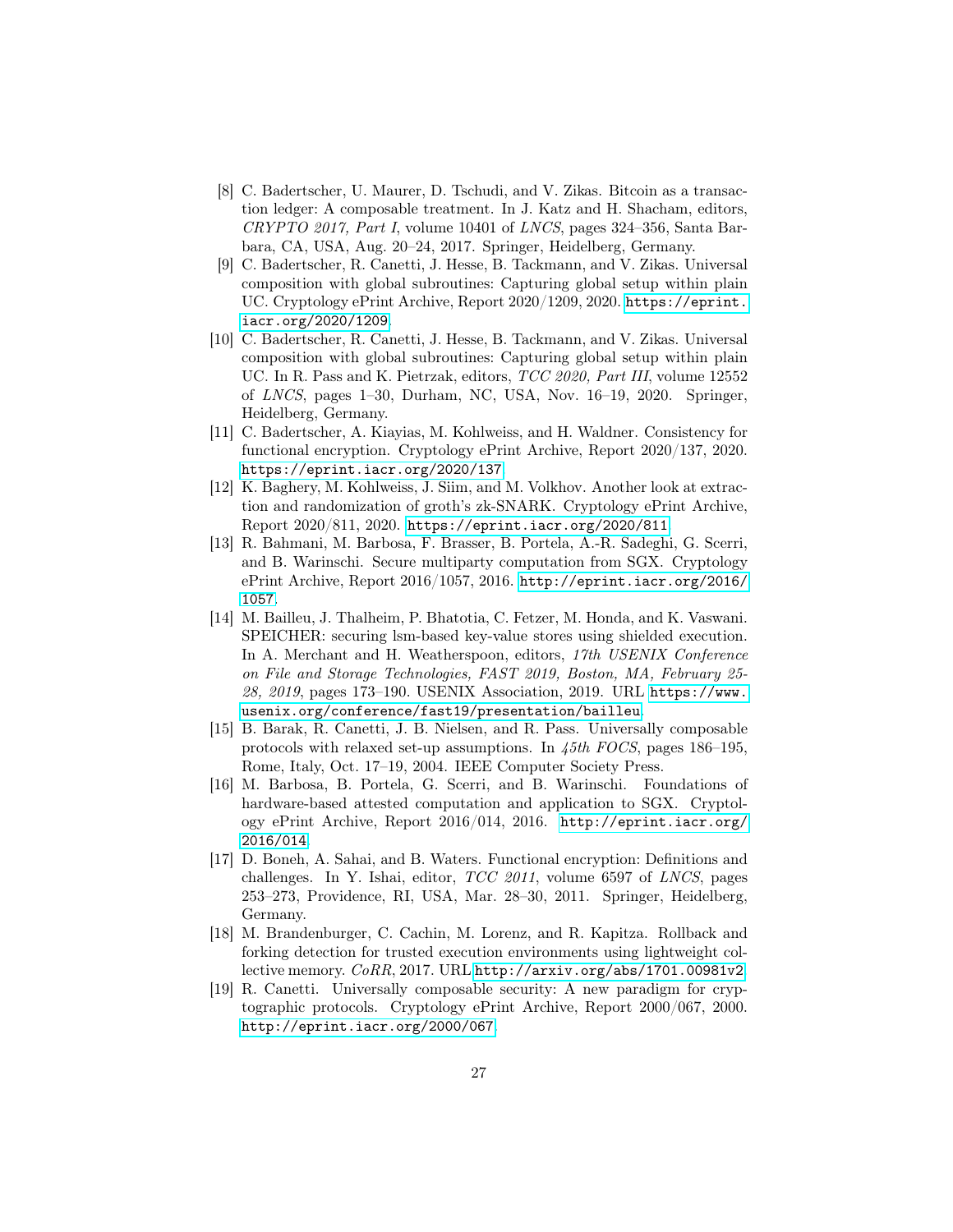[8] C. Badertscher, U. Maurer, D. Tschudi, and V. Zikas. Bitcoin as a transaction ledger: A composable treatment. In J. Katz and H. Shacham, editors, *CRYPTO 2017, Part I*, volume 10401 of *LNCS*, pages 324–356, Santa Barbara, CA, USA, Aug. 20–24, 2017. Springer, Heidelberg, Germany.

[9] C. Badertscher, R. Canetti, J. Hesse, B. Tackmann, and V. Zikas. Universal composition with global subroutines: Capturing global setup within plain UC. Cryptology ePrint Archive, Report 2020/1209, 2020. https://eprint.iacr.org/2020/1209.

[10] C. Badertscher, R. Canetti, J. Hesse, B. Tackmann, and V. Zikas. Universal composition with global subroutines: Capturing global setup within plain UC. In R. Pass and K. Pietrzak, editors, *TCC 2020, Part III*, volume 12552 of *LNCS*, pages 1–30, Durham, NC, USA, Nov. 16–19, 2020. Springer, Heidelberg, Germany.

[11] C. Badertscher, A. Kiayias, M. Kohlweiss, and H. Waldner. Consistency for functional encryption. Cryptology ePrint Archive, Report 2020/137, 2020. https://eprint.iacr.org/2020/137.

[12] K. Baghery, M. Kohlweiss, J. Siim, and M. Volkhov. Another look at extraction and randomization of groth's zk-SNARK. Cryptology ePrint Archive, Report 2020/811, 2020. https://eprint.iacr.org/2020/811.

[13] R. Bahmani, M. Barbosa, F. Brasser, B. Portela, A.-R. Sadeghi, G. Scerri, and B. Warinschi. Secure multiparty computation from SGX. Cryptology ePrint Archive, Report 2016/1057, 2016. http://eprint.iacr.org/2016/1057.

[14] M. Bailleu, J. Thalheim, P. Bhatotia, C. Fetzer, M. Honda, and K. Vaswani. SPEICHER: securing lsm-based key-value stores using shielded execution. In A. Merchant and H. Weatherspoon, editors, *17th USENIX Conference on File and Storage Technologies, FAST 2019, Boston, MA, February 25-28, 2019*, pages 173–190. USENIX Association, 2019. URL https://www.usenix.org/conference/fast19/presentation/bailleu.

[15] B. Barak, R. Canetti, J. B. Nielsen, and R. Pass. Universally composable protocols with relaxed set-up assumptions. In *45th FOCS*, pages 186–195, Rome, Italy, Oct. 17–19, 2004. IEEE Computer Society Press.

[16] M. Barbosa, B. Portela, G. Scerri, and B. Warinschi. Foundations of hardware-based attested computation and application to SGX. Cryptology ePrint Archive, Report 2016/014, 2016. http://eprint.iacr.org/2016/014.

[17] D. Boneh, A. Sahai, and B. Waters. Functional encryption: Definitions and challenges. In Y. Ishai, editor, *TCC 2011*, volume 6597 of *LNCS*, pages 253–273, Providence, RI, USA, Mar. 28–30, 2011. Springer, Heidelberg, Germany.

[18] M. Brandenburger, C. Cachin, M. Lorenz, and R. Kapitza. Rollback and forking detection for trusted execution environments using lightweight collective memory. *CoRR*, 2017. URL http://arxiv.org/abs/1701.00981v2.

[19] R. Canetti. Universally composable security: A new paradigm for cryptographic protocols. Cryptology ePrint Archive, Report 2000/067, 2000. http://eprint.iacr.org/2000/067.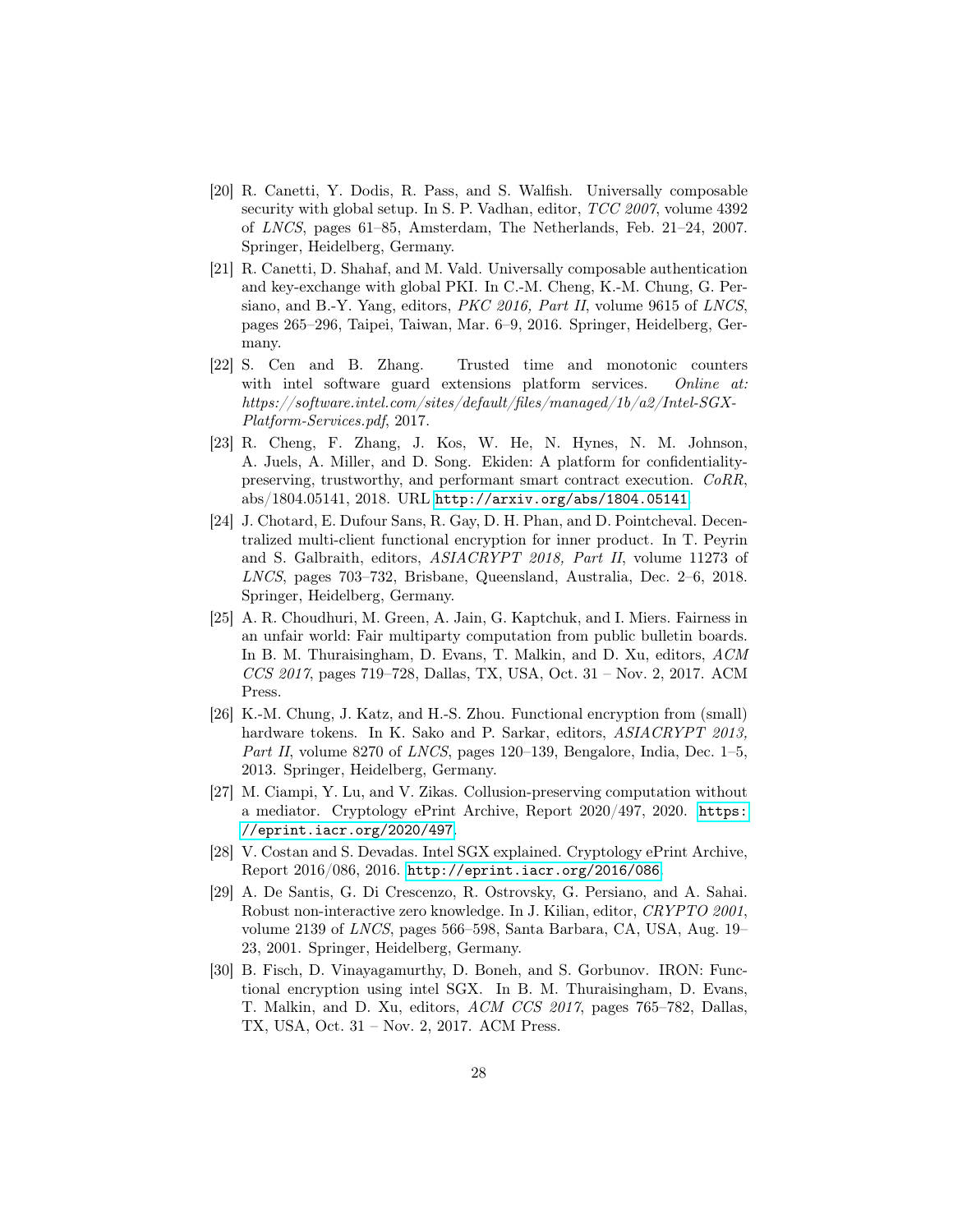[20] R. Canetti, Y. Dodis, R. Pass, and S. Walfish. Universally composable security with global setup. In S. P. Vadhan, editor, *TCC 2007*, volume 4392 of *LNCS*, pages 61–85, Amsterdam, The Netherlands, Feb. 21–24, 2007. Springer, Heidelberg, Germany.

[21] R. Canetti, D. Shahaf, and M. Vald. Universally composable authentication and key-exchange with global PKI. In C.-M. Cheng, K.-M. Chung, G. Persiano, and B.-Y. Yang, editors, *PKC 2016, Part II*, volume 9615 of *LNCS*, pages 265–296, Taipei, Taiwan, Mar. 6–9, 2016. Springer, Heidelberg, Germany.

[22] S. Cen and B. Zhang. Trusted time and monotonic counters with intel software guard extensions platform services. *Online at: https://software.intel.com/sites/default/files/managed/1b/a2/Intel-SGX-Platform-Services.pdf*, 2017.

[23] R. Cheng, F. Zhang, J. Kos, W. He, N. Hynes, N. M. Johnson, A. Juels, A. Miller, and D. Song. Ekiden: A platform for confidentiality-preserving, trustworthy, and performant smart contract execution. *CoRR*, abs/1804.05141, 2018. URL http://arxiv.org/abs/1804.05141.

[24] J. Chotard, E. Dufour Sans, R. Gay, D. H. Phan, and D. Pointcheval. Decentralized multi-client functional encryption for inner product. In T. Peyrin and S. Galbraith, editors, *ASIACRYPT 2018, Part II*, volume 11273 of *LNCS*, pages 703–732, Brisbane, Queensland, Australia, Dec. 2–6, 2018. Springer, Heidelberg, Germany.

[25] A. R. Choudhuri, M. Green, A. Jain, G. Kaptchuk, and I. Miers. Fairness in an unfair world: Fair multiparty computation from public bulletin boards. In B. M. Thuraisingham, D. Evans, T. Malkin, and D. Xu, editors, *ACM CCS 2017*, pages 719–728, Dallas, TX, USA, Oct. 31 – Nov. 2, 2017. ACM Press.

[26] K.-M. Chung, J. Katz, and H.-S. Zhou. Functional encryption from (small) hardware tokens. In K. Sako and P. Sarkar, editors, *ASIACRYPT 2013, Part II*, volume 8270 of *LNCS*, pages 120–139, Bengalore, India, Dec. 1–5, 2013. Springer, Heidelberg, Germany.

[27] M. Ciampi, Y. Lu, and V. Zikas. Collusion-preserving computation without a mediator. Cryptology ePrint Archive, Report 2020/497, 2020. https://eprint.iacr.org/2020/497.

[28] V. Costan and S. Devadas. Intel SGX explained. Cryptology ePrint Archive, Report 2016/086, 2016. http://eprint.iacr.org/2016/086.

[29] A. De Santis, G. Di Crescenzo, R. Ostrovsky, G. Persiano, and A. Sahai. Robust non-interactive zero knowledge. In J. Kilian, editor, *CRYPTO 2001*, volume 2139 of *LNCS*, pages 566–598, Santa Barbara, CA, USA, Aug. 19–23, 2001. Springer, Heidelberg, Germany.

[30] B. Fisch, D. Vinayagamurthy, D. Boneh, and S. Gorbunov. IRON: Functional encryption using intel SGX. In B. M. Thuraisingham, D. Evans, T. Malkin, and D. Xu, editors, *ACM CCS 2017*, pages 765–782, Dallas, TX, USA, Oct. 31 – Nov. 2, 2017. ACM Press.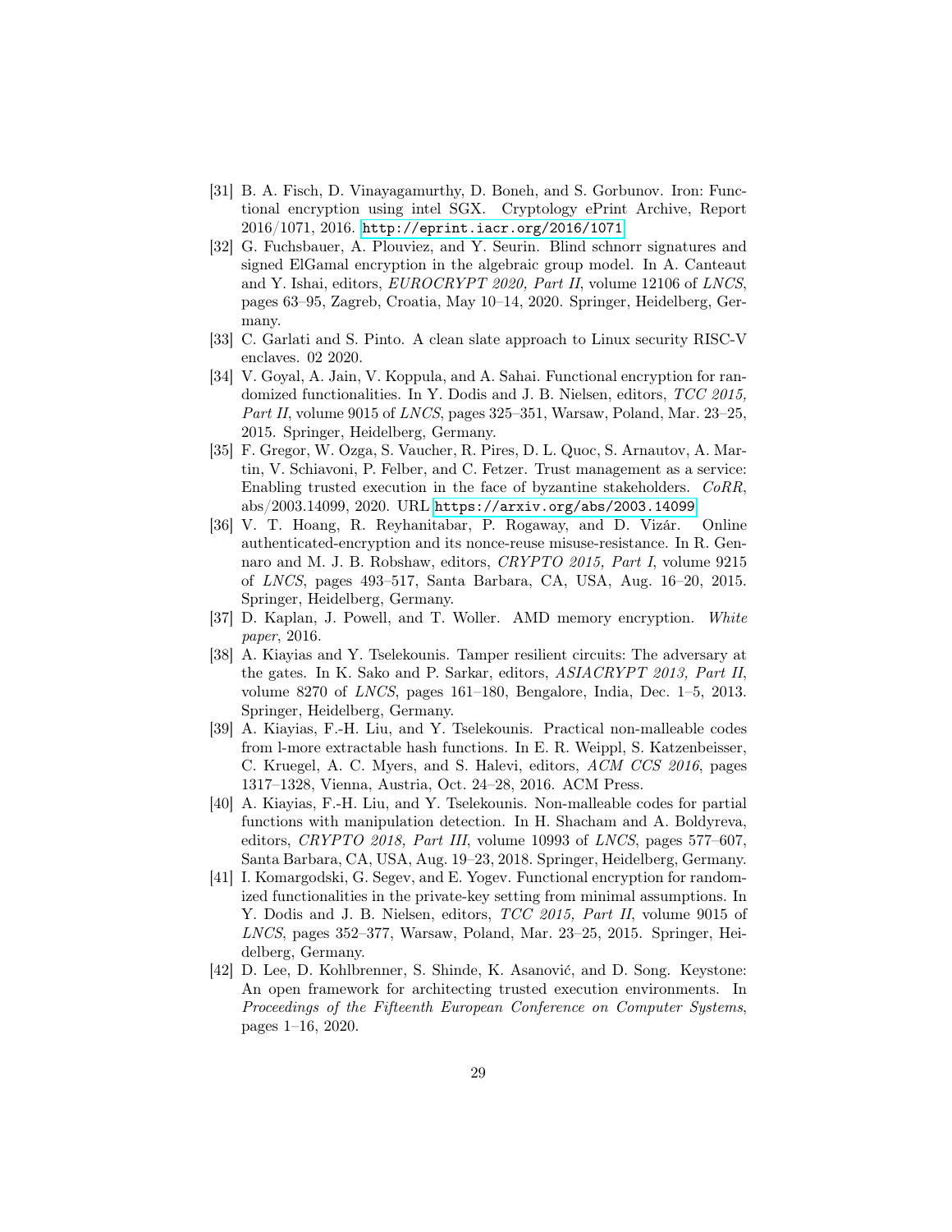[31] B. A. Fisch, D. Vinayagamurthy, D. Boneh, and S. Gorbunov. Iron: Functional encryption using intel SGX. Cryptology ePrint Archive, Report 2016/1071, 2016. http://eprint.iacr.org/2016/1071

[32] G. Fuchsbauer, A. Plouviez, and Y. Seurin. Blind schnorr signatures and signed ElGamal encryption in the algebraic group model. In A. Canteaut and Y. Ishai, editors, *EUROCRYPT 2020, Part II*, volume 12106 of *LNCS*, pages 63–95, Zagreb, Croatia, May 10–14, 2020. Springer, Heidelberg, Germany.

[33] C. Garlati and S. Pinto. A clean slate approach to Linux security RISC-V enclaves. 02 2020.

[34] V. Goyal, A. Jain, V. Koppula, and A. Sahai. Functional encryption for randomized functionalities. In Y. Dodis and J. B. Nielsen, editors, *TCC 2015, Part II*, volume 9015 of *LNCS*, pages 325–351, Warsaw, Poland, Mar. 23–25, 2015. Springer, Heidelberg, Germany.

[35] F. Gregor, W. Ozga, S. Vaucher, R. Pires, D. L. Quoc, S. Arnautov, A. Martin, V. Schiavoni, P. Felber, and C. Fetzer. Trust management as a service: Enabling trusted execution in the face of byzantine stakeholders. *CoRR*, abs/2003.14099, 2020. URL https://arxiv.org/abs/2003.14099

[36] V. T. Hoang, R. Reyhanitabar, P. Rogaway, and D. Vizár. Online authenticated-encryption and its nonce-reuse misuse-resistance. In R. Gennaro and M. J. B. Robshaw, editors, *CRYPTO 2015, Part I*, volume 9215 of *LNCS*, pages 493–517, Santa Barbara, CA, USA, Aug. 16–20, 2015. Springer, Heidelberg, Germany.

[37] D. Kaplan, J. Powell, and T. Woller. AMD memory encryption. *White paper*, 2016.

[38] A. Kiayias and Y. Tselekounis. Tamper resilient circuits: The adversary at the gates. In K. Sako and P. Sarkar, editors, *ASIACRYPT 2013, Part II*, volume 8270 of *LNCS*, pages 161–180, Bengalore, India, Dec. 1–5, 2013. Springer, Heidelberg, Germany.

[39] A. Kiayias, F.-H. Liu, and Y. Tselekounis. Practical non-malleable codes from l-more extractable hash functions. In E. R. Weippl, S. Katzenbeisser, C. Kruegel, A. C. Myers, and S. Halevi, editors, *ACM CCS 2016*, pages 1317–1328, Vienna, Austria, Oct. 24–28, 2016. ACM Press.

[40] A. Kiayias, F.-H. Liu, and Y. Tselekounis. Non-malleable codes for partial functions with manipulation detection. In H. Shacham and A. Boldyreva, editors, *CRYPTO 2018, Part III*, volume 10993 of *LNCS*, pages 577–607, Santa Barbara, CA, USA, Aug. 19–23, 2018. Springer, Heidelberg, Germany.

[41] I. Komargodski, G. Segev, and E. Yogev. Functional encryption for randomized functionalities in the private-key setting from minimal assumptions. In Y. Dodis and J. B. Nielsen, editors, *TCC 2015, Part II*, volume 9015 of *LNCS*, pages 352–377, Warsaw, Poland, Mar. 23–25, 2015. Springer, Heidelberg, Germany.

[42] D. Lee, D. Kohlbrenner, S. Shinde, K. Asanović, and D. Song. Keystone: An open framework for architecting trusted execution environments. In *Proceedings of the Fifteenth European Conference on Computer Systems*, pages 1–16, 2020.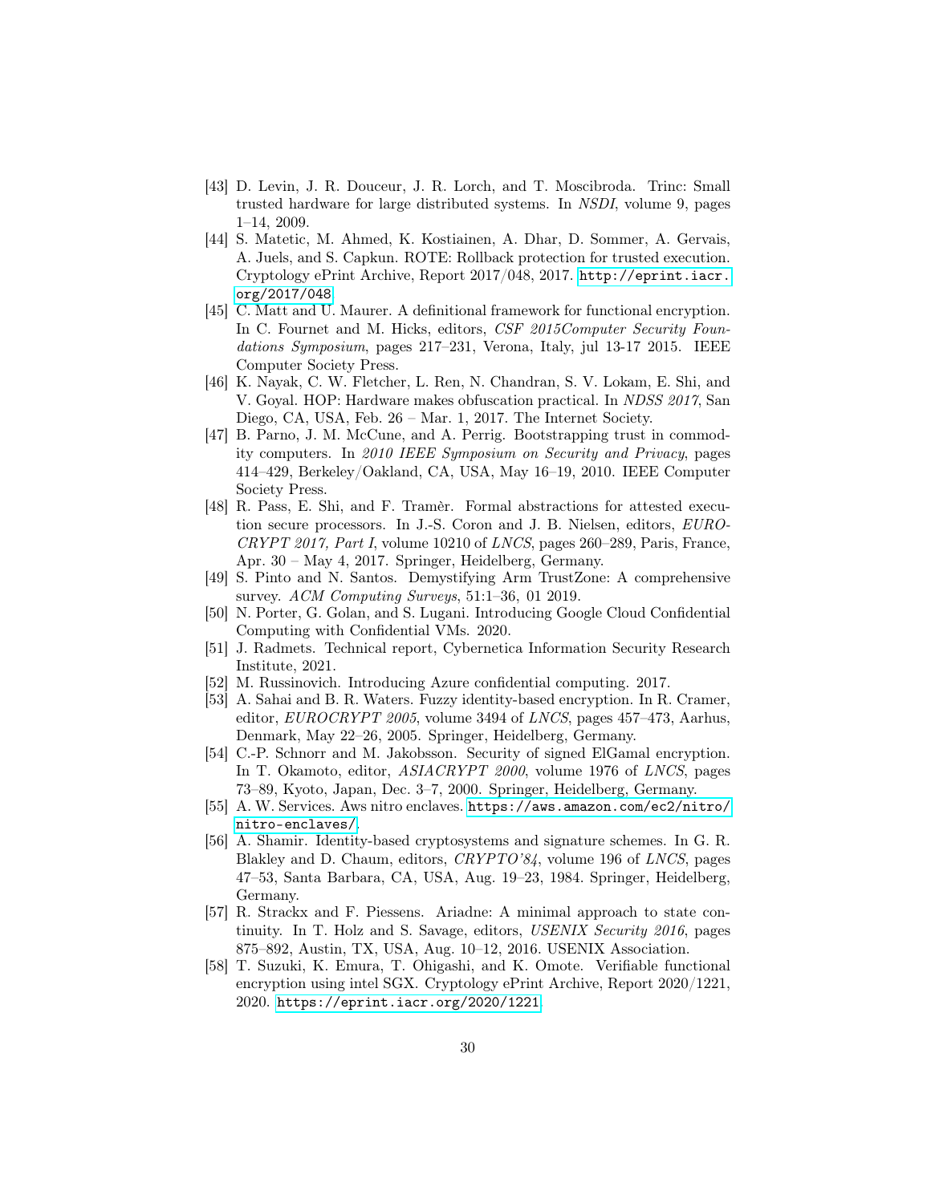[43] D. Levin, J. R. Douceur, J. R. Lorch, and T. Moscibroda. Trinc: Small trusted hardware for large distributed systems. In *NSDI*, volume 9, pages 1–14, 2009.

[44] S. Matetic, M. Ahmed, K. Kostiainen, A. Dhar, D. Sommer, A. Gervais, A. Juels, and S. Capkun. ROTE: Rollback protection for trusted execution. Cryptology ePrint Archive, Report 2017/048, 2017. http://eprint.iacr.org/2017/048.

[45] C. Matt and U. Maurer. A definitional framework for functional encryption. In C. Fournet and M. Hicks, editors, *CSF 2015Computer Security Foundations Symposium*, pages 217–231, Verona, Italy, jul 13-17 2015. IEEE Computer Society Press.

[46] K. Nayak, C. W. Fletcher, L. Ren, N. Chandran, S. V. Lokam, E. Shi, and V. Goyal. HOP: Hardware makes obfuscation practical. In *NDSS 2017*, San Diego, CA, USA, Feb. 26 – Mar. 1, 2017. The Internet Society.

[47] B. Parno, J. M. McCune, and A. Perrig. Bootstrapping trust in commodity computers. In *2010 IEEE Symposium on Security and Privacy*, pages 414–429, Berkeley/Oakland, CA, USA, May 16–19, 2010. IEEE Computer Society Press.

[48] R. Pass, E. Shi, and F. Tramèr. Formal abstractions for attested execution secure processors. In J.-S. Coron and J. B. Nielsen, editors, *EUROCRYPT 2017, Part I*, volume 10210 of *LNCS*, pages 260–289, Paris, France, Apr. 30 – May 4, 2017. Springer, Heidelberg, Germany.

[49] S. Pinto and N. Santos. Demystifying Arm TrustZone: A comprehensive survey. *ACM Computing Surveys*, 51:1–36, 01 2019.

[50] N. Porter, G. Golan, and S. Lugani. Introducing Google Cloud Confidential Computing with Confidential VMs. 2020.

[51] J. Radmets. Technical report, Cybernetica Information Security Research Institute, 2021.

[52] M. Russinovich. Introducing Azure confidential computing. 2017.

[53] A. Sahai and B. R. Waters. Fuzzy identity-based encryption. In R. Cramer, editor, *EUROCRYPT 2005*, volume 3494 of *LNCS*, pages 457–473, Aarhus, Denmark, May 22–26, 2005. Springer, Heidelberg, Germany.

[54] C.-P. Schnorr and M. Jakobsson. Security of signed ElGamal encryption. In T. Okamoto, editor, *ASIACRYPT 2000*, volume 1976 of *LNCS*, pages 73–89, Kyoto, Japan, Dec. 3–7, 2000. Springer, Heidelberg, Germany.

[55] A. W. Services. Aws nitro enclaves. https://aws.amazon.com/ec2/nitro/nitro-enclaves/.

[56] A. Shamir. Identity-based cryptosystems and signature schemes. In G. R. Blakley and D. Chaum, editors, *CRYPTO'84*, volume 196 of *LNCS*, pages 47–53, Santa Barbara, CA, USA, Aug. 19–23, 1984. Springer, Heidelberg, Germany.

[57] R. Strackx and F. Piessens. Ariadne: A minimal approach to state continuity. In T. Holz and S. Savage, editors, *USENIX Security 2016*, pages 875–892, Austin, TX, USA, Aug. 10–12, 2016. USENIX Association.

[58] T. Suzuki, K. Emura, T. Ohigashi, and K. Omote. Verifiable functional encryption using intel SGX. Cryptology ePrint Archive, Report 2020/1221, 2020. https://eprint.iacr.org/2020/1221.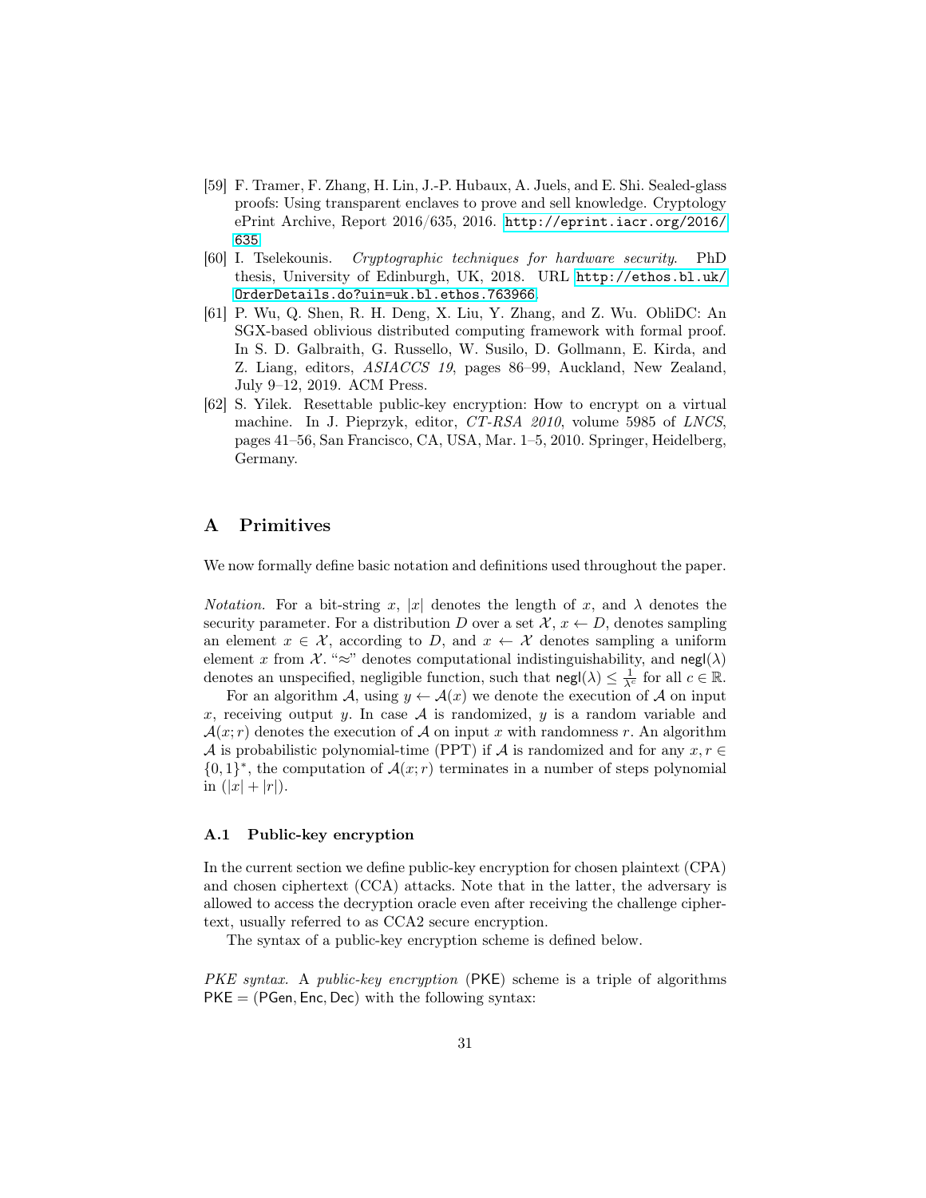[59] F. Tramer, F. Zhang, H. Lin, J.-P. Hubaux, A. Juels, and E. Shi. Sealed-glass proofs: Using transparent enclaves to prove and sell knowledge. Cryptology ePrint Archive, Report 2016/635, 2016. http://eprint.iacr.org/2016/635.

[60] I. Tselekounis. *Cryptographic techniques for hardware security*. PhD thesis, University of Edinburgh, UK, 2018. URL http://ethos.bl.uk/OrderDetails.do?uin=uk.bl.ethos.763966.

[61] P. Wu, Q. Shen, R. H. Deng, X. Liu, Y. Zhang, and Z. Wu. ObliDC: An SGX-based oblivious distributed computing framework with formal proof. In S. D. Galbraith, G. Russello, W. Susilo, D. Gollmann, E. Kirda, and Z. Liang, editors, *ASIACCS 19*, pages 86–99, Auckland, New Zealand, July 9–12, 2019. ACM Press.

[62] S. Yilek. Resettable public-key encryption: How to encrypt on a virtual machine. In J. Pieprzyk, editor, *CT-RSA 2010*, volume 5985 of *LNCS*, pages 41–56, San Francisco, CA, USA, Mar. 1–5, 2010. Springer, Heidelberg, Germany.

# A Primitives

We now formally define basic notation and definitions used throughout the paper.

*Notation.* For a bit-string $x$, $|x|$ denotes the length of $x$, and $\lambda$ denotes the security parameter. For a distribution $D$ over a set $\mathcal{X}$, $x \leftarrow D$, denotes sampling an element $x \in \mathcal{X}$, according to $D$, and $x \leftarrow \mathcal{X}$ denotes sampling a uniform element $x$ from $\mathcal{X}$. "$\approx$" denotes computational indistinguishability, and $\mathsf{negl}(\lambda)$ denotes an unspecified, negligible function, such that $\mathsf{negl}(\lambda) \leq \frac{1}{\lambda^c}$ for all $c \in \mathbb{R}$.

For an algorithm $\mathcal{A}$, using $y \leftarrow \mathcal{A}(x)$ we denote the execution of $\mathcal{A}$ on input $x$, receiving output $y$. In case $\mathcal{A}$ is randomized, $y$ is a random variable and $\mathcal{A}(x; r)$ denotes the execution of $\mathcal{A}$ on input $x$ with randomness $r$. An algorithm $\mathcal{A}$ is probabilistic polynomial-time (PPT) if $\mathcal{A}$ is randomized and for any $x, r \in \{0,1\}^*$, the computation of $\mathcal{A}(x; r)$ terminates in a number of steps polynomial in $(|x| + |r|)$.

## A.1 Public-key encryption

In the current section we define public-key encryption for chosen plaintext (CPA) and chosen ciphertext (CCA) attacks. Note that in the latter, the adversary is allowed to access the decryption oracle even after receiving the challenge ciphertext, usually referred to as CCA2 secure encryption.

The syntax of a public-key encryption scheme is defined below.

*PKE syntax.* A *public-key encryption* ($\mathsf{PKE}$) scheme is a triple of algorithms $\mathsf{PKE} = (\mathsf{PGen}, \mathsf{Enc}, \mathsf{Dec})$ with the following syntax: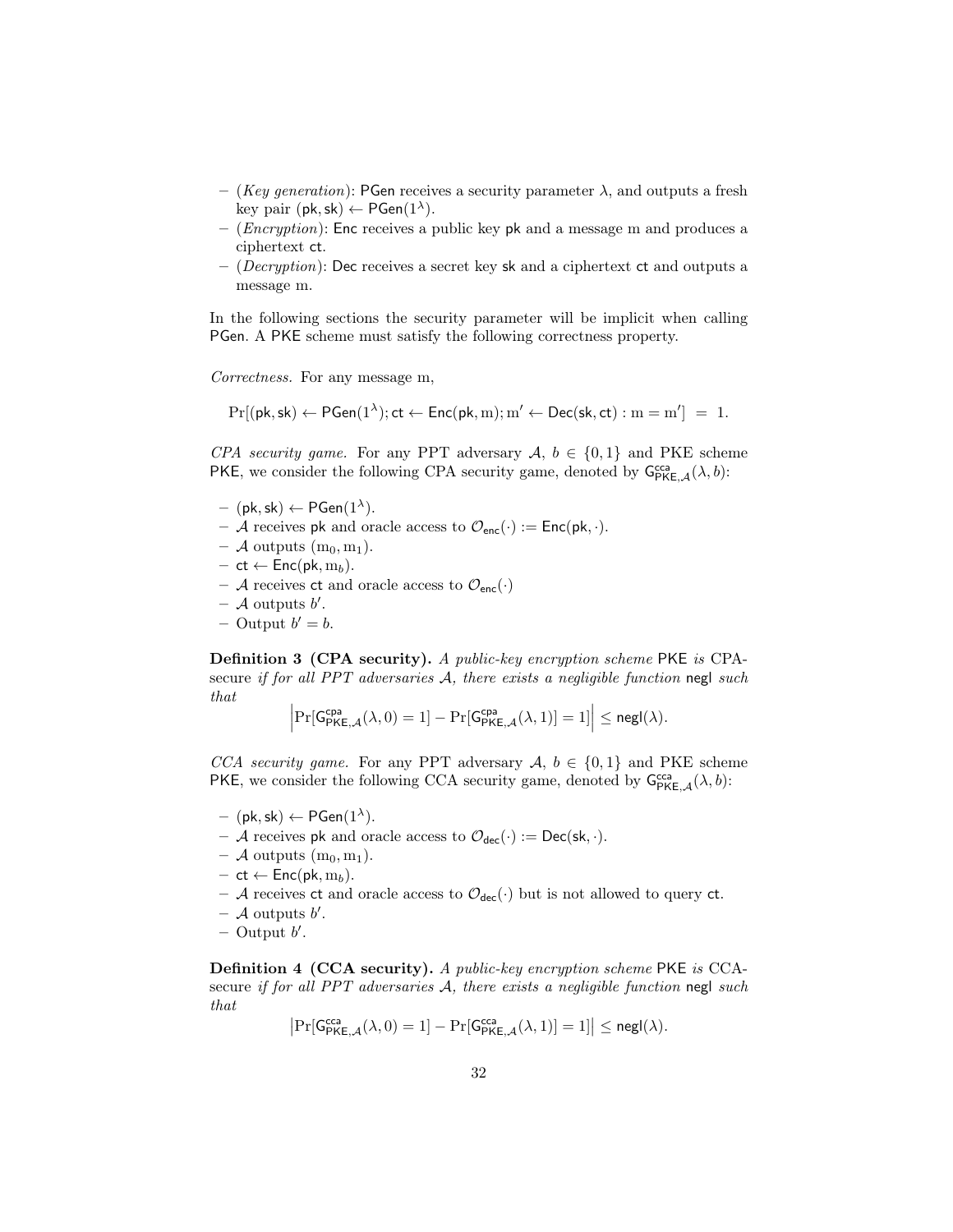- (*Key generation*): $\mathsf{PGen}$ receives a security parameter $\lambda$, and outputs a fresh key pair $(\mathsf{pk}, \mathsf{sk}) \leftarrow \mathsf{PGen}(1^\lambda)$.
- (*Encryption*): $\mathsf{Enc}$ receives a public key $\mathsf{pk}$ and a message $\mathrm{m}$ and produces a ciphertext $\mathsf{ct}$.
- (*Decryption*): $\mathsf{Dec}$ receives a secret key $\mathsf{sk}$ and a ciphertext $\mathsf{ct}$ and outputs a message $\mathrm{m}$.

In the following sections the security parameter will be implicit when calling $\mathsf{PGen}$. A $\mathsf{PKE}$ scheme must satisfy the following correctness property.

*Correctness.* For any message $\mathrm{m}$,

$$\Pr[(\mathsf{pk}, \mathsf{sk}) \leftarrow \mathsf{PGen}(1^\lambda); \mathsf{ct} \leftarrow \mathsf{Enc}(\mathsf{pk}, \mathrm{m}); \mathrm{m}' \leftarrow \mathsf{Dec}(\mathsf{sk}, \mathsf{ct}) : \mathrm{m} = \mathrm{m}'] \;=\; 1.$$

*CPA security game.* For any PPT adversary $\mathcal{A}$, $b \in \{0, 1\}$ and PKE scheme $\mathsf{PKE}$, we consider the following CPA security game, denoted by $\mathsf{G}^{\mathsf{cca}}_{\mathsf{PKE},\mathcal{A}}(\lambda, b)$:

- $(\mathsf{pk}, \mathsf{sk}) \leftarrow \mathsf{PGen}(1^\lambda)$.
- $\mathcal{A}$ receives $\mathsf{pk}$ and oracle access to $\mathcal{O}_{\mathsf{enc}}(\cdot) := \mathsf{Enc}(\mathsf{pk}, \cdot)$.
- $\mathcal{A}$ outputs $(\mathrm{m}_0, \mathrm{m}_1)$.
- $\mathsf{ct} \leftarrow \mathsf{Enc}(\mathsf{pk}, \mathrm{m}_b)$.
- $\mathcal{A}$ receives $\mathsf{ct}$ and oracle access to $\mathcal{O}_{\mathsf{enc}}(\cdot)$
- $\mathcal{A}$ outputs $b'$.
- Output $b' = b$.

**Definition 3 (CPA security).** *A public-key encryption scheme* $\mathsf{PKE}$ *is* CPA-secure *if for all PPT adversaries* $\mathcal{A}$*, there exists a negligible function* $\mathsf{negl}$ *such that*

$$\left|\Pr[\mathsf{G}^{\mathsf{cpa}}_{\mathsf{PKE},\mathcal{A}}(\lambda, 0) = 1] - \Pr[\mathsf{G}^{\mathsf{cpa}}_{\mathsf{PKE},\mathcal{A}}(\lambda, 1)] = 1]\right| \leq \mathsf{negl}(\lambda).$$

*CCA security game.* For any PPT adversary $\mathcal{A}$, $b \in \{0, 1\}$ and PKE scheme $\mathsf{PKE}$, we consider the following CCA security game, denoted by $\mathsf{G}^{\mathsf{cca}}_{\mathsf{PKE},\mathcal{A}}(\lambda, b)$:

- $(\mathsf{pk}, \mathsf{sk}) \leftarrow \mathsf{PGen}(1^\lambda)$.
- $\mathcal{A}$ receives $\mathsf{pk}$ and oracle access to $\mathcal{O}_{\mathsf{dec}}(\cdot) := \mathsf{Dec}(\mathsf{sk}, \cdot)$.
- $\mathcal{A}$ outputs $(\mathrm{m}_0, \mathrm{m}_1)$.
- $\mathsf{ct} \leftarrow \mathsf{Enc}(\mathsf{pk}, \mathrm{m}_b)$.
- $\mathcal{A}$ receives $\mathsf{ct}$ and oracle access to $\mathcal{O}_{\mathsf{dec}}(\cdot)$ but is not allowed to query $\mathsf{ct}$.
- $\mathcal{A}$ outputs $b'$.
- Output $b'$.

**Definition 4 (CCA security).** *A public-key encryption scheme* $\mathsf{PKE}$ *is* CCA-secure *if for all PPT adversaries* $\mathcal{A}$*, there exists a negligible function* $\mathsf{negl}$ *such that*

$$\left|\Pr[\mathsf{G}^{\mathsf{cca}}_{\mathsf{PKE},\mathcal{A}}(\lambda, 0) = 1] - \Pr[\mathsf{G}^{\mathsf{cca}}_{\mathsf{PKE},\mathcal{A}}(\lambda, 1)] = 1]\right| \leq \mathsf{negl}(\lambda).$$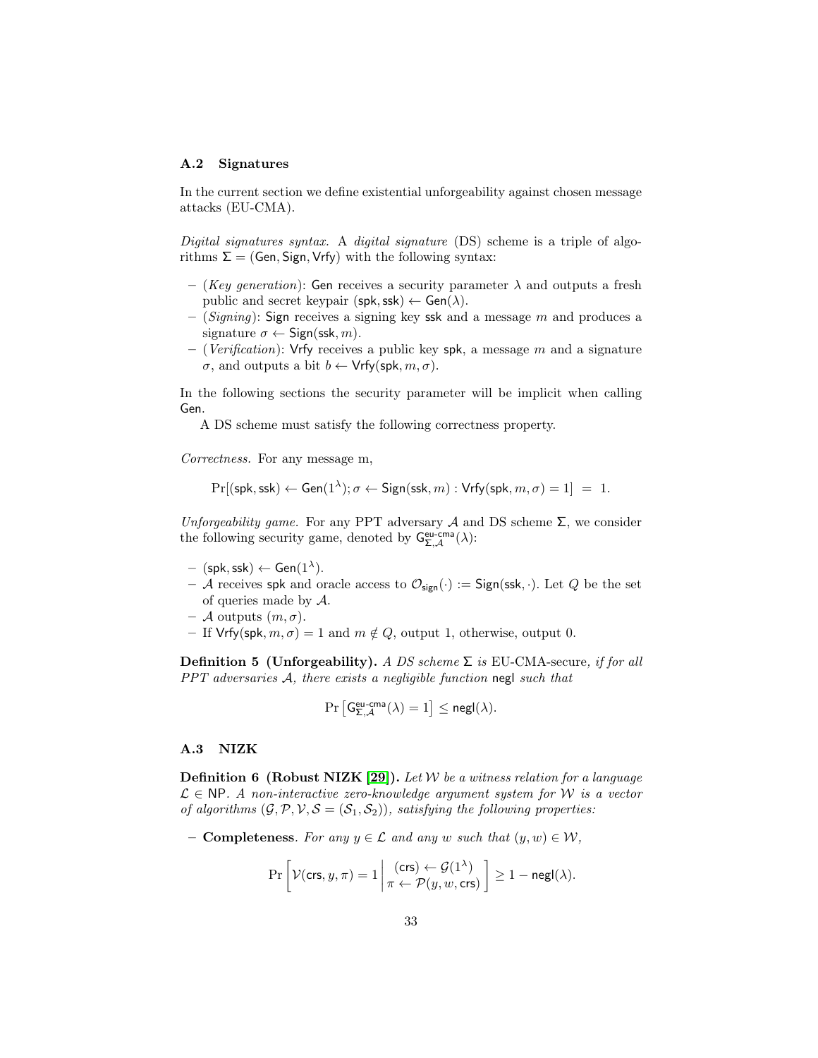### A.2 Signatures

In the current section we define existential unforgeability against chosen message attacks (EU-CMA).

*Digital signatures syntax.* A *digital signature* (DS) scheme is a triple of algorithms $\Sigma = (\mathsf{Gen}, \mathsf{Sign}, \mathsf{Vrfy})$ with the following syntax:

- (*Key generation*): $\mathsf{Gen}$ receives a security parameter $\lambda$ and outputs a fresh public and secret keypair $(\mathsf{spk}, \mathsf{ssk}) \leftarrow \mathsf{Gen}(\lambda)$.
- (*Signing*): $\mathsf{Sign}$ receives a signing key $\mathsf{ssk}$ and a message $m$ and produces a signature $\sigma \leftarrow \mathsf{Sign}(\mathsf{ssk}, m)$.
- (*Verification*): $\mathsf{Vrfy}$ receives a public key $\mathsf{spk}$, a message $m$ and a signature $\sigma$, and outputs a bit $b \leftarrow \mathsf{Vrfy}(\mathsf{spk}, m, \sigma)$.

In the following sections the security parameter will be implicit when calling $\mathsf{Gen}$.

A DS scheme must satisfy the following correctness property.

*Correctness.* For any message m,

$$\Pr[(\mathsf{spk}, \mathsf{ssk}) \leftarrow \mathsf{Gen}(1^\lambda); \sigma \leftarrow \mathsf{Sign}(\mathsf{ssk}, m) : \mathsf{Vrfy}(\mathsf{spk}, m, \sigma) = 1] \ = \ 1.$$

*Unforgeability game.* For any PPT adversary $\mathcal{A}$ and DS scheme $\Sigma$, we consider the following security game, denoted by $\mathsf{G}^{\mathsf{eu\text{-}cma}}_{\Sigma,\mathcal{A}}(\lambda)$:

- $(\mathsf{spk}, \mathsf{ssk}) \leftarrow \mathsf{Gen}(1^\lambda)$.
- $\mathcal{A}$ receives $\mathsf{spk}$ and oracle access to $\mathcal{O}_{\mathsf{sign}}(\cdot) := \mathsf{Sign}(\mathsf{ssk}, \cdot)$. Let $Q$ be the set of queries made by $\mathcal{A}$.
- $\mathcal{A}$ outputs $(m, \sigma)$.
- If $\mathsf{Vrfy}(\mathsf{spk}, m, \sigma) = 1$ and $m \notin Q$, output 1, otherwise, output 0.

**Definition 5 (Unforgeability).** *A DS scheme $\Sigma$ is* EU-CMA-secure*, if for all PPT adversaries $\mathcal{A}$, there exists a negligible function* $\mathsf{negl}$ *such that*

$$\Pr\left[\mathsf{G}^{\mathsf{eu\text{-}cma}}_{\Sigma,\mathcal{A}}(\lambda) = 1\right] \leq \mathsf{negl}(\lambda).$$

### A.3 NIZK

**Definition 6 (Robust NIZK [29]).** *Let $\mathcal{W}$ be a witness relation for a language $\mathcal{L} \in \mathsf{NP}$. A non-interactive zero-knowledge argument system for $\mathcal{W}$ is a vector of algorithms $(\mathcal{G}, \mathcal{P}, \mathcal{V}, \mathcal{S} = (\mathcal{S}_1, \mathcal{S}_2))$, satisfying the following properties:*

- **Completeness**. *For any $y \in \mathcal{L}$ and any $w$ such that $(y, w) \in \mathcal{W}$,*

$$\Pr\left[\mathcal{V}(\mathsf{crs}, y, \pi) = 1 \,\middle|\, \begin{array}{c}(\mathsf{crs}) \leftarrow \mathcal{G}(1^\lambda) \\ \pi \leftarrow \mathcal{P}(y, w, \mathsf{crs})\end{array}\right] \geq 1 - \mathsf{negl}(\lambda).$$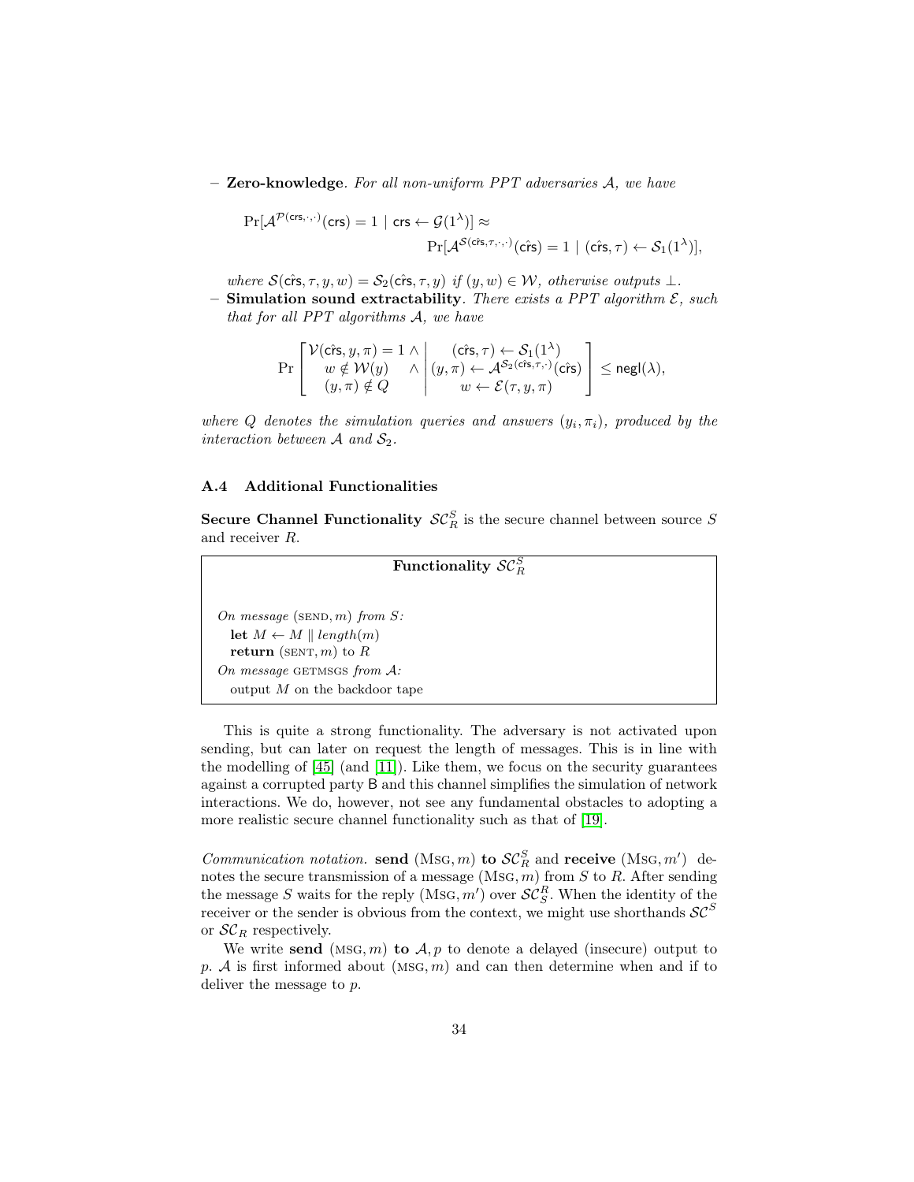– **Zero-knowledge**. *For all non-uniform PPT adversaries $\mathcal{A}$, we have*

$$\Pr[\mathcal{A}^{\mathcal{P}(\mathsf{crs},\cdot,\cdot)}(\mathsf{crs}) = 1 \mid \mathsf{crs} \leftarrow \mathcal{G}(1^\lambda)] \approx \Pr[\mathcal{A}^{\mathcal{S}(\hat{\mathsf{crs}},\tau,\cdot,\cdot)}(\hat{\mathsf{crs}}) = 1 \mid (\hat{\mathsf{crs}}, \tau) \leftarrow \mathcal{S}_1(1^\lambda)],$$

*where $\mathcal{S}(\hat{\mathsf{crs}}, \tau, y, w) = \mathcal{S}_2(\hat{\mathsf{crs}}, \tau, y)$ if $(y, w) \in \mathcal{W}$, otherwise outputs $\perp$.*

– **Simulation sound extractability**. *There exists a PPT algorithm $\mathcal{E}$, such that for all PPT algorithms $\mathcal{A}$, we have*

$$\Pr\left[\begin{array}{c} \mathcal{V}(\hat{\mathsf{crs}}, y, \pi) = 1 \wedge \\ w \notin \mathcal{W}(y) \quad \wedge \\ (y, \pi) \notin Q \end{array} \middle| \begin{array}{c} (\hat{\mathsf{crs}}, \tau) \leftarrow \mathcal{S}_1(1^\lambda) \\ (y, \pi) \leftarrow \mathcal{A}^{\mathcal{S}_2(\hat{\mathsf{crs}},\tau,\cdot)}(\hat{\mathsf{crs}}) \\ w \leftarrow \mathcal{E}(\tau, y, \pi) \end{array}\right] \leq \mathsf{negl}(\lambda),$$

*where $Q$ denotes the simulation queries and answers $(y_i, \pi_i)$, produced by the interaction between $\mathcal{A}$ and $\mathcal{S}_2$.*

### A.4 Additional Functionalities

**Secure Channel Functionality** $\mathcal{SC}^S_R$ is the secure channel between source $S$ and receiver $R$.

**Functionality $\mathcal{SC}^S_R$**

*On message* (SEND, $m$) *from $S$:*
  **let** $M \leftarrow M \parallel length(m)$
  **return** (SENT, $m$) to $R$
*On message* GETMSGS *from $\mathcal{A}$:*
  output $M$ on the backdoor tape

This is quite a strong functionality. The adversary is not activated upon sending, but can later on request the length of messages. This is in line with the modelling of [45] (and [11]). Like them, we focus on the security guarantees against a corrupted party B and this channel simplifies the simulation of network interactions. We do, however, not see any fundamental obstacles to adopting a more realistic secure channel functionality such as that of [19].

*Communication notation.* **send** (MSG, $m$) **to** $\mathcal{SC}^S_R$ and **receive** (MSG, $m'$) denotes the secure transmission of a message (MSG, $m$) from $S$ to $R$. After sending the message $S$ waits for the reply (MSG, $m'$) over $\mathcal{SC}^R_S$. When the identity of the receiver or the sender is obvious from the context, we might use shorthands $\mathcal{SC}^S$ or $\mathcal{SC}_R$ respectively.

We write **send** (MSG, $m$) **to** $\mathcal{A}, p$ to denote a delayed (insecure) output to $p$. $\mathcal{A}$ is first informed about (MSG, $m$) and can then determine when and if to deliver the message to $p$.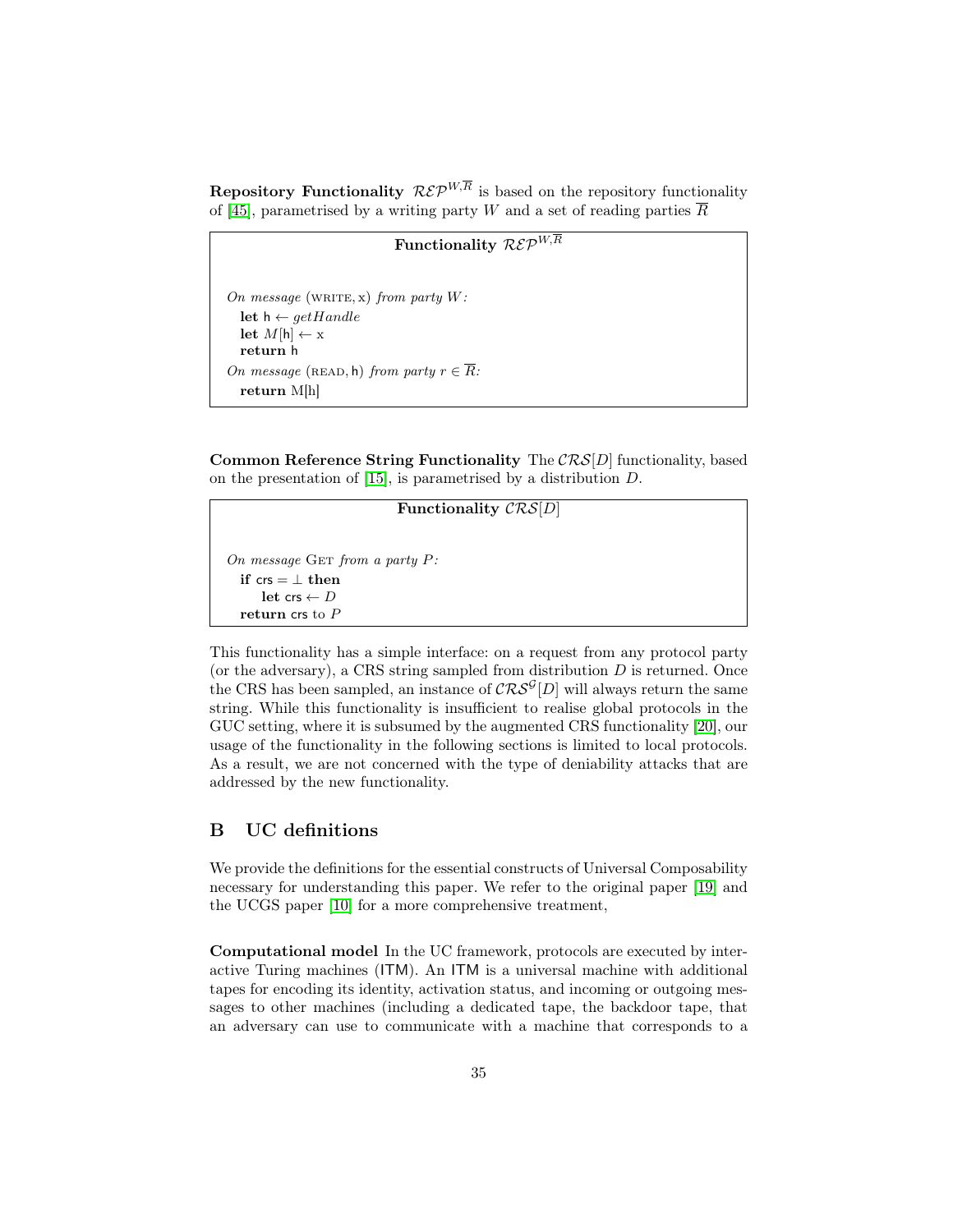**Repository Functionality** $\mathcal{REP}^{W,\overline{R}}$ is based on the repository functionality of [45], parametrised by a writing party $W$ and a set of reading parties $\overline{R}$

> **Functionality $\mathcal{REP}^{W,\overline{R}}$**
>
> *On message* (WRITE, x) *from party* $W$*:*
> **let** $\mathsf{h} \leftarrow \mathit{getHandle}$
> **let** $M[\mathsf{h}] \leftarrow \mathrm{x}$
> **return** $\mathsf{h}$
>
> *On message* (READ, $\mathsf{h}$) *from party* $r \in \overline{R}$*:*
> **return** M[h]

**Common Reference String Functionality** The $\mathcal{CRS}[D]$ functionality, based on the presentation of [15], is parametrised by a distribution $D$.

> **Functionality $\mathcal{CRS}[D]$**
>
> *On message* GET *from a party* $P$*:*
> **if** $\mathsf{crs} = \bot$ **then**
> **let** $\mathsf{crs} \leftarrow D$
> **return** $\mathsf{crs}$ to $P$

This functionality has a simple interface: on a request from any protocol party (or the adversary), a CRS string sampled from distribution $D$ is returned. Once the CRS has been sampled, an instance of $\mathcal{CRS}^{\mathcal{G}}[D]$ will always return the same string. While this functionality is insufficient to realise global protocols in the GUC setting, where it is subsumed by the augmented CRS functionality [20], our usage of the functionality in the following sections is limited to local protocols. As a result, we are not concerned with the type of deniability attacks that are addressed by the new functionality.

## B UC definitions

We provide the definitions for the essential constructs of Universal Composability necessary for understanding this paper. We refer to the original paper [19] and the UCGS paper [10] for a more comprehensive treatment,

**Computational model** In the UC framework, protocols are executed by interactive Turing machines (ITM). An ITM is a universal machine with additional tapes for encoding its identity, activation status, and incoming or outgoing messages to other machines (including a dedicated tape, the backdoor tape, that an adversary can use to communicate with a machine that corresponds to a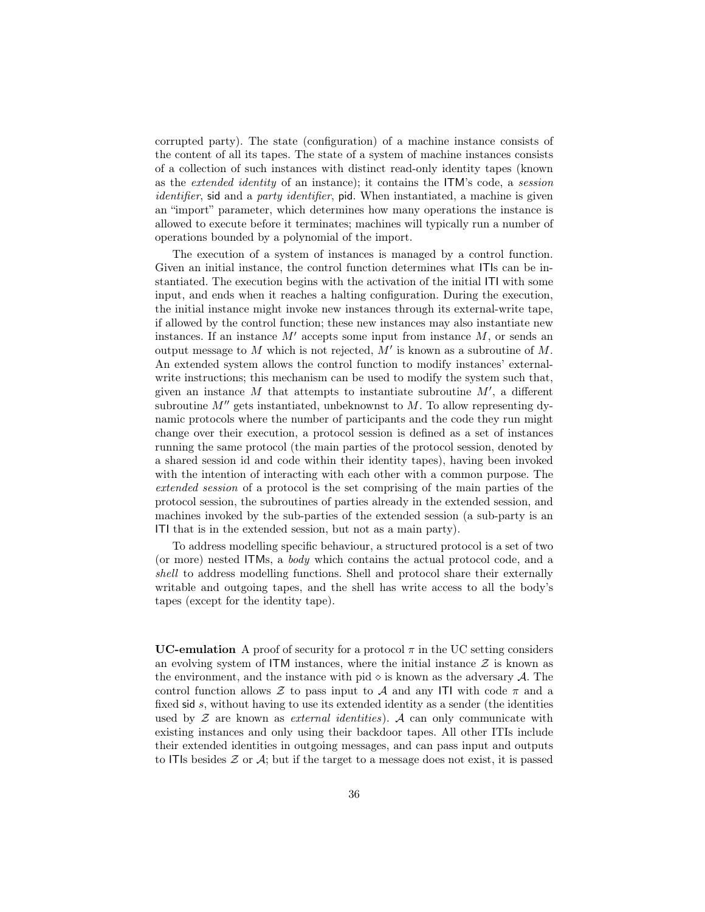corrupted party). The state (configuration) of a machine instance consists of the content of all its tapes. The state of a system of machine instances consists of a collection of such instances with distinct read-only identity tapes (known as the *extended identity* of an instance); it contains the ITM's code, a *session identifier*, sid and a *party identifier*, pid. When instantiated, a machine is given an "import" parameter, which determines how many operations the instance is allowed to execute before it terminates; machines will typically run a number of operations bounded by a polynomial of the import.

The execution of a system of instances is managed by a control function. Given an initial instance, the control function determines what ITIs can be instantiated. The execution begins with the activation of the initial ITI with some input, and ends when it reaches a halting configuration. During the execution, the initial instance might invoke new instances through its external-write tape, if allowed by the control function; these new instances may also instantiate new instances. If an instance $M'$ accepts some input from instance $M$, or sends an output message to $M$ which is not rejected, $M'$ is known as a subroutine of $M$. An extended system allows the control function to modify instances' external-write instructions; this mechanism can be used to modify the system such that, given an instance $M$ that attempts to instantiate subroutine $M'$, a different subroutine $M''$ gets instantiated, unbeknownst to $M$. To allow representing dynamic protocols where the number of participants and the code they run might change over their execution, a protocol session is defined as a set of instances running the same protocol (the main parties of the protocol session, denoted by a shared session id and code within their identity tapes), having been invoked with the intention of interacting with each other with a common purpose. The *extended session* of a protocol is the set comprising of the main parties of the protocol session, the subroutines of parties already in the extended session, and machines invoked by the sub-parties of the extended session (a sub-party is an ITI that is in the extended session, but not as a main party).

To address modelling specific behaviour, a structured protocol is a set of two (or more) nested ITMs, a *body* which contains the actual protocol code, and a *shell* to address modelling functions. Shell and protocol share their externally writable and outgoing tapes, and the shell has write access to all the body's tapes (except for the identity tape).

**UC-emulation** A proof of security for a protocol $\pi$ in the UC setting considers an evolving system of ITM instances, where the initial instance $\mathcal{Z}$ is known as the environment, and the instance with pid $\diamond$ is known as the adversary $\mathcal{A}$. The control function allows $\mathcal{Z}$ to pass input to $\mathcal{A}$ and any ITI with code $\pi$ and a fixed sid $s$, without having to use its extended identity as a sender (the identities used by $\mathcal{Z}$ are known as *external identities*). $\mathcal{A}$ can only communicate with existing instances and only using their backdoor tapes. All other ITIs include their extended identities in outgoing messages, and can pass input and outputs to ITIs besides $\mathcal{Z}$ or $\mathcal{A}$; but if the target to a message does not exist, it is passed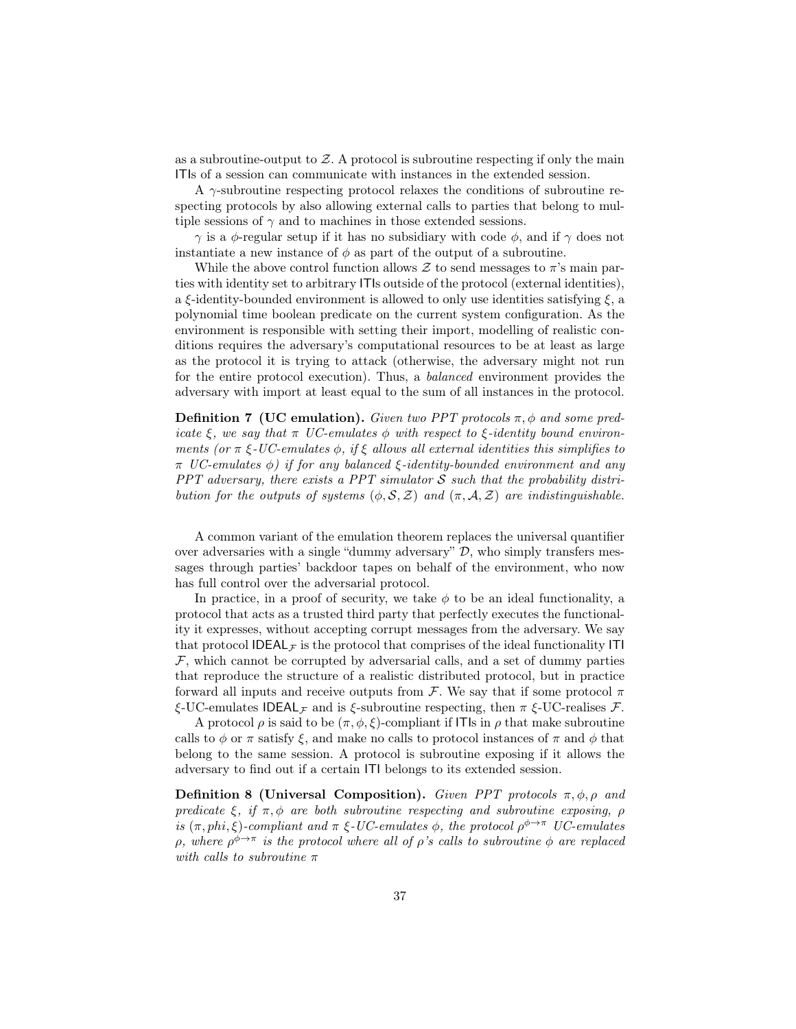as a subroutine-output to $\mathcal{Z}$. A protocol is subroutine respecting if only the main ITIs of a session can communicate with instances in the extended session.

A $\gamma$-subroutine respecting protocol relaxes the conditions of subroutine respecting protocols by also allowing external calls to parties that belong to multiple sessions of $\gamma$ and to machines in those extended sessions.

$\gamma$ is a $\phi$-regular setup if it has no subsidiary with code $\phi$, and if $\gamma$ does not instantiate a new instance of $\phi$ as part of the output of a subroutine.

While the above control function allows $\mathcal{Z}$ to send messages to $\pi$'s main parties with identity set to arbitrary ITIs outside of the protocol (external identities), a $\xi$-identity-bounded environment is allowed to only use identities satisfying $\xi$, a polynomial time boolean predicate on the current system configuration. As the environment is responsible with setting their import, modelling of realistic conditions requires the adversary's computational resources to be at least as large as the protocol it is trying to attack (otherwise, the adversary might not run for the entire protocol execution). Thus, a *balanced* environment provides the adversary with import at least equal to the sum of all instances in the protocol.

**Definition 7 (UC emulation).** *Given two PPT protocols $\pi, \phi$ and some predicate $\xi$, we say that $\pi$ UC-emulates $\phi$ with respect to $\xi$-identity bound environments (or $\pi$ $\xi$-UC-emulates $\phi$, if $\xi$ allows all external identities this simplifies to $\pi$ UC-emulates $\phi$) if for any balanced $\xi$-identity-bounded environment and any PPT adversary, there exists a PPT simulator $\mathcal{S}$ such that the probability distribution for the outputs of systems $(\phi, \mathcal{S}, \mathcal{Z})$ and $(\pi, \mathcal{A}, \mathcal{Z})$ are indistinguishable.*

A common variant of the emulation theorem replaces the universal quantifier over adversaries with a single "dummy adversary" $\mathcal{D}$, who simply transfers messages through parties' backdoor tapes on behalf of the environment, who now has full control over the adversarial protocol.

In practice, in a proof of security, we take $\phi$ to be an ideal functionality, a protocol that acts as a trusted third party that perfectly executes the functionality it expresses, without accepting corrupt messages from the adversary. We say that protocol $\mathsf{IDEAL}_{\mathcal{F}}$ is the protocol that comprises of the ideal functionality ITI $\mathcal{F}$, which cannot be corrupted by adversarial calls, and a set of dummy parties that reproduce the structure of a realistic distributed protocol, but in practice forward all inputs and receive outputs from $\mathcal{F}$. We say that if some protocol $\pi$ $\xi$-UC-emulates $\mathsf{IDEAL}_{\mathcal{F}}$ and is $\xi$-subroutine respecting, then $\pi$ $\xi$-UC-realises $\mathcal{F}$.

A protocol $\rho$ is said to be $(\pi, \phi, \xi)$-compliant if ITIs in $\rho$ that make subroutine calls to $\phi$ or $\pi$ satisfy $\xi$, and make no calls to protocol instances of $\pi$ and $\phi$ that belong to the same session. A protocol is subroutine exposing if it allows the adversary to find out if a certain ITI belongs to its extended session.

**Definition 8 (Universal Composition).** *Given PPT protocols $\pi, \phi, \rho$ and predicate $\xi$, if $\pi, \phi$ are both subroutine respecting and subroutine exposing, $\rho$ is $(\pi, phi, \xi)$-compliant and $\pi$ $\xi$-UC-emulates $\phi$, the protocol $\rho^{\phi \to \pi}$ UC-emulates $\rho$, where $\rho^{\phi \to \pi}$ is the protocol where all of $\rho$'s calls to subroutine $\phi$ are replaced with calls to subroutine $\pi$*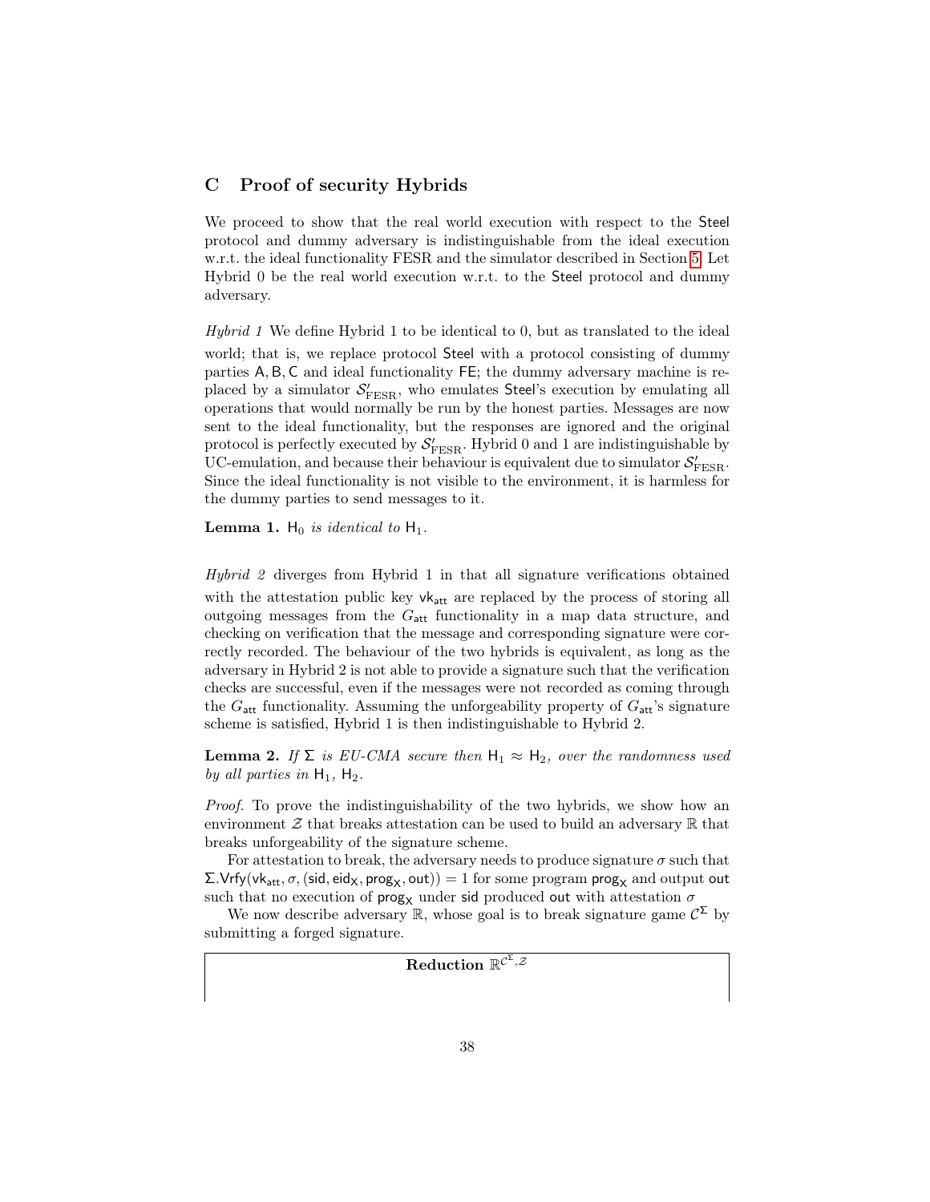## C Proof of security Hybrids

We proceed to show that the real world execution with respect to the Steel protocol and dummy adversary is indistinguishable from the ideal execution w.r.t. the ideal functionality FESR and the simulator described in Section 5. Let Hybrid 0 be the real world execution w.r.t. to the Steel protocol and dummy adversary.

*Hybrid 1* We define Hybrid 1 to be identical to 0, but as translated to the ideal world; that is, we replace protocol Steel with a protocol consisting of dummy parties A, B, C and ideal functionality FE; the dummy adversary machine is replaced by a simulator $\mathcal{S}'_{\text{FESR}}$, who emulates Steel's execution by emulating all operations that would normally be run by the honest parties. Messages are now sent to the ideal functionality, but the responses are ignored and the original protocol is perfectly executed by $\mathcal{S}'_{\text{FESR}}$. Hybrid 0 and 1 are indistinguishable by UC-emulation, and because their behaviour is equivalent due to simulator $\mathcal{S}'_{\text{FESR}}$. Since the ideal functionality is not visible to the environment, it is harmless for the dummy parties to send messages to it.

**Lemma 1.** *$\mathsf{H}_0$ is identical to $\mathsf{H}_1$.*

*Hybrid 2* diverges from Hybrid 1 in that all signature verifications obtained with the attestation public key $\mathsf{vk}_{\mathsf{att}}$ are replaced by the process of storing all outgoing messages from the $G_{\mathsf{att}}$ functionality in a map data structure, and checking on verification that the message and corresponding signature were correctly recorded. The behaviour of the two hybrids is equivalent, as long as the adversary in Hybrid 2 is not able to provide a signature such that the verification checks are successful, even if the messages were not recorded as coming through the $G_{\mathsf{att}}$ functionality. Assuming the unforgeability property of $G_{\mathsf{att}}$'s signature scheme is satisfied, Hybrid 1 is then indistinguishable to Hybrid 2.

**Lemma 2.** *If $\Sigma$ is EU-CMA secure then $\mathsf{H}_1 \approx \mathsf{H}_2$, over the randomness used by all parties in $\mathsf{H}_1$, $\mathsf{H}_2$.*

*Proof.* To prove the indistinguishability of the two hybrids, we show how an environment $\mathcal{Z}$ that breaks attestation can be used to build an adversary $\mathbb{R}$ that breaks unforgeability of the signature scheme.

For attestation to break, the adversary needs to produce signature $\sigma$ such that $\Sigma.\mathsf{Vrfy}(\mathsf{vk}_{\mathsf{att}}, \sigma, (\mathsf{sid}, \mathsf{eid}_{\mathsf{X}}, \mathsf{prog}_{\mathsf{X}}, \mathsf{out})) = 1$ for some program $\mathsf{prog}_{\mathsf{X}}$ and output $\mathsf{out}$ such that no execution of $\mathsf{prog}_{\mathsf{X}}$ under $\mathsf{sid}$ produced $\mathsf{out}$ with attestation $\sigma$

We now describe adversary $\mathbb{R}$, whose goal is to break signature game $\mathcal{C}^{\Sigma}$ by submitting a forged signature.

**Reduction $\mathbb{R}^{\mathcal{C}^{\Sigma}, \mathcal{Z}}$**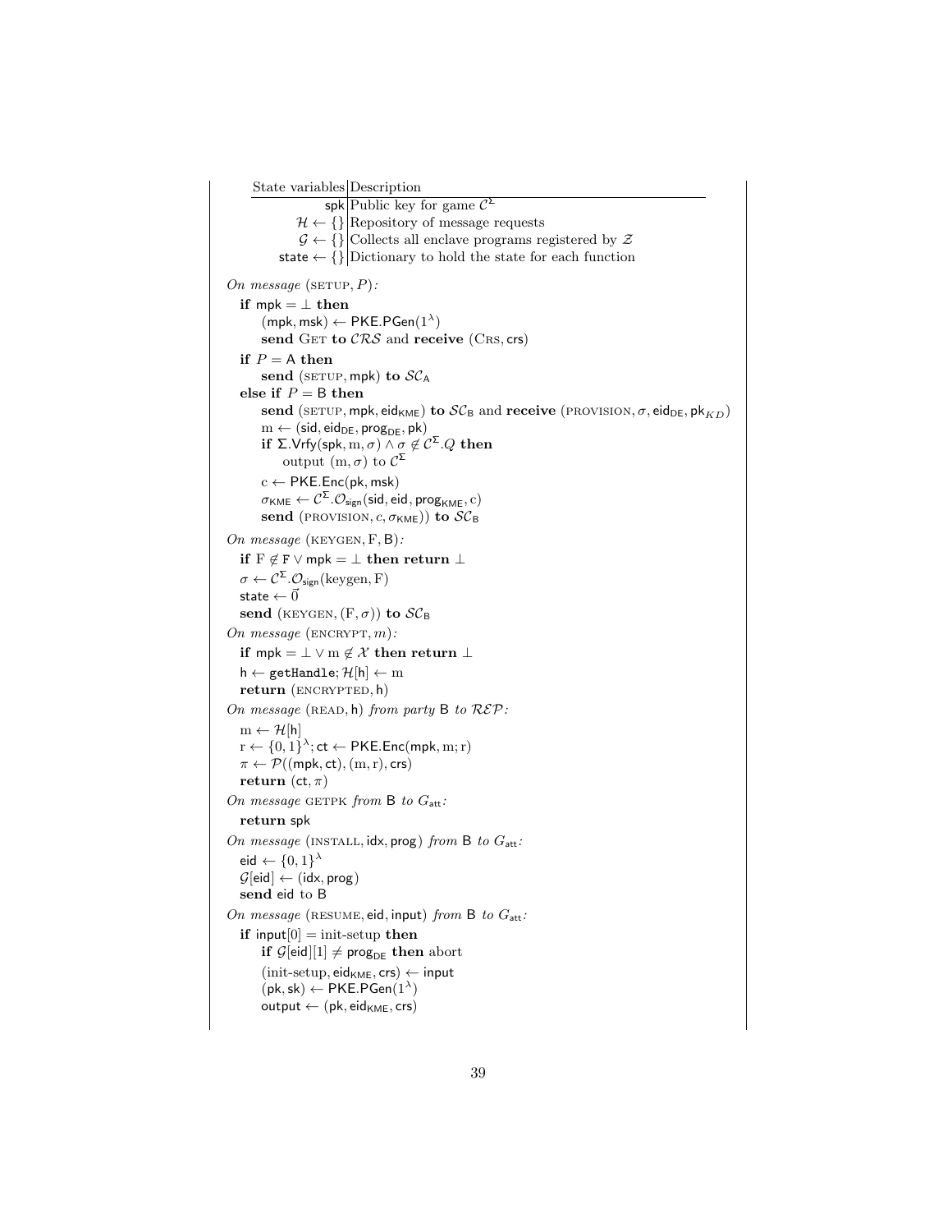| State variables | Description |
|---|---|
| $\mathsf{spk}$ | Public key for game $\mathcal{C}^{\Sigma}$ |
| $\mathcal{H} \leftarrow \{\}$ | Repository of message requests |
| $\mathcal{G} \leftarrow \{\}$ | Collects all enclave programs registered by $\mathcal{Z}$ |
| $\mathsf{state} \leftarrow \{\}$ | Dictionary to hold the state for each function |

*On message* $(\text{SETUP}, P)$*:*

**if** $\mathsf{mpk} = \perp$ **then**
  $(\mathsf{mpk}, \mathsf{msk}) \leftarrow \mathsf{PKE.PGen}(1^{\lambda})$
  **send** GET **to** $\mathcal{CRS}$ and **receive** $(\text{CRS}, \mathsf{crs})$
**if** $P = \mathsf{A}$ **then**
  **send** $(\text{SETUP}, \mathsf{mpk})$ **to** $\mathcal{SC}_{\mathsf{A}}$
**else if** $P = \mathsf{B}$ **then**
  **send** $(\text{SETUP}, \mathsf{mpk}, \mathsf{eid}_{\mathsf{KME}})$ **to** $\mathcal{SC}_{\mathsf{B}}$ and **receive** $(\text{PROVISION}, \sigma, \mathsf{eid}_{\mathsf{DE}}, \mathsf{pk}_{KD})$
  $\mathrm{m} \leftarrow (\mathsf{sid}, \mathsf{eid}_{\mathsf{DE}}, \mathsf{prog}_{\mathsf{DE}}, \mathsf{pk})$
  **if** $\Sigma.\mathsf{Vrfy}(\mathsf{spk}, \mathrm{m}, \sigma) \wedge \sigma \notin \mathcal{C}^{\Sigma}.Q$ **then**
    output $(\mathrm{m}, \sigma)$ to $\mathcal{C}^{\Sigma}$
  $\mathrm{c} \leftarrow \mathsf{PKE.Enc}(\mathsf{pk}, \mathsf{msk})$
  $\sigma_{\mathsf{KME}} \leftarrow \mathcal{C}^{\Sigma}.\mathcal{O}_{\mathsf{sign}}(\mathsf{sid}, \mathsf{eid}, \mathsf{prog}_{\mathsf{KME}}, \mathrm{c})$
  **send** $(\text{PROVISION}, c, \sigma_{\mathsf{KME}}))$ **to** $\mathcal{SC}_{\mathsf{B}}$

*On message* $(\text{KEYGEN}, \mathrm{F}, \mathsf{B})$*:*

**if** $\mathrm{F} \notin \mathtt{F} \vee \mathsf{mpk} = \perp$ **then return** $\perp$
$\sigma \leftarrow \mathcal{C}^{\Sigma}.\mathcal{O}_{\mathsf{sign}}(\text{keygen}, \mathrm{F})$
$\mathsf{state} \leftarrow \vec{0}$
**send** $(\text{KEYGEN}, (\mathrm{F}, \sigma))$ **to** $\mathcal{SC}_{\mathsf{B}}$

*On message* $(\text{ENCRYPT}, m)$*:*

**if** $\mathsf{mpk} = \perp \vee \mathrm{m} \notin \mathcal{X}$ **then return** $\perp$
$\mathsf{h} \leftarrow \mathtt{getHandle}; \mathcal{H}[\mathsf{h}] \leftarrow \mathrm{m}$
**return** $(\text{ENCRYPTED}, \mathsf{h})$

*On message* $(\text{READ}, \mathsf{h})$ *from party* $\mathsf{B}$ *to* $\mathcal{REP}$*:*

$\mathrm{m} \leftarrow \mathcal{H}[\mathsf{h}]$
$\mathrm{r} \leftarrow \{0,1\}^{\lambda}; \mathsf{ct} \leftarrow \mathsf{PKE.Enc}(\mathsf{mpk}, \mathrm{m}; \mathrm{r})$
$\pi \leftarrow \mathcal{P}((\mathsf{mpk}, \mathsf{ct}), (\mathrm{m}, \mathrm{r}), \mathsf{crs})$
**return** $(\mathsf{ct}, \pi)$

*On message* GETPK *from* $\mathsf{B}$ *to* $G_{\mathsf{att}}$*:*

**return** $\mathsf{spk}$

*On message* $(\text{INSTALL}, \mathsf{idx}, \mathsf{prog})$ *from* $\mathsf{B}$ *to* $G_{\mathsf{att}}$*:*

$\mathsf{eid} \leftarrow \{0,1\}^{\lambda}$
$\mathcal{G}[\mathsf{eid}] \leftarrow (\mathsf{idx}, \mathsf{prog})$
**send** $\mathsf{eid}$ to $\mathsf{B}$

*On message* $(\text{RESUME}, \mathsf{eid}, \mathsf{input})$ *from* $\mathsf{B}$ *to* $G_{\mathsf{att}}$*:*

**if** $\mathsf{input}[0] = \text{init-setup}$ **then**
  **if** $\mathcal{G}[\mathsf{eid}][1] \neq \mathsf{prog}_{\mathsf{DE}}$ **then** abort
  $(\text{init-setup}, \mathsf{eid}_{\mathsf{KME}}, \mathsf{crs}) \leftarrow \mathsf{input}$
  $(\mathsf{pk}, \mathsf{sk}) \leftarrow \mathsf{PKE.PGen}(1^{\lambda})$
  $\mathsf{output} \leftarrow (\mathsf{pk}, \mathsf{eid}_{\mathsf{KME}}, \mathsf{crs})$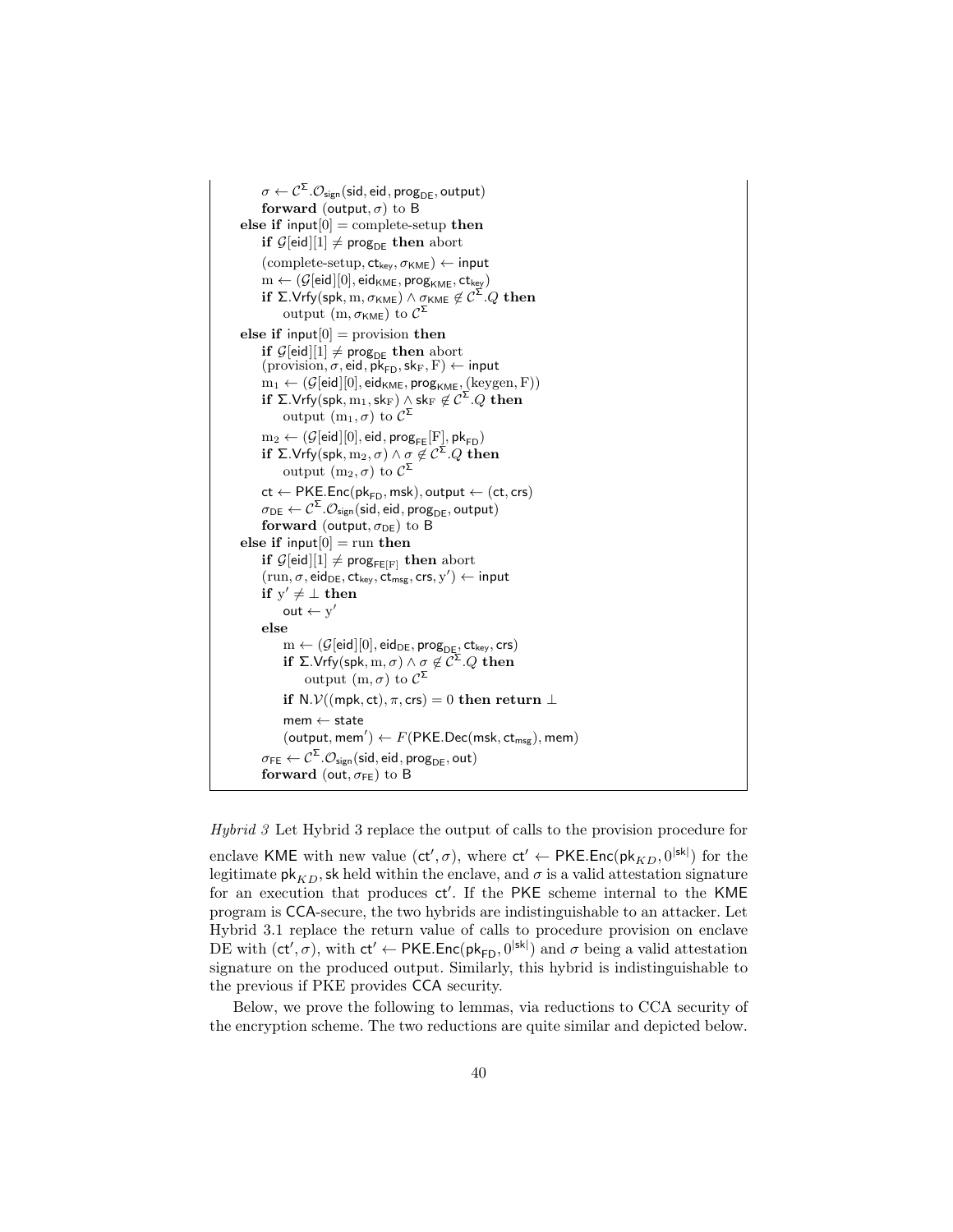```
    σ ← C^Σ.O_sign(sid, eid, prog_DE, output)
    forward (output, σ) to B
else if input[0] = complete-setup then
    if G[eid][1] ≠ prog_DE then abort
    (complete-setup, ct_key, σ_KME) ← input
    m ← (G[eid][0], eid_KME, prog_KME, ct_key)
    if Σ.Vrfy(spk, m, σ_KME) ∧ σ_KME ∉ C^Σ.Q then
        output (m, σ_KME) to C^Σ
else if input[0] = provision then
    if G[eid][1] ≠ prog_DE then abort
    (provision, σ, eid, pk_FD, sk_F, F) ← input
    m_1 ← (G[eid][0], eid_KME, prog_KME, (keygen, F))
    if Σ.Vrfy(spk, m_1, sk_F) ∧ sk_F ∉ C^Σ.Q then
        output (m_1, σ) to C^Σ
    m_2 ← (G[eid][0], eid, prog_FE[F], pk_FD)
    if Σ.Vrfy(spk, m_2, σ) ∧ σ ∉ C^Σ.Q then
        output (m_2, σ) to C^Σ
    ct ← PKE.Enc(pk_FD, msk), output ← (ct, crs)
    σ_DE ← C^Σ.O_sign(sid, eid, prog_DE, output)
    forward (output, σ_DE) to B
else if input[0] = run then
    if G[eid][1] ≠ prog_FE[F] then abort
    (run, σ, eid_DE, ct_key, ct_msg, crs, y') ← input
    if y' ≠ ⊥ then
        out ← y'
    else
        m ← (G[eid][0], eid_DE, prog_DE, ct_key, crs)
        if Σ.Vrfy(spk, m, σ) ∧ σ ∉ C^Σ.Q then
            output (m, σ) to C^Σ
        if N.V((mpk, ct), π, crs) = 0 then return ⊥
        mem ← state
        (output, mem') ← F(PKE.Dec(msk, ct_msg), mem)
    σ_FE ← C^Σ.O_sign(sid, eid, prog_DE, out)
    forward (out, σ_FE) to B
```

*Hybrid 3* Let Hybrid 3 replace the output of calls to the provision procedure for enclave KME with new value $(\mathsf{ct}', \sigma)$, where $\mathsf{ct}' \leftarrow \mathsf{PKE.Enc}(\mathsf{pk}_{KD}, 0^{|\mathsf{sk}|})$ for the legitimate $\mathsf{pk}_{KD}, \mathsf{sk}$ held within the enclave, and $\sigma$ is a valid attestation signature for an execution that produces $\mathsf{ct}'$. If the PKE scheme internal to the KME program is CCA-secure, the two hybrids are indistinguishable to an attacker. Let Hybrid 3.1 replace the return value of calls to procedure provision on enclave DE with $(\mathsf{ct}', \sigma)$, with $\mathsf{ct}' \leftarrow \mathsf{PKE.Enc}(\mathsf{pk}_{\mathsf{FD}}, 0^{|\mathsf{sk}|})$ and $\sigma$ being a valid attestation signature on the produced output. Similarly, this hybrid is indistinguishable to the previous if PKE provides CCA security.

Below, we prove the following to lemmas, via reductions to CCA security of the encryption scheme. The two reductions are quite similar and depicted below.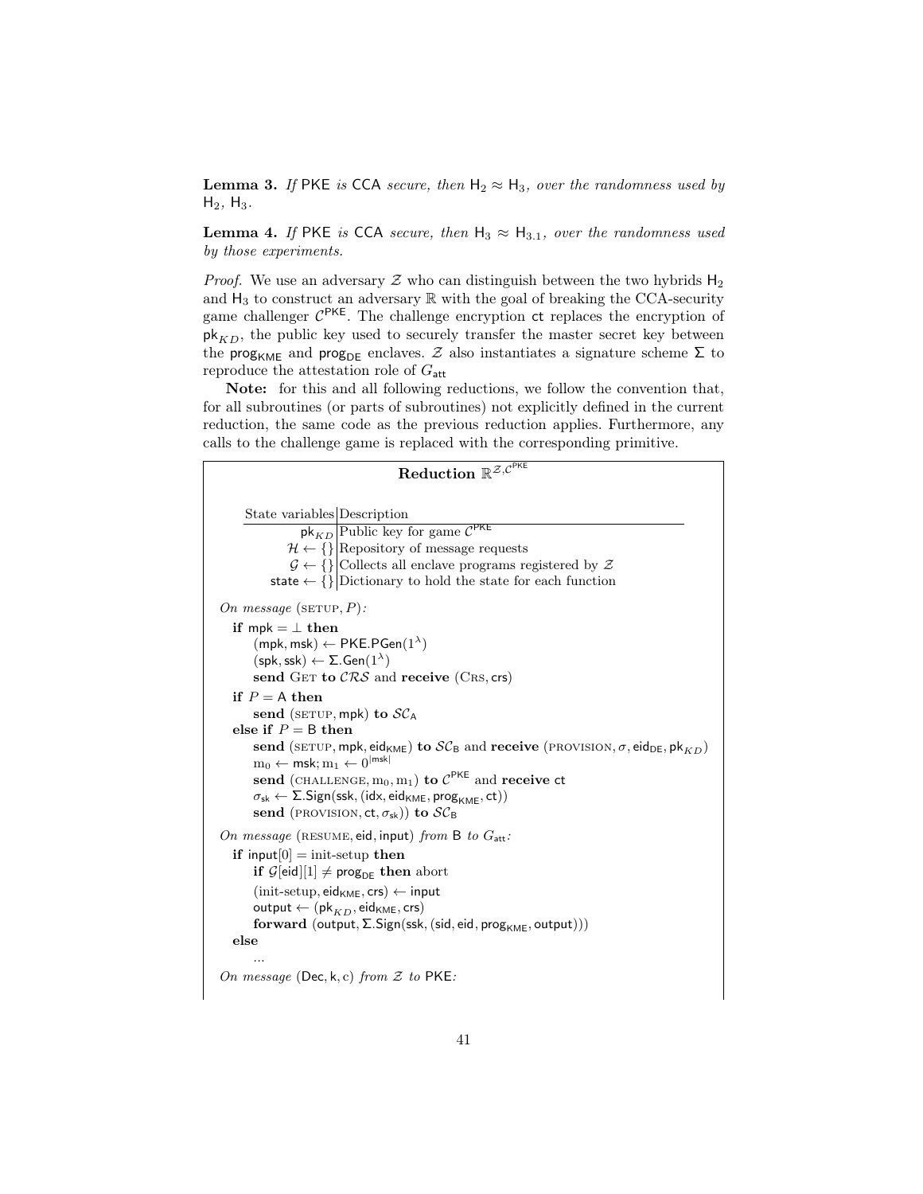**Lemma 3.** *If* PKE *is* CCA *secure, then* $\mathsf{H}_2 \approx \mathsf{H}_3$*, over the randomness used by* $\mathsf{H}_2$*,* $\mathsf{H}_3$*.*

**Lemma 4.** *If* PKE *is* CCA *secure, then* $\mathsf{H}_3 \approx \mathsf{H}_{3.1}$*, over the randomness used by those experiments.*

*Proof.* We use an adversary $\mathcal{Z}$ who can distinguish between the two hybrids $\mathsf{H}_2$ and $\mathsf{H}_3$ to construct an adversary $\mathbb{R}$ with the goal of breaking the CCA-security game challenger $\mathcal{C}^{\mathsf{PKE}}$. The challenge encryption ct replaces the encryption of $\mathsf{pk}_{KD}$, the public key used to securely transfer the master secret key between the $\mathsf{prog}_{\mathsf{KME}}$ and $\mathsf{prog}_{\mathsf{DE}}$ enclaves. $\mathcal{Z}$ also instantiates a signature scheme $\Sigma$ to reproduce the attestation role of $G_{\mathsf{att}}$

**Note:** for this and all following reductions, we follow the convention that, for all subroutines (or parts of subroutines) not explicitly defined in the current reduction, the same code as the previous reduction applies. Furthermore, any calls to the challenge game is replaced with the corresponding primitive.

**Reduction** $\mathbb{R}^{\mathcal{Z},\mathcal{C}^{\mathsf{PKE}}}$

| State variables | Description |
|---|---|
| $\mathsf{pk}_{KD}$ | Public key for game $\mathcal{C}^{\mathsf{PKE}}$ |
| $\mathcal{H} \leftarrow \{\}$ | Repository of message requests |
| $\mathcal{G} \leftarrow \{\}$ | Collects all enclave programs registered by $\mathcal{Z}$ |
| $\mathsf{state} \leftarrow \{\}$ | Dictionary to hold the state for each function |

```
On message (SETUP, P):
  if mpk = ⊥ then
      (mpk, msk) ← PKE.PGen(1^λ)
      (spk, ssk) ← Σ.Gen(1^λ)
      send GET to CRS and receive (CRS, crs)
  if P = A then
      send (SETUP, mpk) to SC_A
  else if P = B then
      send (SETUP, mpk, eid_KME) to SC_B and receive (PROVISION, σ, eid_DE, pk_KD)
      m_0 ← msk; m_1 ← 0^|msk|
      send (CHALLENGE, m_0, m_1) to C^PKE and receive ct
      σ_sk ← Σ.Sign(ssk, (idx, eid_KME, prog_KME, ct))
      send (PROVISION, ct, σ_sk)) to SC_B
On message (RESUME, eid, input) from B to G_att:
  if input[0] = init-setup then
      if G[eid][1] ≠ prog_DE then abort
      (init-setup, eid_KME, crs) ← input
      output ← (pk_KD, eid_KME, crs)
      forward (output, Σ.Sign(ssk, (sid, eid, prog_KME, output)))
  else
      ...
On message (Dec, k, c) from Z to PKE:
```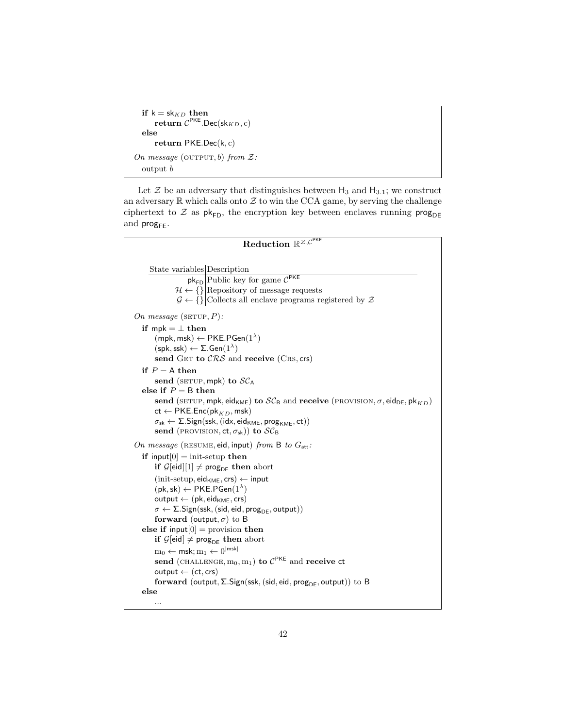```
  if k = sk_KD then
      return C^PKE.Dec(sk_KD, c)
  else
      return PKE.Dec(k, c)
On message (OUTPUT, b) from Z:
  output b
```

Let $\mathcal{Z}$ be an adversary that distinguishes between $\mathsf{H}_3$ and $\mathsf{H}_{3.1}$; we construct an adversary $\mathbb{R}$ which calls onto $\mathcal{Z}$ to win the CCA game, by serving the challenge ciphertext to $\mathcal{Z}$ as $\mathsf{pk}_{\mathsf{FD}}$, the encryption key between enclaves running $\mathsf{prog}_{\mathsf{DE}}$ and $\mathsf{prog}_{\mathsf{FE}}$.

**Reduction $\mathbb{R}^{\mathcal{Z},\mathcal{C}^{\mathsf{PKE}}}$**

| State variables | Description |
|---|---|
| $\mathsf{pk}_{\mathsf{FD}}$ | Public key for game $\mathcal{C}^{\mathsf{PKE}}$ |
| $\mathcal{H} \leftarrow \{\}$ | Repository of message requests |
| $\mathcal{G} \leftarrow \{\}$ | Collects all enclave programs registered by $\mathcal{Z}$ |

```
On message (SETUP, P):
  if mpk = ⊥ then
      (mpk, msk) ← PKE.PGen(1^λ)
      (spk, ssk) ← Σ.Gen(1^λ)
      send GET to CRS and receive (CRS, crs)
  if P = A then
      send (SETUP, mpk) to SC_A
  else if P = B then
      send (SETUP, mpk, eid_KME) to SC_B and receive (PROVISION, σ, eid_DE, pk_KD)
      ct ← PKE.Enc(pk_KD, msk)
      σ_sk ← Σ.Sign(ssk, (idx, eid_KME, prog_KME, ct))
      send (PROVISION, ct, σ_sk)) to SC_B
On message (RESUME, eid, input) from B to G_att:
  if input[0] = init-setup then
      if G[eid][1] ≠ prog_DE then abort
      (init-setup, eid_KME, crs) ← input
      (pk, sk) ← PKE.PGen(1^λ)
      output ← (pk, eid_KME, crs)
      σ ← Σ.Sign(ssk, (sid, eid, prog_DE, output))
      forward (output, σ) to B
  else if input[0] = provision then
      if G[eid] ≠ prog_DE then abort
      m_0 ← msk; m_1 ← 0^|msk|
      send (CHALLENGE, m_0, m_1) to C^PKE and receive ct
      output ← (ct, crs)
      forward (output, Σ.Sign(ssk, (sid, eid, prog_DE, output)) to B
  else
      ...
```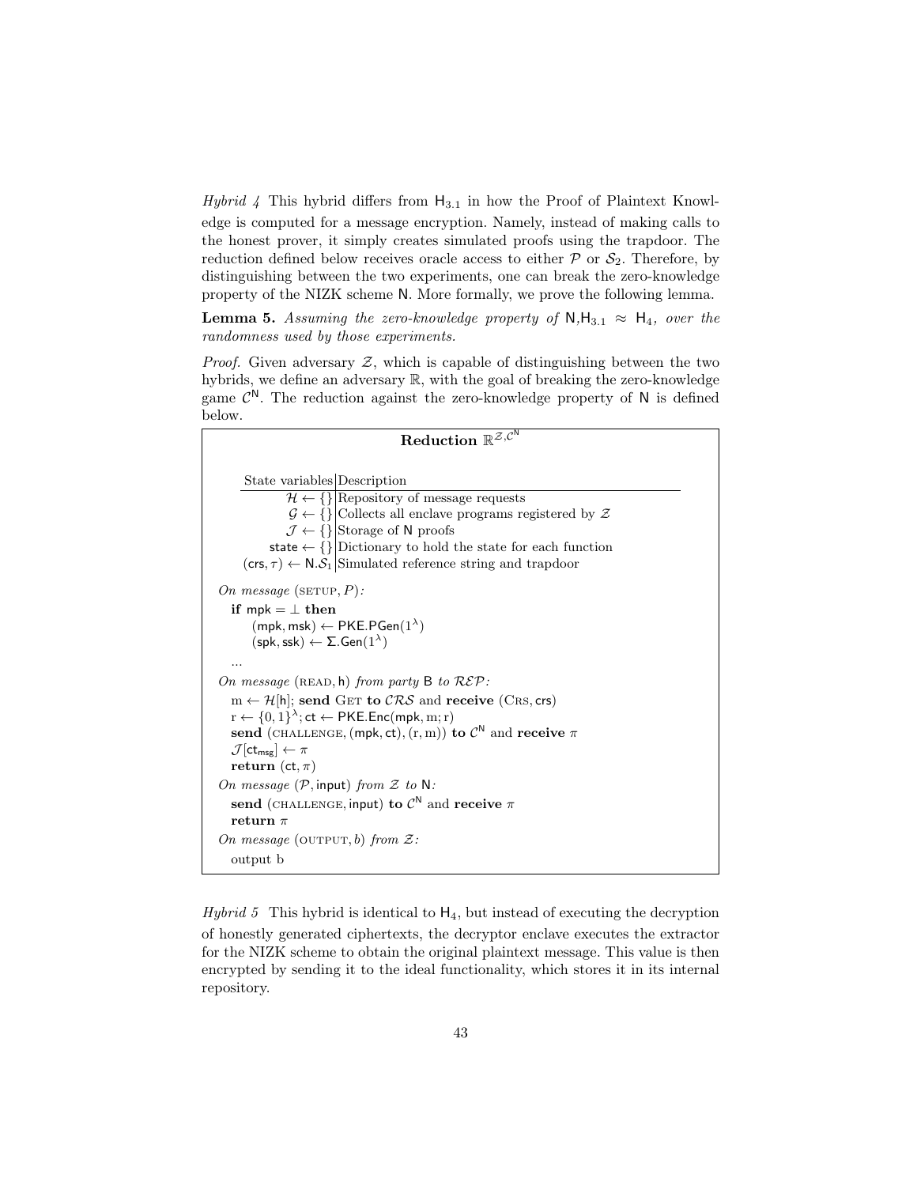*Hybrid 4* This hybrid differs from $\mathsf{H}_{3.1}$ in how the Proof of Plaintext Knowledge is computed for a message encryption. Namely, instead of making calls to the honest prover, it simply creates simulated proofs using the trapdoor. The reduction defined below receives oracle access to either $\mathcal{P}$ or $\mathcal{S}_2$. Therefore, by distinguishing between the two experiments, one can break the zero-knowledge property of the NIZK scheme N. More formally, we prove the following lemma.

**Lemma 5.** *Assuming the zero-knowledge property of* $\mathsf{N}$*,*$\mathsf{H}_{3.1} \approx \mathsf{H}_4$*, over the randomness used by those experiments.*

*Proof.* Given adversary $\mathcal{Z}$, which is capable of distinguishing between the two hybrids, we define an adversary $\mathbb{R}$, with the goal of breaking the zero-knowledge game $\mathcal{C}^{\mathsf{N}}$. The reduction against the zero-knowledge property of N is defined below.

**Reduction $\mathbb{R}^{\mathcal{Z},\mathcal{C}^{\mathsf{N}}}$**

| State variables | Description |
|---|---|
| $\mathcal{H} \leftarrow \{\}$ | Repository of message requests |
| $\mathcal{G} \leftarrow \{\}$ | Collects all enclave programs registered by $\mathcal{Z}$ |
| $\mathcal{J} \leftarrow \{\}$ | Storage of N proofs |
| $\mathsf{state} \leftarrow \{\}$ | Dictionary to hold the state for each function |
| $(\mathsf{crs}, \tau) \leftarrow \mathsf{N}.\mathcal{S}_1$ | Simulated reference string and trapdoor |

*On message* (SETUP, $P$)*:*

- **if** $\mathsf{mpk} = \perp$ **then**
  - $(\mathsf{mpk}, \mathsf{msk}) \leftarrow \mathsf{PKE.PGen}(1^\lambda)$
  - $(\mathsf{spk}, \mathsf{ssk}) \leftarrow \Sigma.\mathsf{Gen}(1^\lambda)$
- ...

*On message* (READ, $\mathsf{h}$) *from party* B *to* $\mathcal{REP}$*:*

- $\mathrm{m} \leftarrow \mathcal{H}[\mathsf{h}]$; **send** GET **to** $\mathcal{CRS}$ and **receive** (CRS, $\mathsf{crs}$)
- $\mathrm{r} \leftarrow \{0,1\}^\lambda$; $\mathsf{ct} \leftarrow \mathsf{PKE.Enc}(\mathsf{mpk}, \mathrm{m}; \mathrm{r})$
- **send** (CHALLENGE, $(\mathsf{mpk}, \mathsf{ct})$, $(\mathrm{r}, \mathrm{m})$) **to** $\mathcal{C}^{\mathsf{N}}$ and **receive** $\pi$
- $\mathcal{J}[\mathsf{ct}_{\mathsf{msg}}] \leftarrow \pi$
- **return** $(\mathsf{ct}, \pi)$

*On message* ($\mathcal{P}$, $\mathsf{input}$) *from* $\mathcal{Z}$ *to* N*:*

- **send** (CHALLENGE, $\mathsf{input}$) **to** $\mathcal{C}^{\mathsf{N}}$ and **receive** $\pi$
- **return** $\pi$

*On message* (OUTPUT, $b$) *from* $\mathcal{Z}$*:*

- output b

*Hybrid 5* This hybrid is identical to $\mathsf{H}_4$, but instead of executing the decryption of honestly generated ciphertexts, the decryptor enclave executes the extractor for the NIZK scheme to obtain the original plaintext message. This value is then encrypted by sending it to the ideal functionality, which stores it in its internal repository.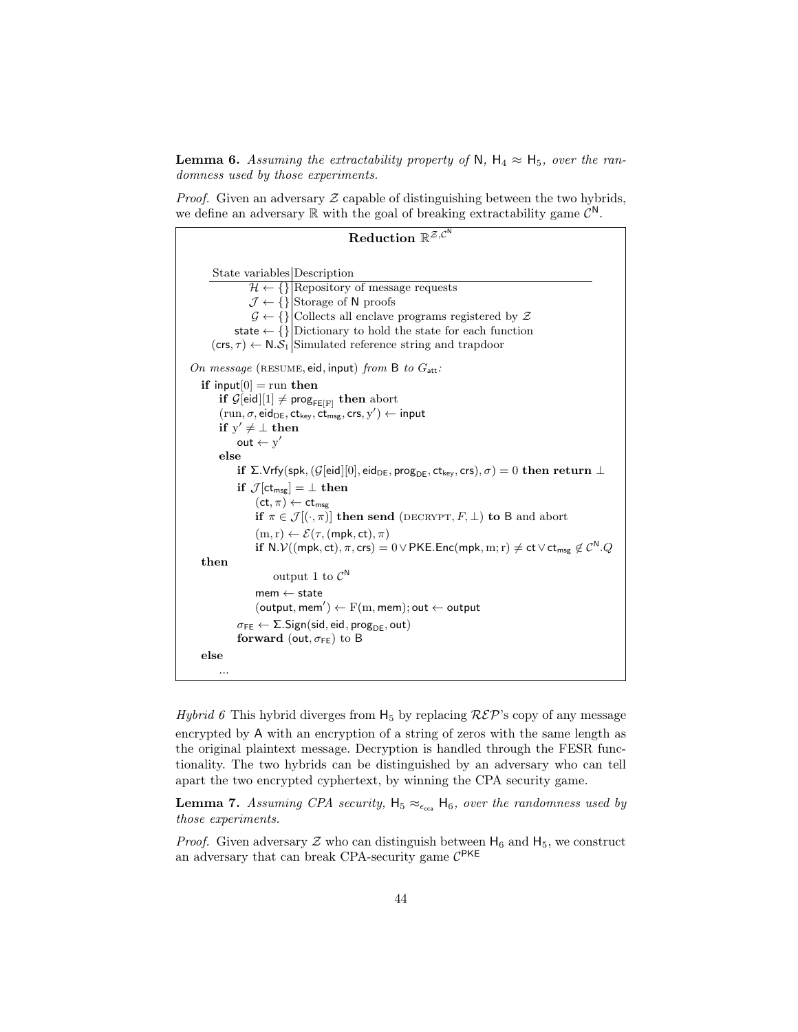**Lemma 6.** *Assuming the extractability property of* N*,* $\mathsf{H}_4 \approx \mathsf{H}_5$*, over the randomness used by those experiments.*

*Proof.* Given an adversary $\mathcal{Z}$ capable of distinguishing between the two hybrids, we define an adversary $\mathbb{R}$ with the goal of breaking extractability game $\mathcal{C}^{\mathsf{N}}$.

**Reduction** $\mathbb{R}^{\mathcal{Z},\mathcal{C}^{\mathsf{N}}}$

| State variables | Description |
|---|---|
| $\mathcal{H} \leftarrow \{\}$ | Repository of message requests |
| $\mathcal{J} \leftarrow \{\}$ | Storage of N proofs |
| $\mathcal{G} \leftarrow \{\}$ | Collects all enclave programs registered by $\mathcal{Z}$ |
| $\mathsf{state} \leftarrow \{\}$ | Dictionary to hold the state for each function |
| $(\mathsf{crs}, \tau) \leftarrow \mathsf{N}.\mathcal{S}_1$ | Simulated reference string and trapdoor |

*On message* (RESUME, eid, input) *from* B *to* $G_{\mathsf{att}}$*:*

```
if input[0] = run then
    if G[eid][1] ≠ prog_FE[F] then abort
    (run, σ, eid_DE, ct_key, ct_msg, crs, y') ← input
    if y' ≠ ⊥ then
        out ← y'
    else
        if Σ.Vrfy(spk, (G[eid][0], eid_DE, prog_DE, ct_key, crs), σ) = 0 then return ⊥
        if J[ct_msg] = ⊥ then
            (ct, π) ← ct_msg
            if π ∈ J[(·, π)] then send (DECRYPT, F, ⊥) to B and abort
            (m, r) ← E(τ, (mpk, ct), π)
            if N.V((mpk, ct), π, crs) = 0 ∨ PKE.Enc(mpk, m; r) ≠ ct ∨ ct_msg ∉ C^N.Q
then
                output 1 to C^N
            mem ← state
            (output, mem') ← F(m, mem); out ← output
        σ_FE ← Σ.Sign(sid, eid, prog_DE, out)
        forward (out, σ_FE) to B
else
    ...
```

*Hybrid 6* This hybrid diverges from $\mathsf{H}_5$ by replacing $\mathcal{REP}$'s copy of any message encrypted by A with an encryption of a string of zeros with the same length as the original plaintext message. Decryption is handled through the FESR functionality. The two hybrids can be distinguished by an adversary who can tell apart the two encrypted cyphertext, by winning the CPA security game.

**Lemma 7.** *Assuming CPA security,* $\mathsf{H}_5 \approx_{\epsilon_{\mathsf{cca}}} \mathsf{H}_6$*, over the randomness used by those experiments.*

*Proof.* Given adversary $\mathcal{Z}$ who can distinguish between $\mathsf{H}_6$ and $\mathsf{H}_5$, we construct an adversary that can break CPA-security game $\mathcal{C}^{\mathsf{PKE}}$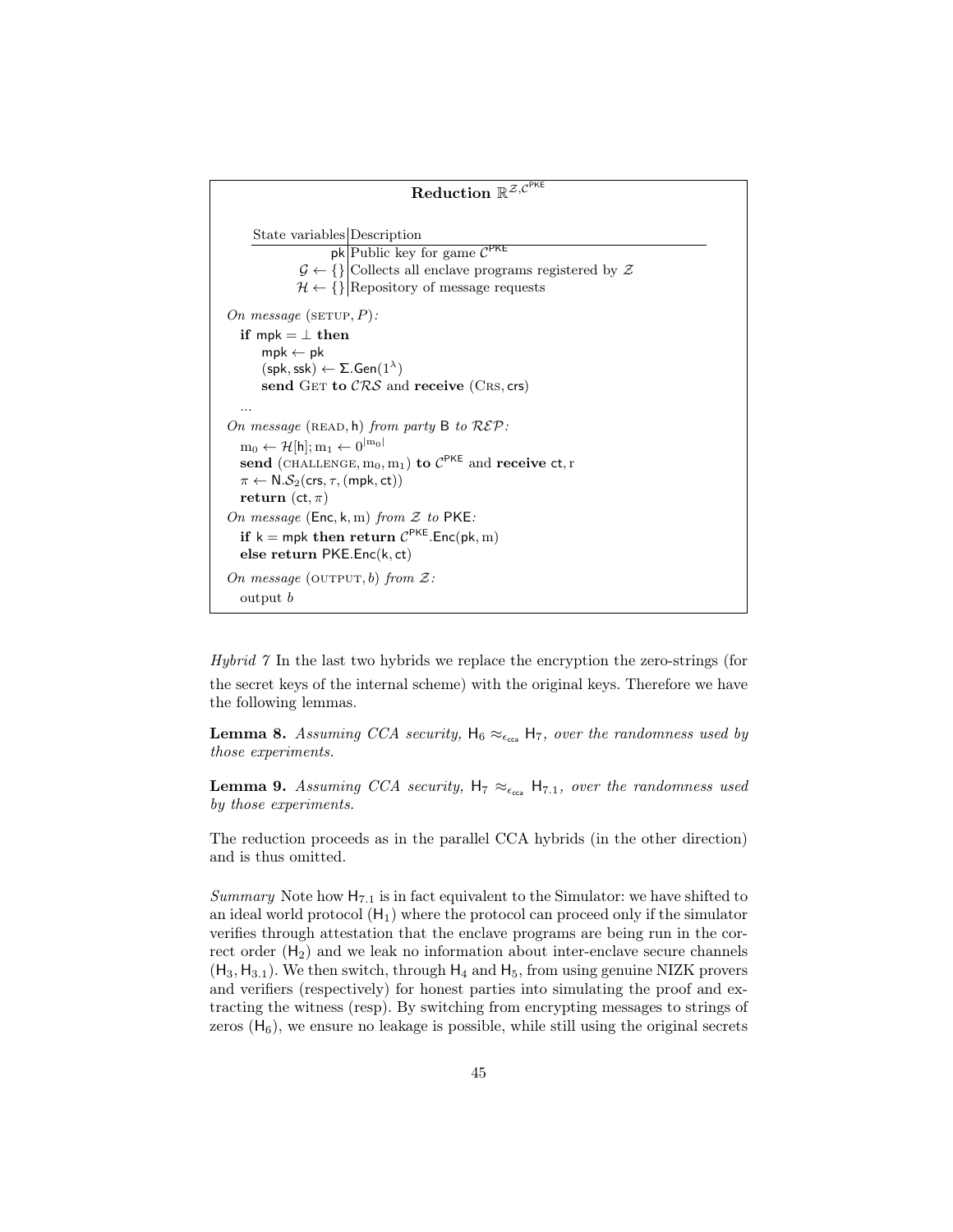**Reduction $\mathbb{R}^{\mathcal{Z},\mathcal{C}^{\mathsf{PKE}}}$**

| State variables | Description |
|---|---|
| $\mathsf{pk}$ | Public key for game $\mathcal{C}^{\mathsf{PKE}}$ |
| $\mathcal{G} \leftarrow \{\}$ | Collects all enclave programs registered by $\mathcal{Z}$ |
| $\mathcal{H} \leftarrow \{\}$ | Repository of message requests |

*On message* (SETUP, $P$)*:*
&nbsp;&nbsp;**if** $\mathsf{mpk} = \perp$ **then**
&nbsp;&nbsp;&nbsp;&nbsp;$\mathsf{mpk} \leftarrow \mathsf{pk}$
&nbsp;&nbsp;&nbsp;&nbsp;$(\mathsf{spk}, \mathsf{ssk}) \leftarrow \Sigma.\mathsf{Gen}(1^\lambda)$
&nbsp;&nbsp;&nbsp;&nbsp;**send** GET **to** $\mathcal{CRS}$ and **receive** (CRS, crs)
&nbsp;&nbsp;...
*On message* (READ, h) *from party* B *to* $\mathcal{REP}$*:*
&nbsp;&nbsp;$\mathrm{m}_0 \leftarrow \mathcal{H}[\mathsf{h}]; \mathrm{m}_1 \leftarrow 0^{|\mathrm{m}_0|}$
&nbsp;&nbsp;**send** (CHALLENGE, $\mathrm{m}_0, \mathrm{m}_1$) **to** $\mathcal{C}^{\mathsf{PKE}}$ and **receive** $\mathsf{ct}, \mathrm{r}$
&nbsp;&nbsp;$\pi \leftarrow \mathsf{N}.\mathcal{S}_2(\mathsf{crs}, \tau, (\mathsf{mpk}, \mathsf{ct}))$
&nbsp;&nbsp;**return** $(\mathsf{ct}, \pi)$
*On message* ($\mathsf{Enc}$, k, m) *from* $\mathcal{Z}$ *to* PKE*:*
&nbsp;&nbsp;**if** $\mathsf{k} = \mathsf{mpk}$ **then return** $\mathcal{C}^{\mathsf{PKE}}.\mathsf{Enc}(\mathsf{pk}, \mathrm{m})$
&nbsp;&nbsp;**else return** $\mathsf{PKE}.\mathsf{Enc}(\mathsf{k}, \mathsf{ct})$
*On message* (OUTPUT, $b$) *from* $\mathcal{Z}$*:*
&nbsp;&nbsp;output $b$

*Hybrid 7* In the last two hybrids we replace the encryption the zero-strings (for the secret keys of the internal scheme) with the original keys. Therefore we have the following lemmas.

**Lemma 8.** *Assuming CCA security,* $\mathsf{H}_6 \approx_{\epsilon_{\mathsf{cca}}} \mathsf{H}_7$*, over the randomness used by those experiments.*

**Lemma 9.** *Assuming CCA security,* $\mathsf{H}_7 \approx_{\epsilon_{\mathsf{cca}}} \mathsf{H}_{7.1}$*, over the randomness used by those experiments.*

The reduction proceeds as in the parallel CCA hybrids (in the other direction) and is thus omitted.

*Summary* Note how $\mathsf{H}_{7.1}$ is in fact equivalent to the Simulator: we have shifted to an ideal world protocol ($\mathsf{H}_1$) where the protocol can proceed only if the simulator verifies through attestation that the enclave programs are being run in the correct order ($\mathsf{H}_2$) and we leak no information about inter-enclave secure channels ($\mathsf{H}_3, \mathsf{H}_{3.1}$). We then switch, through $\mathsf{H}_4$ and $\mathsf{H}_5$, from using genuine NIZK provers and verifiers (respectively) for honest parties into simulating the proof and extracting the witness (resp). By switching from encrypting messages to strings of zeros ($\mathsf{H}_6$), we ensure no leakage is possible, while still using the original secrets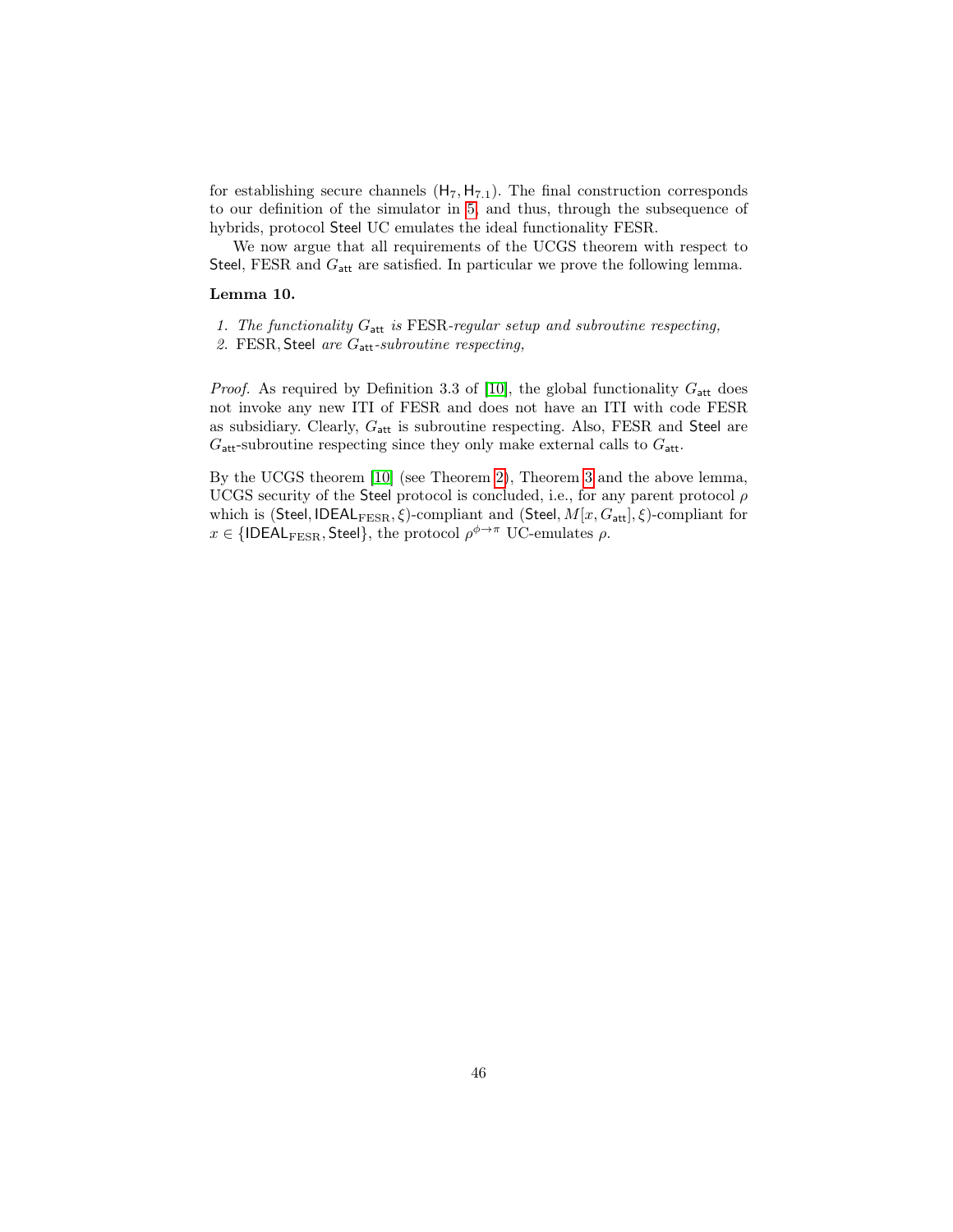for establishing secure channels ($\mathsf{H}_7, \mathsf{H}_{7.1}$). The final construction corresponds to our definition of the simulator in 5, and thus, through the subsequence of hybrids, protocol Steel UC emulates the ideal functionality FESR.

We now argue that all requirements of the UCGS theorem with respect to Steel, FESR and $G_{\mathsf{att}}$ are satisfied. In particular we prove the following lemma.

**Lemma 10.**

1. *The functionality $G_{\mathsf{att}}$ is* FESR*-regular setup and subroutine respecting,*
2. FESR, Steel *are $G_{\mathsf{att}}$-subroutine respecting,*

*Proof.* As required by Definition 3.3 of [10], the global functionality $G_{\mathsf{att}}$ does not invoke any new ITI of FESR and does not have an ITI with code FESR as subsidiary. Clearly, $G_{\mathsf{att}}$ is subroutine respecting. Also, FESR and Steel are $G_{\mathsf{att}}$-subroutine respecting since they only make external calls to $G_{\mathsf{att}}$.

By the UCGS theorem [10] (see Theorem 2), Theorem 3 and the above lemma, UCGS security of the Steel protocol is concluded, i.e., for any parent protocol $\rho$ which is $(\mathsf{Steel}, \mathsf{IDEAL}_{\mathrm{FESR}}, \xi)$-compliant and $(\mathsf{Steel}, M[x, G_{\mathsf{att}}], \xi)$-compliant for $x \in \{\mathsf{IDEAL}_{\mathrm{FESR}}, \mathsf{Steel}\}$, the protocol $\rho^{\phi \to \pi}$ UC-emulates $\rho$.